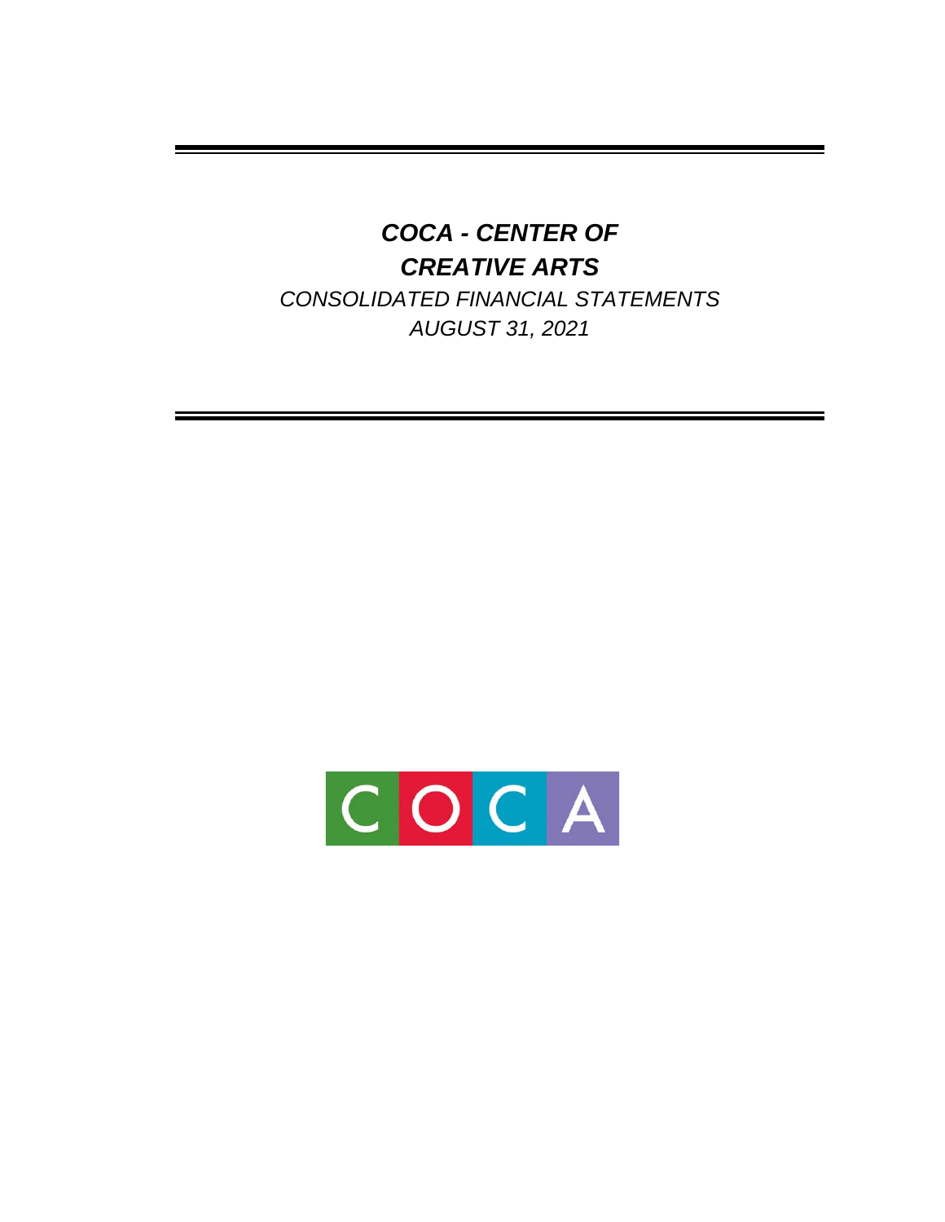# *COCA - CENTER OF CREATIVE ARTS*

*CONSOLIDATED FINANCIAL STATEMENTS*

*AUGUST 31, 2021*

COCA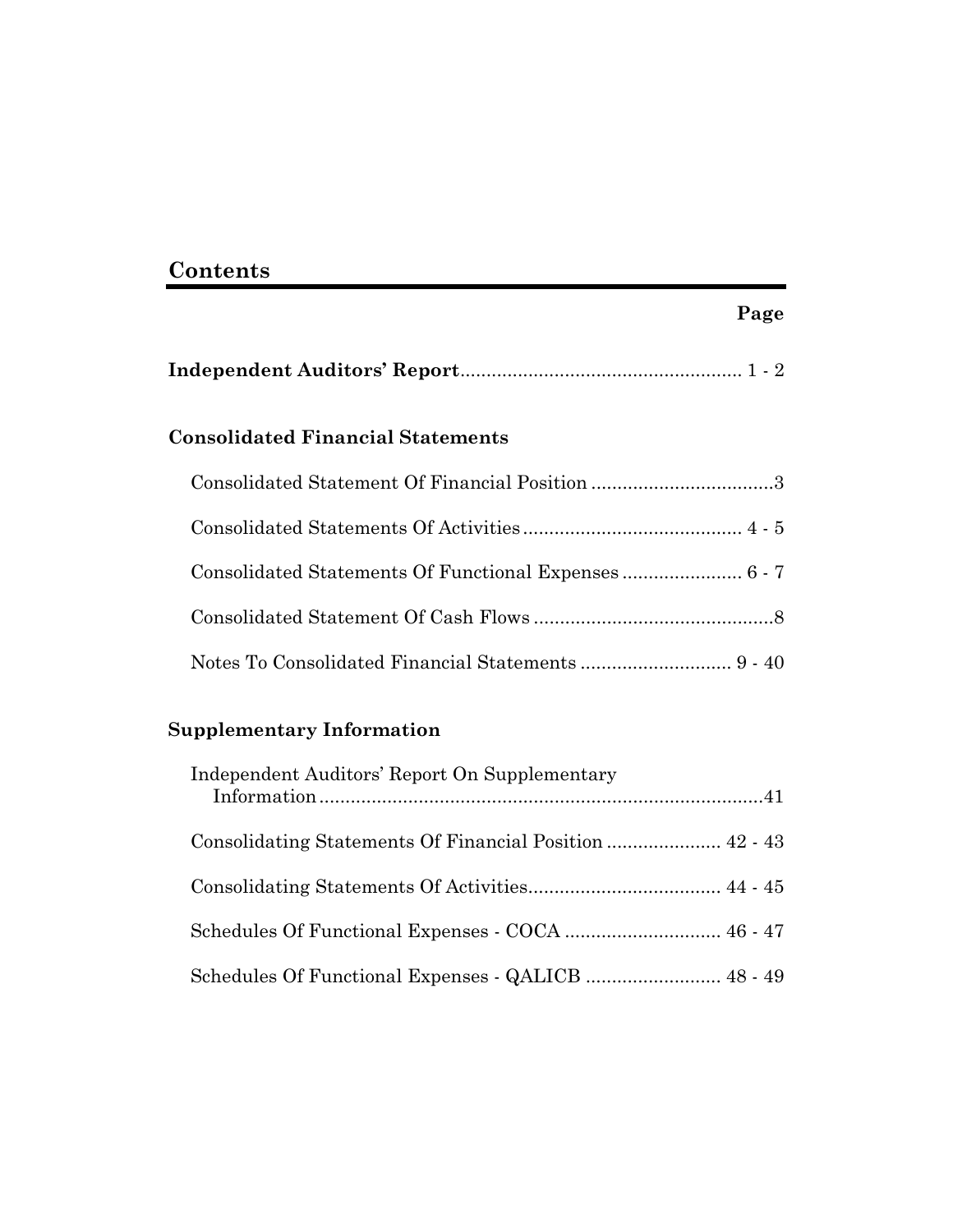# Contents

| | Page |
|---|---|
| **Independent Auditors' Report** | 1 - 2 |
| **Consolidated Financial Statements** | |
| Consolidated Statement Of Financial Position | 3 |
| Consolidated Statements Of Activities | 4 - 5 |
| Consolidated Statements Of Functional Expenses | 6 - 7 |
| Consolidated Statement Of Cash Flows | 8 |
| Notes To Consolidated Financial Statements | 9 - 40 |
| **Supplementary Information** | |
| Independent Auditors' Report On Supplementary Information | 41 |
| Consolidating Statements Of Financial Position | 42 - 43 |
| Consolidating Statements Of Activities | 44 - 45 |
| Schedules Of Functional Expenses - COCA | 46 - 47 |
| Schedules Of Functional Expenses - QALICB | 48 - 49 |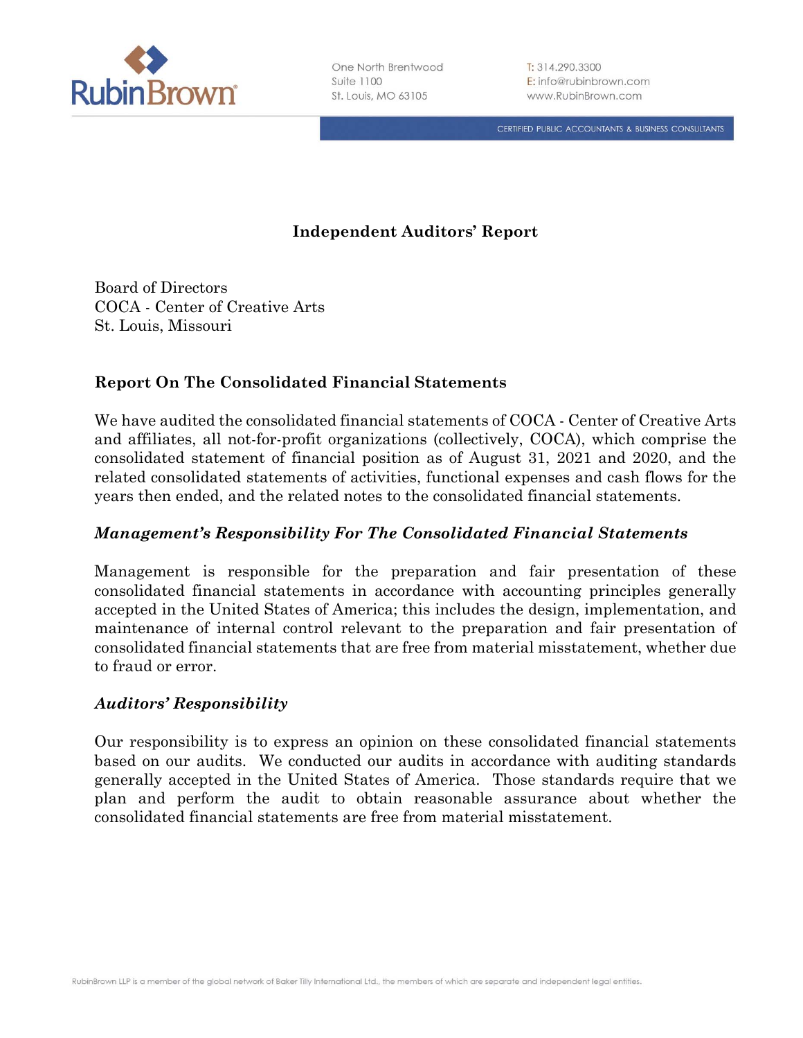# Independent Auditors' Report

Board of Directors
COCA - Center of Creative Arts
St. Louis, Missouri

## Report On The Consolidated Financial Statements

We have audited the consolidated financial statements of COCA - Center of Creative Arts and affiliates, all not-for-profit organizations (collectively, COCA), which comprise the consolidated statement of financial position as of August 31, 2021 and 2020, and the related consolidated statements of activities, functional expenses and cash flows for the years then ended, and the related notes to the consolidated financial statements.

### *Management's Responsibility For The Consolidated Financial Statements*

Management is responsible for the preparation and fair presentation of these consolidated financial statements in accordance with accounting principles generally accepted in the United States of America; this includes the design, implementation, and maintenance of internal control relevant to the preparation and fair presentation of consolidated financial statements that are free from material misstatement, whether due to fraud or error.

### *Auditors' Responsibility*

Our responsibility is to express an opinion on these consolidated financial statements based on our audits. We conducted our audits in accordance with auditing standards generally accepted in the United States of America. Those standards require that we plan and perform the audit to obtain reasonable assurance about whether the consolidated financial statements are free from material misstatement.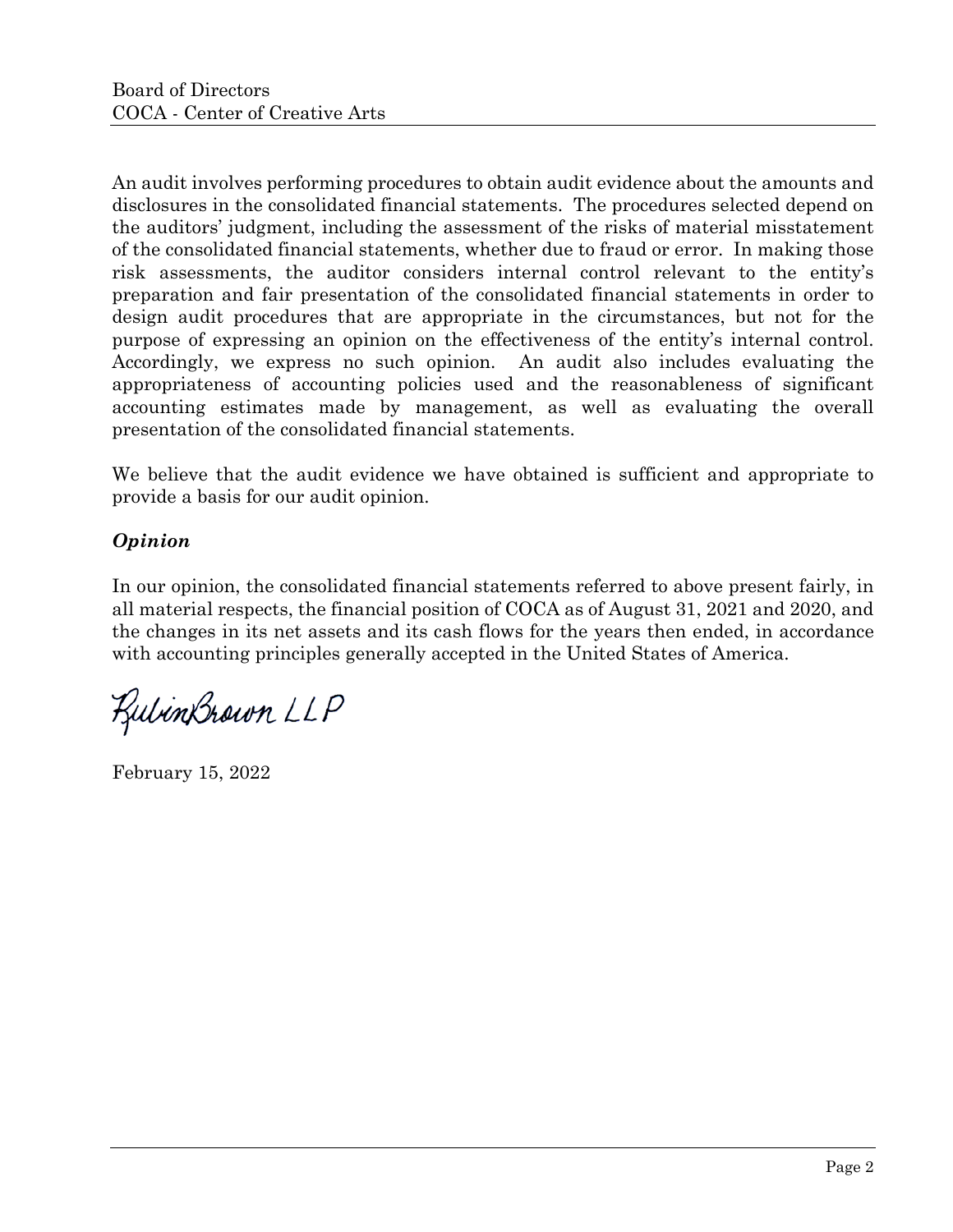An audit involves performing procedures to obtain audit evidence about the amounts and disclosures in the consolidated financial statements. The procedures selected depend on the auditors' judgment, including the assessment of the risks of material misstatement of the consolidated financial statements, whether due to fraud or error. In making those risk assessments, the auditor considers internal control relevant to the entity's preparation and fair presentation of the consolidated financial statements in order to design audit procedures that are appropriate in the circumstances, but not for the purpose of expressing an opinion on the effectiveness of the entity's internal control. Accordingly, we express no such opinion. An audit also includes evaluating the appropriateness of accounting policies used and the reasonableness of significant accounting estimates made by management, as well as evaluating the overall presentation of the consolidated financial statements.

We believe that the audit evidence we have obtained is sufficient and appropriate to provide a basis for our audit opinion.

### *Opinion*

In our opinion, the consolidated financial statements referred to above present fairly, in all material respects, the financial position of COCA as of August 31, 2021 and 2020, and the changes in its net assets and its cash flows for the years then ended, in accordance with accounting principles generally accepted in the United States of America.

RubinBrown LLP

February 15, 2022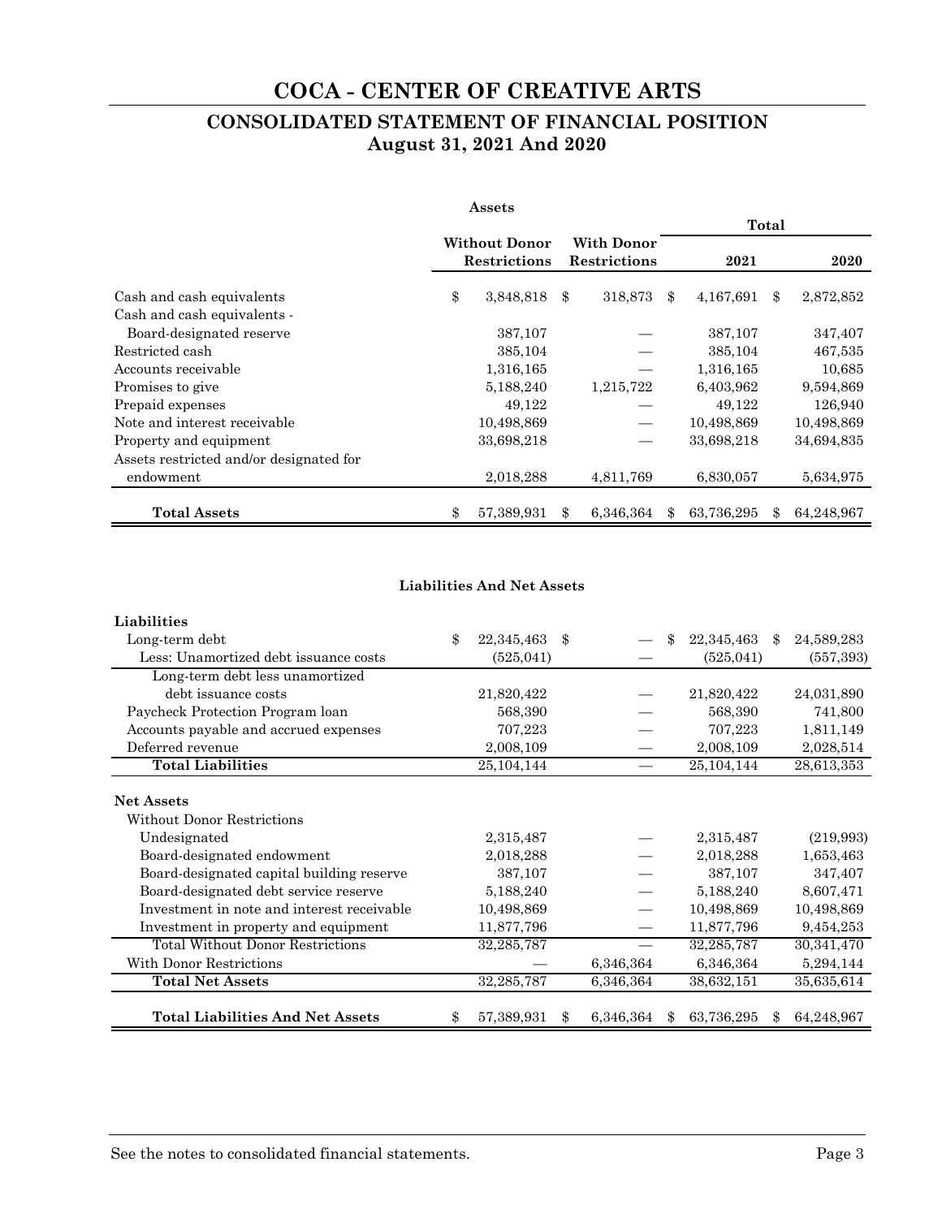# COCA - CENTER OF CREATIVE ARTS

## CONSOLIDATED STATEMENT OF FINANCIAL POSITION
## August 31, 2021 And 2020

**Assets**

| | Without Donor Restrictions | With Donor Restrictions | Total 2021 | Total 2020 |
|---|---|---|---|---|
| Cash and cash equivalents | $ 3,848,818 | $ 318,873 | $ 4,167,691 | $ 2,872,852 |
| Cash and cash equivalents - Board-designated reserve | 387,107 | — | 387,107 | 347,407 |
| Restricted cash | 385,104 | — | 385,104 | 467,535 |
| Accounts receivable | 1,316,165 | — | 1,316,165 | 10,685 |
| Promises to give | 5,188,240 | 1,215,722 | 6,403,962 | 9,594,869 |
| Prepaid expenses | 49,122 | — | 49,122 | 126,940 |
| Note and interest receivable | 10,498,869 | — | 10,498,869 | 10,498,869 |
| Property and equipment | 33,698,218 | — | 33,698,218 | 34,694,835 |
| Assets restricted and/or designated for endowment | 2,018,288 | 4,811,769 | 6,830,057 | 5,634,975 |
| **Total Assets** | $ 57,389,931 | $ 6,346,364 | $ 63,736,295 | $ 64,248,967 |

**Liabilities And Net Assets**

| | Without Donor Restrictions | With Donor Restrictions | Total 2021 | Total 2020 |
|---|---|---|---|---|
| **Liabilities** | | | | |
| Long-term debt | $ 22,345,463 | $ — | $ 22,345,463 | $ 24,589,283 |
| Less: Unamortized debt issuance costs | (525,041) | — | (525,041) | (557,393) |
| Long-term debt less unamortized debt issuance costs | 21,820,422 | — | 21,820,422 | 24,031,890 |
| Paycheck Protection Program loan | 568,390 | — | 568,390 | 741,800 |
| Accounts payable and accrued expenses | 707,223 | — | 707,223 | 1,811,149 |
| Deferred revenue | 2,008,109 | — | 2,008,109 | 2,028,514 |
| **Total Liabilities** | 25,104,144 | — | 25,104,144 | 28,613,353 |
| **Net Assets** | | | | |
| Without Donor Restrictions | | | | |
| Undesignated | 2,315,487 | — | 2,315,487 | (219,993) |
| Board-designated endowment | 2,018,288 | — | 2,018,288 | 1,653,463 |
| Board-designated capital building reserve | 387,107 | — | 387,107 | 347,407 |
| Board-designated debt service reserve | 5,188,240 | — | 5,188,240 | 8,607,471 |
| Investment in note and interest receivable | 10,498,869 | — | 10,498,869 | 10,498,869 |
| Investment in property and equipment | 11,877,796 | — | 11,877,796 | 9,454,253 |
| Total Without Donor Restrictions | 32,285,787 | — | 32,285,787 | 30,341,470 |
| With Donor Restrictions | — | 6,346,364 | 6,346,364 | 5,294,144 |
| **Total Net Assets** | 32,285,787 | 6,346,364 | 38,632,151 | 35,635,614 |
| **Total Liabilities And Net Assets** | $ 57,389,931 | $ 6,346,364 | $ 63,736,295 | $ 64,248,967 |

See the notes to consolidated financial statements.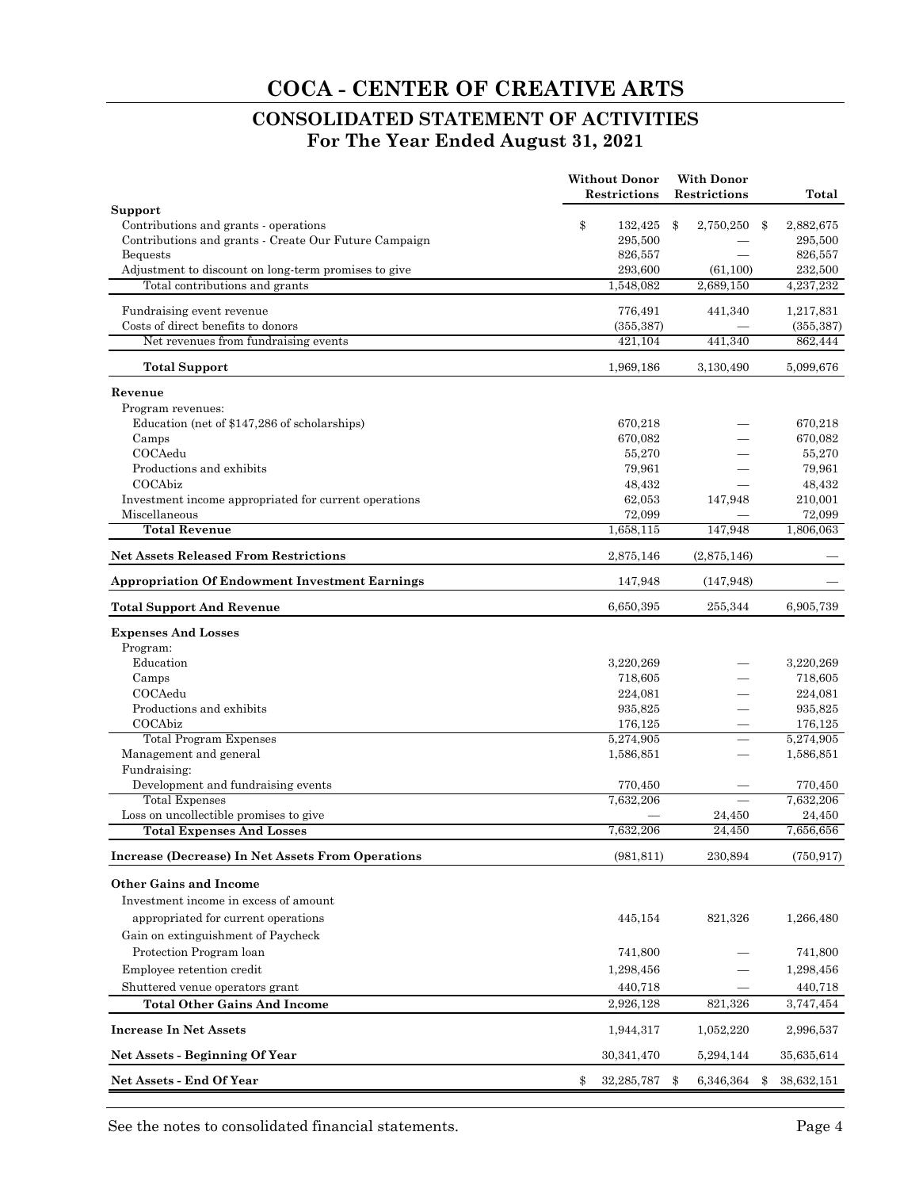# COCA - CENTER OF CREATIVE ARTS

## CONSOLIDATED STATEMENT OF ACTIVITIES
## For The Year Ended August 31, 2021

| | Without Donor Restrictions | With Donor Restrictions | Total |
|---|---|---|---|
| **Support** | | | |
| Contributions and grants - operations | $ 132,425 | $ 2,750,250 | $ 2,882,675 |
| Contributions and grants - Create Our Future Campaign | 295,500 | — | 295,500 |
| Bequests | 826,557 | — | 826,557 |
| Adjustment to discount on long-term promises to give | 293,600 | (61,100) | 232,500 |
| Total contributions and grants | 1,548,082 | 2,689,150 | 4,237,232 |
| Fundraising event revenue | 776,491 | 441,340 | 1,217,831 |
| Costs of direct benefits to donors | (355,387) | — | (355,387) |
| Net revenues from fundraising events | 421,104 | 441,340 | 862,444 |
| **Total Support** | 1,969,186 | 3,130,490 | 5,099,676 |
| **Revenue** | | | |
| Program revenues: | | | |
| Education (net of $147,286 of scholarships) | 670,218 | — | 670,218 |
| Camps | 670,082 | — | 670,082 |
| COCAedu | 55,270 | — | 55,270 |
| Productions and exhibits | 79,961 | — | 79,961 |
| COCAbiz | 48,432 | — | 48,432 |
| Investment income appropriated for current operations | 62,053 | 147,948 | 210,001 |
| Miscellaneous | 72,099 | — | 72,099 |
| **Total Revenue** | 1,658,115 | 147,948 | 1,806,063 |
| **Net Assets Released From Restrictions** | 2,875,146 | (2,875,146) | — |
| **Appropriation Of Endowment Investment Earnings** | 147,948 | (147,948) | — |
| **Total Support And Revenue** | 6,650,395 | 255,344 | 6,905,739 |
| **Expenses And Losses** | | | |
| Program: | | | |
| Education | 3,220,269 | — | 3,220,269 |
| Camps | 718,605 | — | 718,605 |
| COCAedu | 224,081 | — | 224,081 |
| Productions and exhibits | 935,825 | — | 935,825 |
| COCAbiz | 176,125 | — | 176,125 |
| Total Program Expenses | 5,274,905 | — | 5,274,905 |
| Management and general | 1,586,851 | — | 1,586,851 |
| Fundraising: | | | |
| Development and fundraising events | 770,450 | — | 770,450 |
| Total Expenses | 7,632,206 | — | 7,632,206 |
| Loss on uncollectible promises to give | — | 24,450 | 24,450 |
| **Total Expenses And Losses** | 7,632,206 | 24,450 | 7,656,656 |
| **Increase (Decrease) In Net Assets From Operations** | (981,811) | 230,894 | (750,917) |
| **Other Gains and Income** | | | |
| Investment income in excess of amount appropriated for current operations | 445,154 | 821,326 | 1,266,480 |
| Gain on extinguishment of Paycheck Protection Program loan | 741,800 | — | 741,800 |
| Employee retention credit | 1,298,456 | — | 1,298,456 |
| Shuttered venue operators grant | 440,718 | — | 440,718 |
| **Total Other Gains And Income** | 2,926,128 | 821,326 | 3,747,454 |
| **Increase In Net Assets** | 1,944,317 | 1,052,220 | 2,996,537 |
| **Net Assets - Beginning Of Year** | 30,341,470 | 5,294,144 | 35,635,614 |
| **Net Assets - End Of Year** | $ 32,285,787 | $ 6,346,364 | $ 38,632,151 |

See the notes to consolidated financial statements.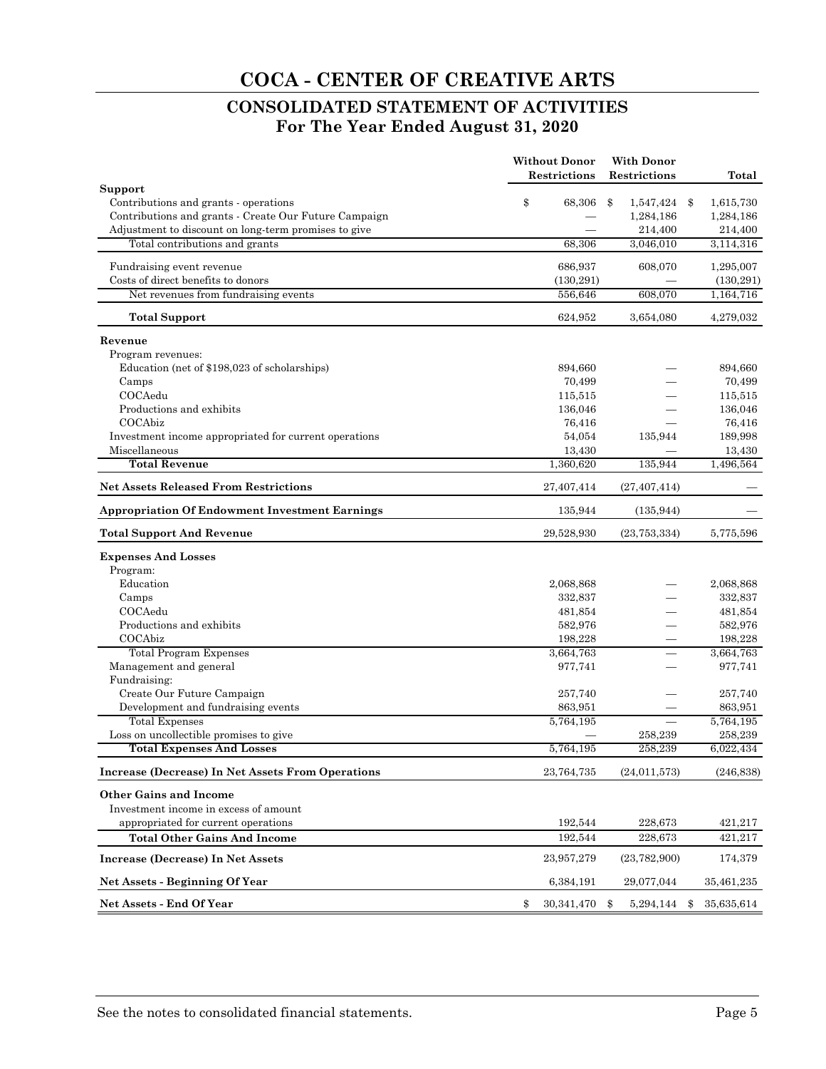# COCA - CENTER OF CREATIVE ARTS

## CONSOLIDATED STATEMENT OF ACTIVITIES
## For The Year Ended August 31, 2020

| | Without Donor Restrictions | With Donor Restrictions | Total |
|---|---|---|---|
| **Support** | | | |
| Contributions and grants - operations | $ 68,306 | $ 1,547,424 | $ 1,615,730 |
| Contributions and grants - Create Our Future Campaign | — | 1,284,186 | 1,284,186 |
| Adjustment to discount on long-term promises to give | — | 214,400 | 214,400 |
| Total contributions and grants | 68,306 | 3,046,010 | 3,114,316 |
| Fundraising event revenue | 686,937 | 608,070 | 1,295,007 |
| Costs of direct benefits to donors | (130,291) | — | (130,291) |
| Net revenues from fundraising events | 556,646 | 608,070 | 1,164,716 |
| **Total Support** | 624,952 | 3,654,080 | 4,279,032 |
| **Revenue** | | | |
| Program revenues: | | | |
| Education (net of $198,023 of scholarships) | 894,660 | — | 894,660 |
| Camps | 70,499 | — | 70,499 |
| COCAedu | 115,515 | — | 115,515 |
| Productions and exhibits | 136,046 | — | 136,046 |
| COCAbiz | 76,416 | — | 76,416 |
| Investment income appropriated for current operations | 54,054 | 135,944 | 189,998 |
| Miscellaneous | 13,430 | — | 13,430 |
| **Total Revenue** | 1,360,620 | 135,944 | 1,496,564 |
| **Net Assets Released From Restrictions** | 27,407,414 | (27,407,414) | — |
| **Appropriation Of Endowment Investment Earnings** | 135,944 | (135,944) | — |
| **Total Support And Revenue** | 29,528,930 | (23,753,334) | 5,775,596 |
| **Expenses And Losses** | | | |
| Program: | | | |
| Education | 2,068,868 | — | 2,068,868 |
| Camps | 332,837 | — | 332,837 |
| COCAedu | 481,854 | — | 481,854 |
| Productions and exhibits | 582,976 | — | 582,976 |
| COCAbiz | 198,228 | — | 198,228 |
| Total Program Expenses | 3,664,763 | — | 3,664,763 |
| Management and general | 977,741 | — | 977,741 |
| Fundraising: | | | |
| Create Our Future Campaign | 257,740 | — | 257,740 |
| Development and fundraising events | 863,951 | — | 863,951 |
| Total Expenses | 5,764,195 | — | 5,764,195 |
| Loss on uncollectible promises to give | — | 258,239 | 258,239 |
| **Total Expenses And Losses** | 5,764,195 | 258,239 | 6,022,434 |
| **Increase (Decrease) In Net Assets From Operations** | 23,764,735 | (24,011,573) | (246,838) |
| **Other Gains and Income** | | | |
| Investment income in excess of amount appropriated for current operations | 192,544 | 228,673 | 421,217 |
| **Total Other Gains And Income** | 192,544 | 228,673 | 421,217 |
| **Increase (Decrease) In Net Assets** | 23,957,279 | (23,782,900) | 174,379 |
| **Net Assets - Beginning Of Year** | 6,384,191 | 29,077,044 | 35,461,235 |
| **Net Assets - End Of Year** | $ 30,341,470 | $ 5,294,144 | $ 35,635,614 |

See the notes to consolidated financial statements.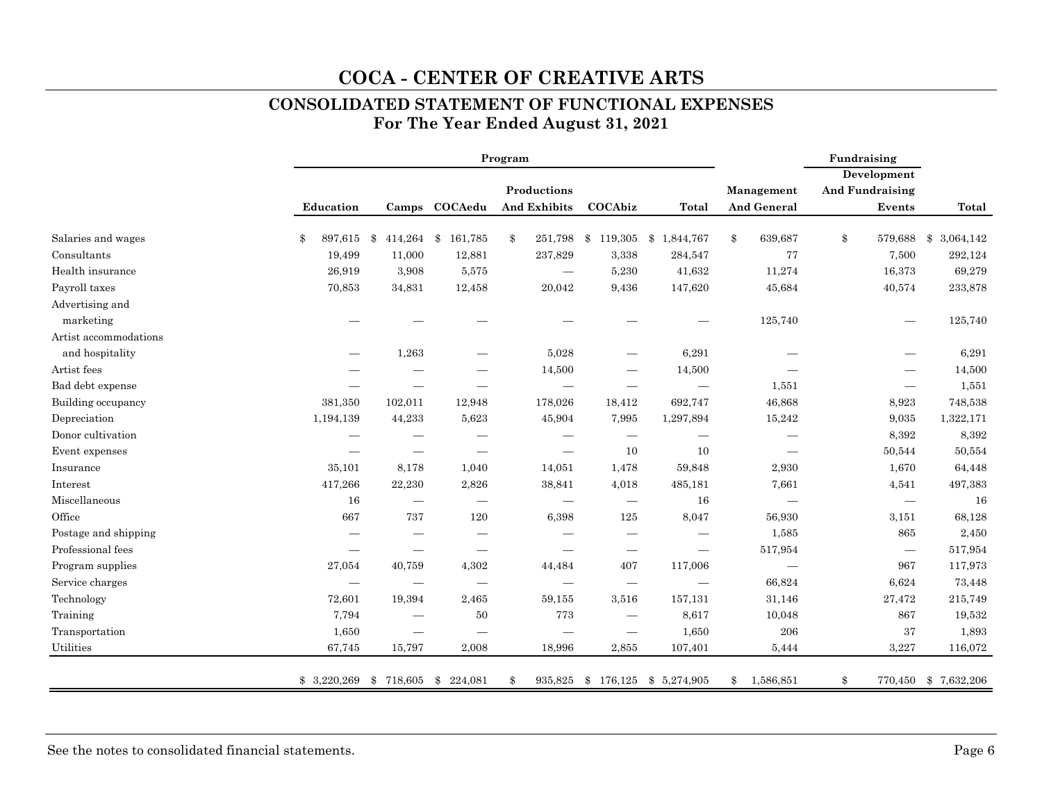# COCA - CENTER OF CREATIVE ARTS

## CONSOLIDATED STATEMENT OF FUNCTIONAL EXPENSES

### For The Year Ended August 31, 2021

| | Program | | | | | | | Fundraising | |
|---|---|---|---|---|---|---|---|---|---|
| | Education | Camps | COCAedu | Productions And Exhibits | COCAbiz | Total | Management And General | Development And Fundraising Events | Total |
| Salaries and wages | $ 897,615 | $ 414,264 | $ 161,785 | $ 251,798 | $ 119,305 | $ 1,844,767 | $ 639,687 | $ 579,688 | $ 3,064,142 |
| Consultants | 19,499 | 11,000 | 12,881 | 237,829 | 3,338 | 284,547 | 77 | 7,500 | 292,124 |
| Health insurance | 26,919 | 3,908 | 5,575 | — | 5,230 | 41,632 | 11,274 | 16,373 | 69,279 |
| Payroll taxes | 70,853 | 34,831 | 12,458 | 20,042 | 9,436 | 147,620 | 45,684 | 40,574 | 233,878 |
| Advertising and marketing | — | — | — | — | — | — | 125,740 | — | 125,740 |
| Artist accommodations and hospitality | — | 1,263 | — | 5,028 | — | 6,291 | — | — | 6,291 |
| Artist fees | — | — | — | 14,500 | — | 14,500 | — | — | 14,500 |
| Bad debt expense | — | — | — | — | — | — | 1,551 | — | 1,551 |
| Building occupancy | 381,350 | 102,011 | 12,948 | 178,026 | 18,412 | 692,747 | 46,868 | 8,923 | 748,538 |
| Depreciation | 1,194,139 | 44,233 | 5,623 | 45,904 | 7,995 | 1,297,894 | 15,242 | 9,035 | 1,322,171 |
| Donor cultivation | — | — | — | — | — | — | — | 8,392 | 8,392 |
| Event expenses | — | — | — | — | 10 | 10 | — | 50,544 | 50,554 |
| Insurance | 35,101 | 8,178 | 1,040 | 14,051 | 1,478 | 59,848 | 2,930 | 1,670 | 64,448 |
| Interest | 417,266 | 22,230 | 2,826 | 38,841 | 4,018 | 485,181 | 7,661 | 4,541 | 497,383 |
| Miscellaneous | 16 | — | — | — | — | 16 | — | — | 16 |
| Office | 667 | 737 | 120 | 6,398 | 125 | 8,047 | 56,930 | 3,151 | 68,128 |
| Postage and shipping | — | — | — | — | — | — | 1,585 | 865 | 2,450 |
| Professional fees | — | — | — | — | — | — | 517,954 | — | 517,954 |
| Program supplies | 27,054 | 40,759 | 4,302 | 44,484 | 407 | 117,006 | — | 967 | 117,973 |
| Service charges | — | — | — | — | — | — | 66,824 | 6,624 | 73,448 |
| Technology | 72,601 | 19,394 | 2,465 | 59,155 | 3,516 | 157,131 | 31,146 | 27,472 | 215,749 |
| Training | 7,794 | — | 50 | 773 | — | 8,617 | 10,048 | 867 | 19,532 |
| Transportation | 1,650 | — | — | — | — | 1,650 | 206 | 37 | 1,893 |
| Utilities | 67,745 | 15,797 | 2,008 | 18,996 | 2,855 | 107,401 | 5,444 | 3,227 | 116,072 |
| | $ 3,220,269 | $ 718,605 | $ 224,081 | $ 935,825 | $ 176,125 | $ 5,274,905 | $ 1,586,851 | $ 770,450 | $ 7,632,206 |

See the notes to consolidated financial statements.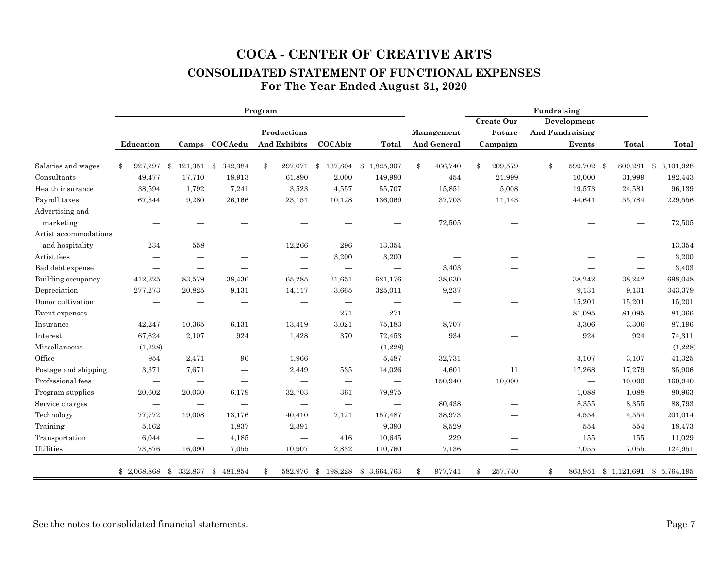# COCA - CENTER OF CREATIVE ARTS

## CONSOLIDATED STATEMENT OF FUNCTIONAL EXPENSES

### For The Year Ended August 31, 2020

| | Program | | | | | | | Fundraising | | | |
|---|---|---|---|---|---|---|---|---|---|---|---|
| | Education | Camps | COCAedu | Productions And Exhibits | COCAbiz | Total | Management And General | Create Our Future Campaign | Development And Fundraising Events | Total | Total |
| Salaries and wages | $ 927,297 | $ 121,351 | $ 342,384 | $ 297,071 | $ 137,804 | $ 1,825,907 | $ 466,740 | $ 209,579 | $ 599,702 | $ 809,281 | $ 3,101,928 |
| Consultants | 49,477 | 17,710 | 18,913 | 61,890 | 2,000 | 149,990 | 454 | 21,999 | 10,000 | 31,999 | 182,443 |
| Health insurance | 38,594 | 1,792 | 7,241 | 3,523 | 4,557 | 55,707 | 15,851 | 5,008 | 19,573 | 24,581 | 96,139 |
| Payroll taxes | 67,344 | 9,280 | 26,166 | 23,151 | 10,128 | 136,069 | 37,703 | 11,143 | 44,641 | 55,784 | 229,556 |
| Advertising and marketing | — | — | — | — | — | — | 72,505 | — | — | — | 72,505 |
| Artist accommodations and hospitality | 234 | 558 | — | 12,266 | 296 | 13,354 | — | — | — | — | 13,354 |
| Artist fees | — | — | — | — | 3,200 | 3,200 | — | — | — | — | 3,200 |
| Bad debt expense | — | — | — | — | — | — | 3,403 | — | — | — | 3,403 |
| Building occupancy | 412,225 | 83,579 | 38,436 | 65,285 | 21,651 | 621,176 | 38,630 | — | 38,242 | 38,242 | 698,048 |
| Depreciation | 277,273 | 20,825 | 9,131 | 14,117 | 3,665 | 325,011 | 9,237 | — | 9,131 | 9,131 | 343,379 |
| Donor cultivation | — | — | — | — | — | — | — | — | 15,201 | 15,201 | 15,201 |
| Event expenses | — | — | — | — | 271 | 271 | — | — | 81,095 | 81,095 | 81,366 |
| Insurance | 42,247 | 10,365 | 6,131 | 13,419 | 3,021 | 75,183 | 8,707 | — | 3,306 | 3,306 | 87,196 |
| Interest | 67,624 | 2,107 | 924 | 1,428 | 370 | 72,453 | 934 | — | 924 | 924 | 74,311 |
| Miscellaneous | (1,228) | — | — | — | — | (1,228) | — | — | — | — | (1,228) |
| Office | 954 | 2,471 | 96 | 1,966 | — | 5,487 | 32,731 | — | 3,107 | 3,107 | 41,325 |
| Postage and shipping | 3,371 | 7,671 | — | 2,449 | 535 | 14,026 | 4,601 | 11 | 17,268 | 17,279 | 35,906 |
| Professional fees | — | — | — | — | — | — | 150,940 | 10,000 | — | 10,000 | 160,940 |
| Program supplies | 20,602 | 20,030 | 6,179 | 32,703 | 361 | 79,875 | — | — | 1,088 | 1,088 | 80,963 |
| Service charges | — | — | — | — | — | — | 80,438 | — | 8,355 | 8,355 | 88,793 |
| Technology | 77,772 | 19,008 | 13,176 | 40,410 | 7,121 | 157,487 | 38,973 | — | 4,554 | 4,554 | 201,014 |
| Training | 5,162 | — | 1,837 | 2,391 | — | 9,390 | 8,529 | — | 554 | 554 | 18,473 |
| Transportation | 6,044 | — | 4,185 | — | 416 | 10,645 | 229 | — | 155 | 155 | 11,029 |
| Utilities | 73,876 | 16,090 | 7,055 | 10,907 | 2,832 | 110,760 | 7,136 | — | 7,055 | 7,055 | 124,951 |
| | $ 2,068,868 | $ 332,837 | $ 481,854 | $ 582,976 | $ 198,228 | $ 3,664,763 | $ 977,741 | $ 257,740 | $ 863,951 | $ 1,121,691 | $ 5,764,195 |

See the notes to consolidated financial statements.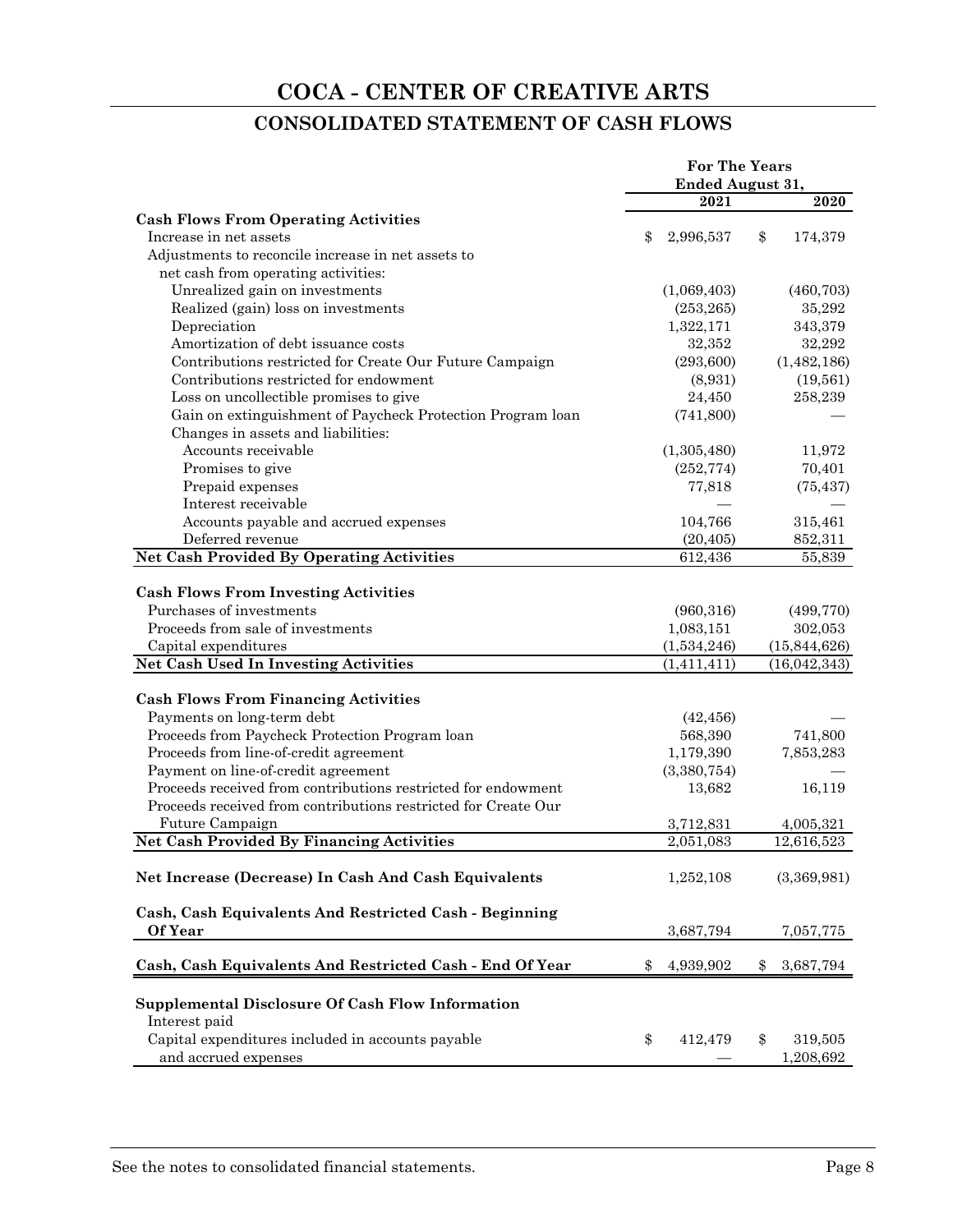# COCA - CENTER OF CREATIVE ARTS

## CONSOLIDATED STATEMENT OF CASH FLOWS

| | For The Years Ended August 31, | |
|---|---|---|
| | 2021 | 2020 |
| **Cash Flows From Operating Activities** | | |
| Increase in net assets | $ 2,996,537 | $ 174,379 |
| Adjustments to reconcile increase in net assets to net cash from operating activities: | | |
| Unrealized gain on investments | (1,069,403) | (460,703) |
| Realized (gain) loss on investments | (253,265) | 35,292 |
| Depreciation | 1,322,171 | 343,379 |
| Amortization of debt issuance costs | 32,352 | 32,292 |
| Contributions restricted for Create Our Future Campaign | (293,600) | (1,482,186) |
| Contributions restricted for endowment | (8,931) | (19,561) |
| Loss on uncollectible promises to give | 24,450 | 258,239 |
| Gain on extinguishment of Paycheck Protection Program loan | (741,800) | — |
| Changes in assets and liabilities: | | |
| Accounts receivable | (1,305,480) | 11,972 |
| Promises to give | (252,774) | 70,401 |
| Prepaid expenses | 77,818 | (75,437) |
| Interest receivable | — | — |
| Accounts payable and accrued expenses | 104,766 | 315,461 |
| Deferred revenue | (20,405) | 852,311 |
| **Net Cash Provided By Operating Activities** | 612,436 | 55,839 |
| **Cash Flows From Investing Activities** | | |
| Purchases of investments | (960,316) | (499,770) |
| Proceeds from sale of investments | 1,083,151 | 302,053 |
| Capital expenditures | (1,534,246) | (15,844,626) |
| **Net Cash Used In Investing Activities** | (1,411,411) | (16,042,343) |
| **Cash Flows From Financing Activities** | | |
| Payments on long-term debt | (42,456) | — |
| Proceeds from Paycheck Protection Program loan | 568,390 | 741,800 |
| Proceeds from line-of-credit agreement | 1,179,390 | 7,853,283 |
| Payment on line-of-credit agreement | (3,380,754) | — |
| Proceeds received from contributions restricted for endowment | 13,682 | 16,119 |
| Proceeds received from contributions restricted for Create Our Future Campaign | 3,712,831 | 4,005,321 |
| **Net Cash Provided By Financing Activities** | 2,051,083 | 12,616,523 |
| **Net Increase (Decrease) In Cash And Cash Equivalents** | 1,252,108 | (3,369,981) |
| **Cash, Cash Equivalents And Restricted Cash - Beginning Of Year** | 3,687,794 | 7,057,775 |
| **Cash, Cash Equivalents And Restricted Cash - End Of Year** | $ 4,939,902 | $ 3,687,794 |
| **Supplemental Disclosure Of Cash Flow Information** | | |
| Interest paid | $ 412,479 | $ 319,505 |
| Capital expenditures included in accounts payable and accrued expenses | — | 1,208,692 |

See the notes to consolidated financial statements.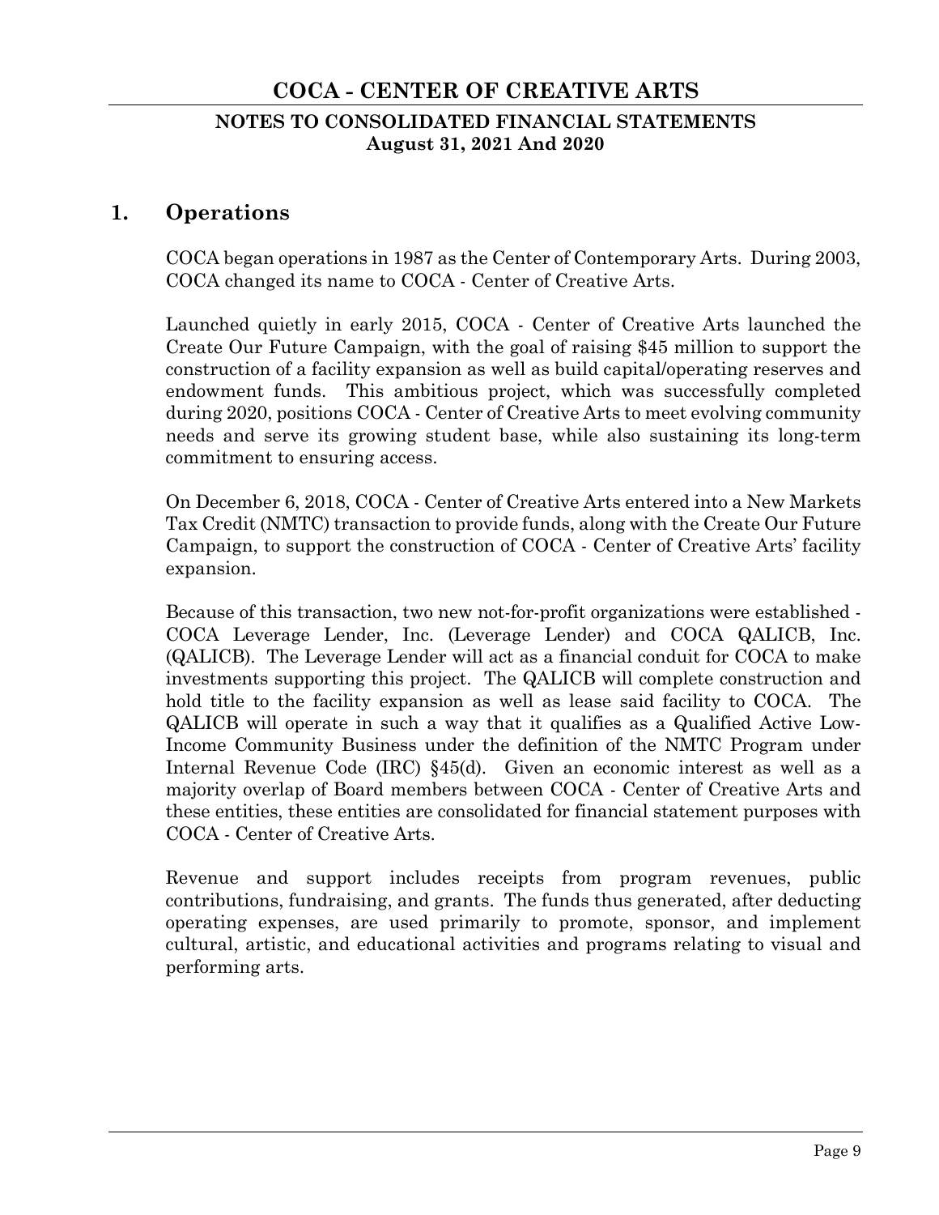# COCA - CENTER OF CREATIVE ARTS

## NOTES TO CONSOLIDATED FINANCIAL STATEMENTS
**August 31, 2021 And 2020**

## 1. Operations

COCA began operations in 1987 as the Center of Contemporary Arts. During 2003, COCA changed its name to COCA - Center of Creative Arts.

Launched quietly in early 2015, COCA - Center of Creative Arts launched the Create Our Future Campaign, with the goal of raising $45 million to support the construction of a facility expansion as well as build capital/operating reserves and endowment funds. This ambitious project, which was successfully completed during 2020, positions COCA - Center of Creative Arts to meet evolving community needs and serve its growing student base, while also sustaining its long-term commitment to ensuring access.

On December 6, 2018, COCA - Center of Creative Arts entered into a New Markets Tax Credit (NMTC) transaction to provide funds, along with the Create Our Future Campaign, to support the construction of COCA - Center of Creative Arts' facility expansion.

Because of this transaction, two new not-for-profit organizations were established - COCA Leverage Lender, Inc. (Leverage Lender) and COCA QALICB, Inc. (QALICB). The Leverage Lender will act as a financial conduit for COCA to make investments supporting this project. The QALICB will complete construction and hold title to the facility expansion as well as lease said facility to COCA. The QALICB will operate in such a way that it qualifies as a Qualified Active Low-Income Community Business under the definition of the NMTC Program under Internal Revenue Code (IRC) §45(d). Given an economic interest as well as a majority overlap of Board members between COCA - Center of Creative Arts and these entities, these entities are consolidated for financial statement purposes with COCA - Center of Creative Arts.

Revenue and support includes receipts from program revenues, public contributions, fundraising, and grants. The funds thus generated, after deducting operating expenses, are used primarily to promote, sponsor, and implement cultural, artistic, and educational activities and programs relating to visual and performing arts.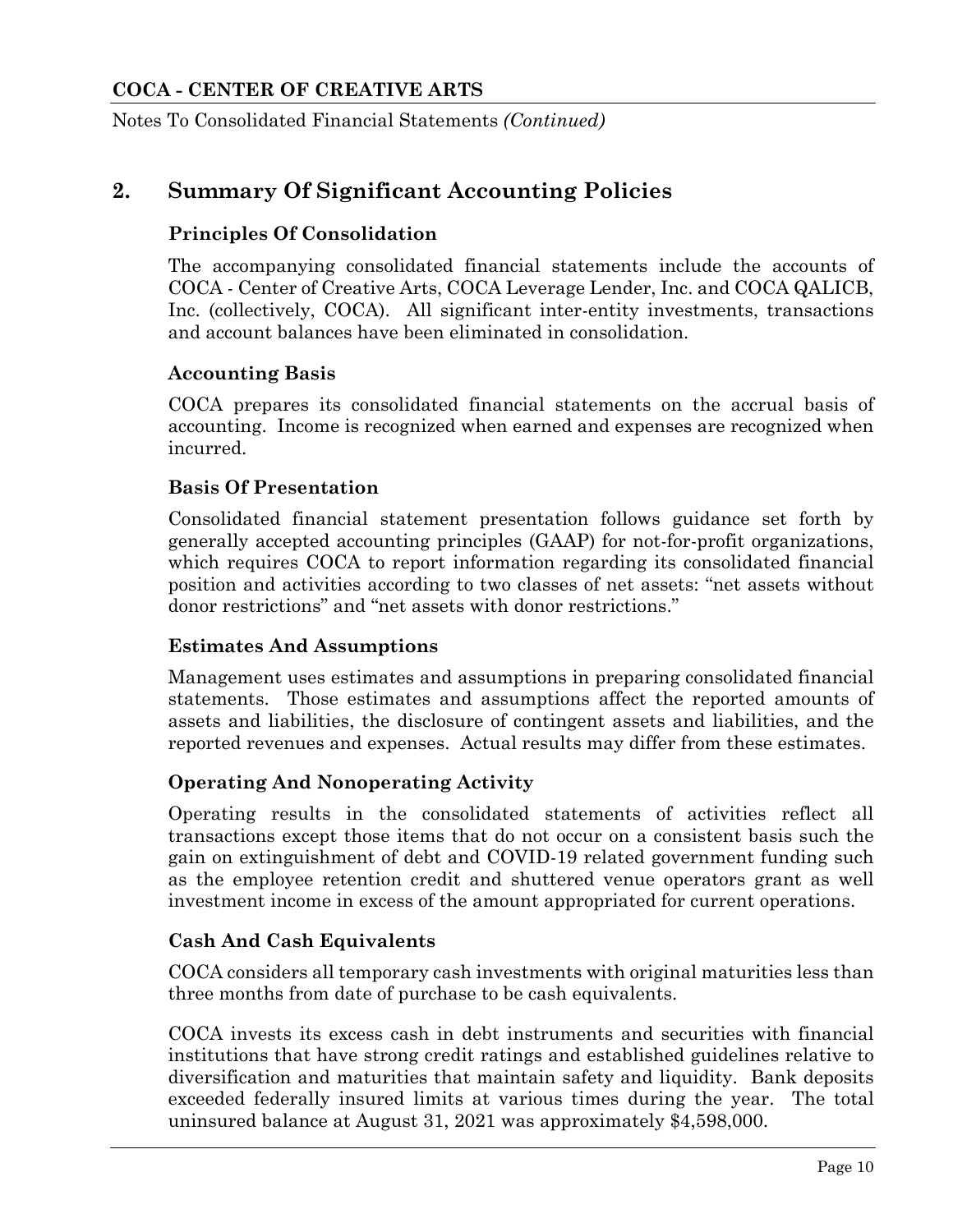## 2. Summary Of Significant Accounting Policies

### Principles Of Consolidation

The accompanying consolidated financial statements include the accounts of COCA - Center of Creative Arts, COCA Leverage Lender, Inc. and COCA QALICB, Inc. (collectively, COCA). All significant inter-entity investments, transactions and account balances have been eliminated in consolidation.

### Accounting Basis

COCA prepares its consolidated financial statements on the accrual basis of accounting. Income is recognized when earned and expenses are recognized when incurred.

### Basis Of Presentation

Consolidated financial statement presentation follows guidance set forth by generally accepted accounting principles (GAAP) for not-for-profit organizations, which requires COCA to report information regarding its consolidated financial position and activities according to two classes of net assets: "net assets without donor restrictions" and "net assets with donor restrictions."

### Estimates And Assumptions

Management uses estimates and assumptions in preparing consolidated financial statements. Those estimates and assumptions affect the reported amounts of assets and liabilities, the disclosure of contingent assets and liabilities, and the reported revenues and expenses. Actual results may differ from these estimates.

### Operating And Nonoperating Activity

Operating results in the consolidated statements of activities reflect all transactions except those items that do not occur on a consistent basis such the gain on extinguishment of debt and COVID-19 related government funding such as the employee retention credit and shuttered venue operators grant as well investment income in excess of the amount appropriated for current operations.

### Cash And Cash Equivalents

COCA considers all temporary cash investments with original maturities less than three months from date of purchase to be cash equivalents.

COCA invests its excess cash in debt instruments and securities with financial institutions that have strong credit ratings and established guidelines relative to diversification and maturities that maintain safety and liquidity. Bank deposits exceeded federally insured limits at various times during the year. The total uninsured balance at August 31, 2021 was approximately $4,598,000.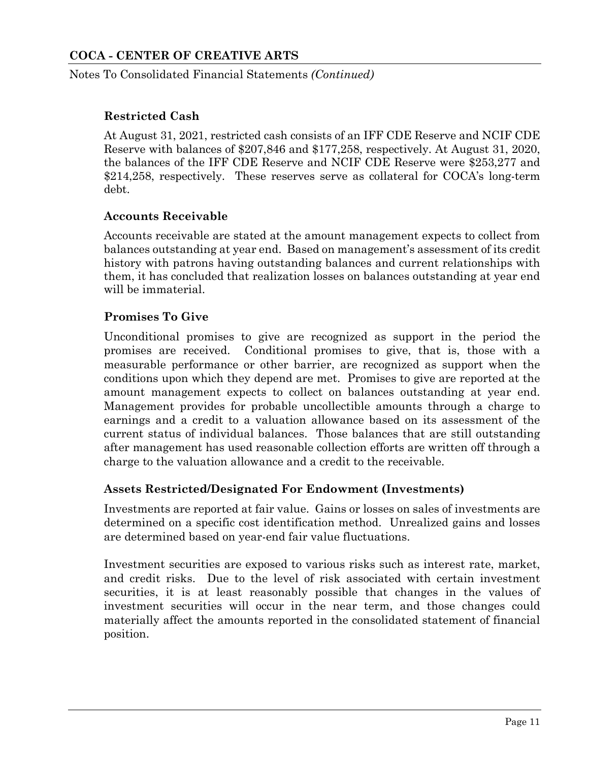### Restricted Cash

At August 31, 2021, restricted cash consists of an IFF CDE Reserve and NCIF CDE Reserve with balances of $207,846 and $177,258, respectively. At August 31, 2020, the balances of the IFF CDE Reserve and NCIF CDE Reserve were $253,277 and $214,258, respectively. These reserves serve as collateral for COCA's long-term debt.

### Accounts Receivable

Accounts receivable are stated at the amount management expects to collect from balances outstanding at year end. Based on management's assessment of its credit history with patrons having outstanding balances and current relationships with them, it has concluded that realization losses on balances outstanding at year end will be immaterial.

### Promises To Give

Unconditional promises to give are recognized as support in the period the promises are received. Conditional promises to give, that is, those with a measurable performance or other barrier, are recognized as support when the conditions upon which they depend are met. Promises to give are reported at the amount management expects to collect on balances outstanding at year end. Management provides for probable uncollectible amounts through a charge to earnings and a credit to a valuation allowance based on its assessment of the current status of individual balances. Those balances that are still outstanding after management has used reasonable collection efforts are written off through a charge to the valuation allowance and a credit to the receivable.

### Assets Restricted/Designated For Endowment (Investments)

Investments are reported at fair value. Gains or losses on sales of investments are determined on a specific cost identification method. Unrealized gains and losses are determined based on year-end fair value fluctuations.

Investment securities are exposed to various risks such as interest rate, market, and credit risks. Due to the level of risk associated with certain investment securities, it is at least reasonably possible that changes in the values of investment securities will occur in the near term, and those changes could materially affect the amounts reported in the consolidated statement of financial position.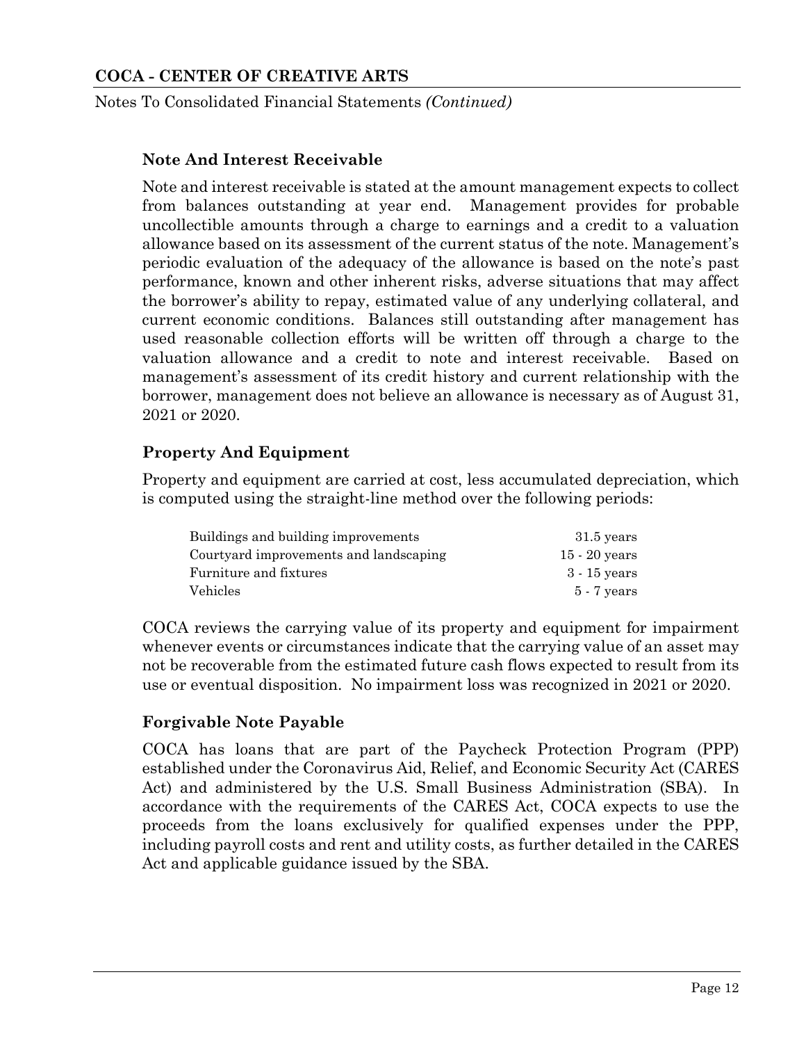### Note And Interest Receivable

Note and interest receivable is stated at the amount management expects to collect from balances outstanding at year end. Management provides for probable uncollectible amounts through a charge to earnings and a credit to a valuation allowance based on its assessment of the current status of the note. Management's periodic evaluation of the adequacy of the allowance is based on the note's past performance, known and other inherent risks, adverse situations that may affect the borrower's ability to repay, estimated value of any underlying collateral, and current economic conditions. Balances still outstanding after management has used reasonable collection efforts will be written off through a charge to the valuation allowance and a credit to note and interest receivable. Based on management's assessment of its credit history and current relationship with the borrower, management does not believe an allowance is necessary as of August 31, 2021 or 2020.

### Property And Equipment

Property and equipment are carried at cost, less accumulated depreciation, which is computed using the straight-line method over the following periods:

| | |
|---|---|
| Buildings and building improvements | 31.5 years |
| Courtyard improvements and landscaping | 15 - 20 years |
| Furniture and fixtures | 3 - 15 years |
| Vehicles | 5 - 7 years |

COCA reviews the carrying value of its property and equipment for impairment whenever events or circumstances indicate that the carrying value of an asset may not be recoverable from the estimated future cash flows expected to result from its use or eventual disposition. No impairment loss was recognized in 2021 or 2020.

### Forgivable Note Payable

COCA has loans that are part of the Paycheck Protection Program (PPP) established under the Coronavirus Aid, Relief, and Economic Security Act (CARES Act) and administered by the U.S. Small Business Administration (SBA). In accordance with the requirements of the CARES Act, COCA expects to use the proceeds from the loans exclusively for qualified expenses under the PPP, including payroll costs and rent and utility costs, as further detailed in the CARES Act and applicable guidance issued by the SBA.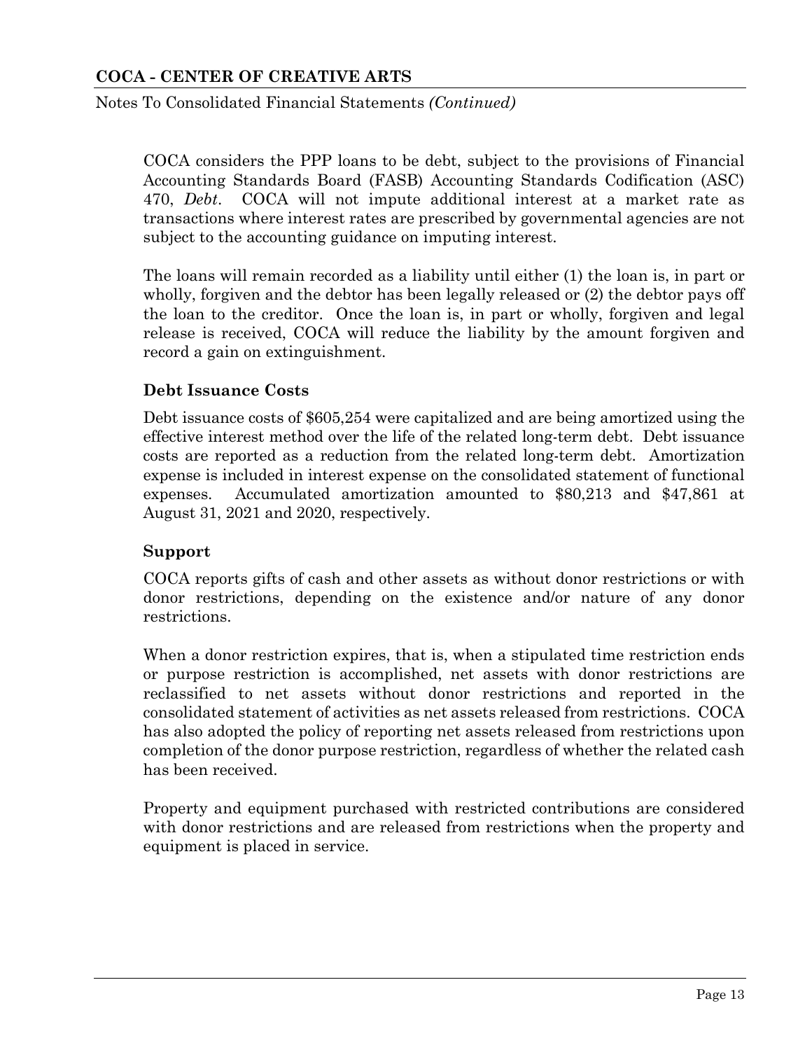COCA considers the PPP loans to be debt, subject to the provisions of Financial Accounting Standards Board (FASB) Accounting Standards Codification (ASC) 470, *Debt*. COCA will not impute additional interest at a market rate as transactions where interest rates are prescribed by governmental agencies are not subject to the accounting guidance on imputing interest.

The loans will remain recorded as a liability until either (1) the loan is, in part or wholly, forgiven and the debtor has been legally released or (2) the debtor pays off the loan to the creditor. Once the loan is, in part or wholly, forgiven and legal release is received, COCA will reduce the liability by the amount forgiven and record a gain on extinguishment.

### Debt Issuance Costs

Debt issuance costs of $605,254 were capitalized and are being amortized using the effective interest method over the life of the related long-term debt. Debt issuance costs are reported as a reduction from the related long-term debt. Amortization expense is included in interest expense on the consolidated statement of functional expenses. Accumulated amortization amounted to $80,213 and $47,861 at August 31, 2021 and 2020, respectively.

### Support

COCA reports gifts of cash and other assets as without donor restrictions or with donor restrictions, depending on the existence and/or nature of any donor restrictions.

When a donor restriction expires, that is, when a stipulated time restriction ends or purpose restriction is accomplished, net assets with donor restrictions are reclassified to net assets without donor restrictions and reported in the consolidated statement of activities as net assets released from restrictions. COCA has also adopted the policy of reporting net assets released from restrictions upon completion of the donor purpose restriction, regardless of whether the related cash has been received.

Property and equipment purchased with restricted contributions are considered with donor restrictions and are released from restrictions when the property and equipment is placed in service.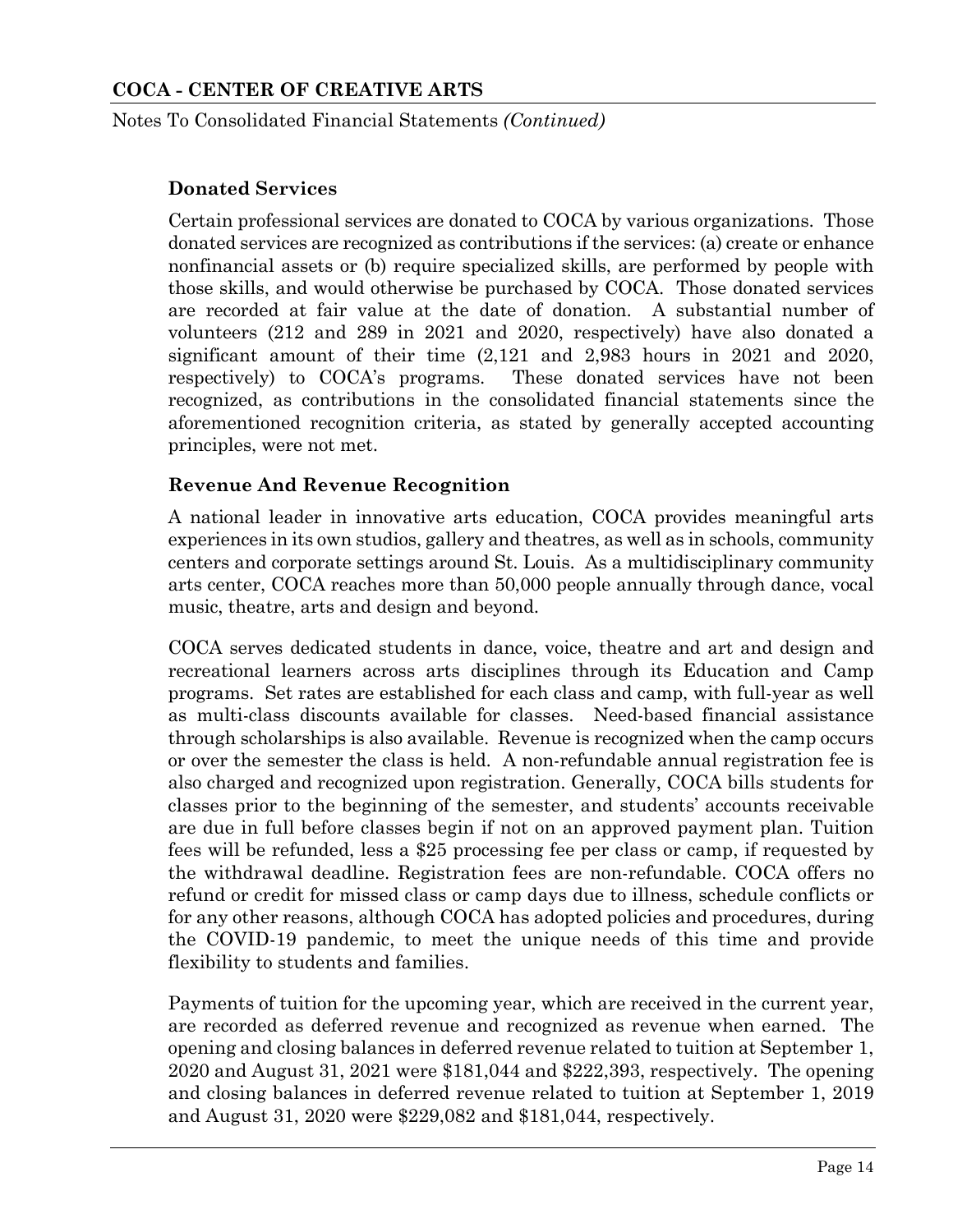### Donated Services

Certain professional services are donated to COCA by various organizations. Those donated services are recognized as contributions if the services: (a) create or enhance nonfinancial assets or (b) require specialized skills, are performed by people with those skills, and would otherwise be purchased by COCA. Those donated services are recorded at fair value at the date of donation. A substantial number of volunteers (212 and 289 in 2021 and 2020, respectively) have also donated a significant amount of their time (2,121 and 2,983 hours in 2021 and 2020, respectively) to COCA's programs. These donated services have not been recognized, as contributions in the consolidated financial statements since the aforementioned recognition criteria, as stated by generally accepted accounting principles, were not met.

### Revenue And Revenue Recognition

A national leader in innovative arts education, COCA provides meaningful arts experiences in its own studios, gallery and theatres, as well as in schools, community centers and corporate settings around St. Louis. As a multidisciplinary community arts center, COCA reaches more than 50,000 people annually through dance, vocal music, theatre, arts and design and beyond.

COCA serves dedicated students in dance, voice, theatre and art and design and recreational learners across arts disciplines through its Education and Camp programs. Set rates are established for each class and camp, with full-year as well as multi-class discounts available for classes. Need-based financial assistance through scholarships is also available. Revenue is recognized when the camp occurs or over the semester the class is held. A non-refundable annual registration fee is also charged and recognized upon registration. Generally, COCA bills students for classes prior to the beginning of the semester, and students' accounts receivable are due in full before classes begin if not on an approved payment plan. Tuition fees will be refunded, less a $25 processing fee per class or camp, if requested by the withdrawal deadline. Registration fees are non-refundable. COCA offers no refund or credit for missed class or camp days due to illness, schedule conflicts or for any other reasons, although COCA has adopted policies and procedures, during the COVID-19 pandemic, to meet the unique needs of this time and provide flexibility to students and families.

Payments of tuition for the upcoming year, which are received in the current year, are recorded as deferred revenue and recognized as revenue when earned. The opening and closing balances in deferred revenue related to tuition at September 1, 2020 and August 31, 2021 were $181,044 and $222,393, respectively. The opening and closing balances in deferred revenue related to tuition at September 1, 2019 and August 31, 2020 were $229,082 and $181,044, respectively.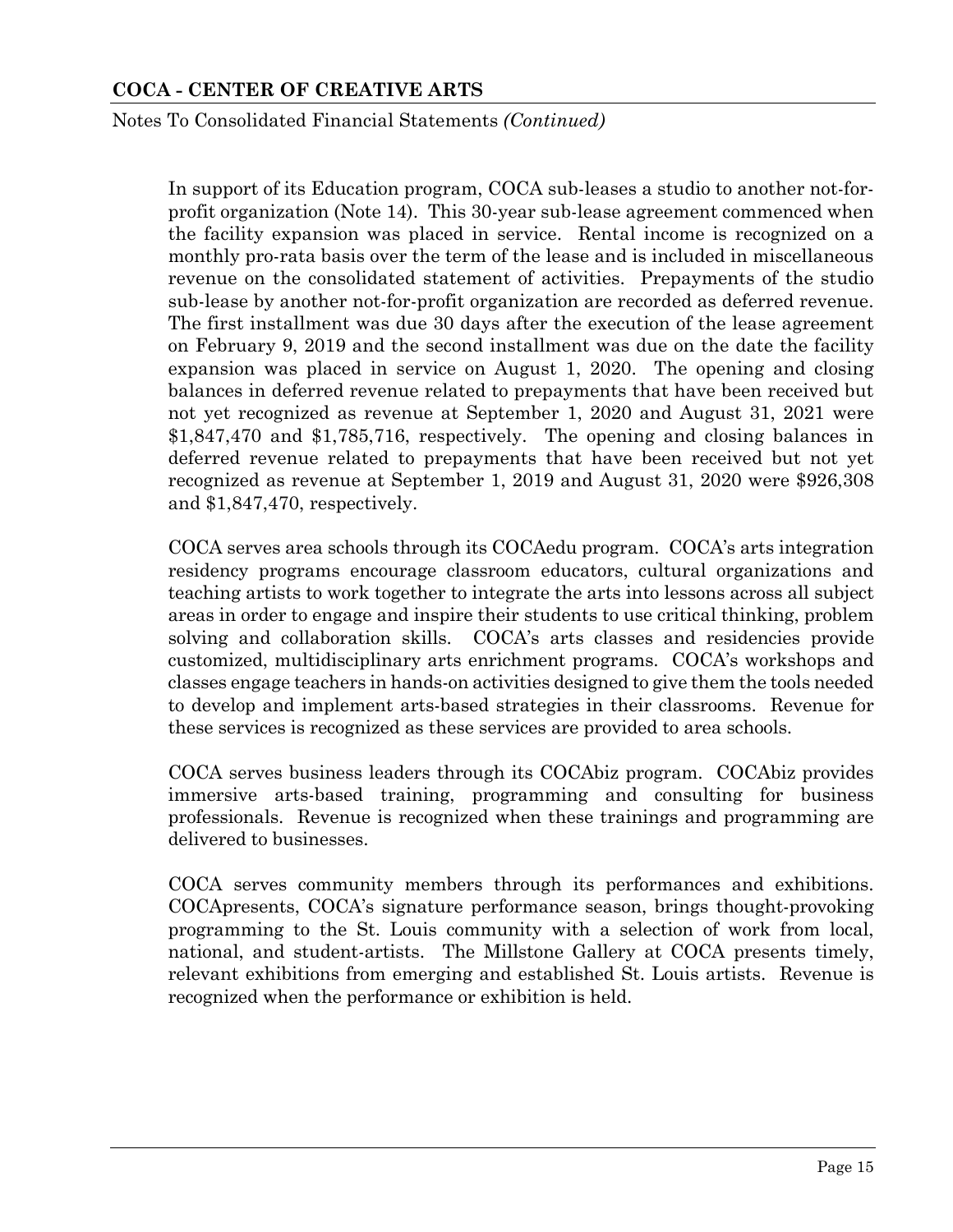In support of its Education program, COCA sub-leases a studio to another not-for-profit organization (Note 14). This 30-year sub-lease agreement commenced when the facility expansion was placed in service. Rental income is recognized on a monthly pro-rata basis over the term of the lease and is included in miscellaneous revenue on the consolidated statement of activities. Prepayments of the studio sub-lease by another not-for-profit organization are recorded as deferred revenue. The first installment was due 30 days after the execution of the lease agreement on February 9, 2019 and the second installment was due on the date the facility expansion was placed in service on August 1, 2020. The opening and closing balances in deferred revenue related to prepayments that have been received but not yet recognized as revenue at September 1, 2020 and August 31, 2021 were $1,847,470 and $1,785,716, respectively. The opening and closing balances in deferred revenue related to prepayments that have been received but not yet recognized as revenue at September 1, 2019 and August 31, 2020 were $926,308 and $1,847,470, respectively.

COCA serves area schools through its COCAedu program. COCA's arts integration residency programs encourage classroom educators, cultural organizations and teaching artists to work together to integrate the arts into lessons across all subject areas in order to engage and inspire their students to use critical thinking, problem solving and collaboration skills. COCA's arts classes and residencies provide customized, multidisciplinary arts enrichment programs. COCA's workshops and classes engage teachers in hands-on activities designed to give them the tools needed to develop and implement arts-based strategies in their classrooms. Revenue for these services is recognized as these services are provided to area schools.

COCA serves business leaders through its COCAbiz program. COCAbiz provides immersive arts-based training, programming and consulting for business professionals. Revenue is recognized when these trainings and programming are delivered to businesses.

COCA serves community members through its performances and exhibitions. COCApresents, COCA's signature performance season, brings thought-provoking programming to the St. Louis community with a selection of work from local, national, and student-artists. The Millstone Gallery at COCA presents timely, relevant exhibitions from emerging and established St. Louis artists. Revenue is recognized when the performance or exhibition is held.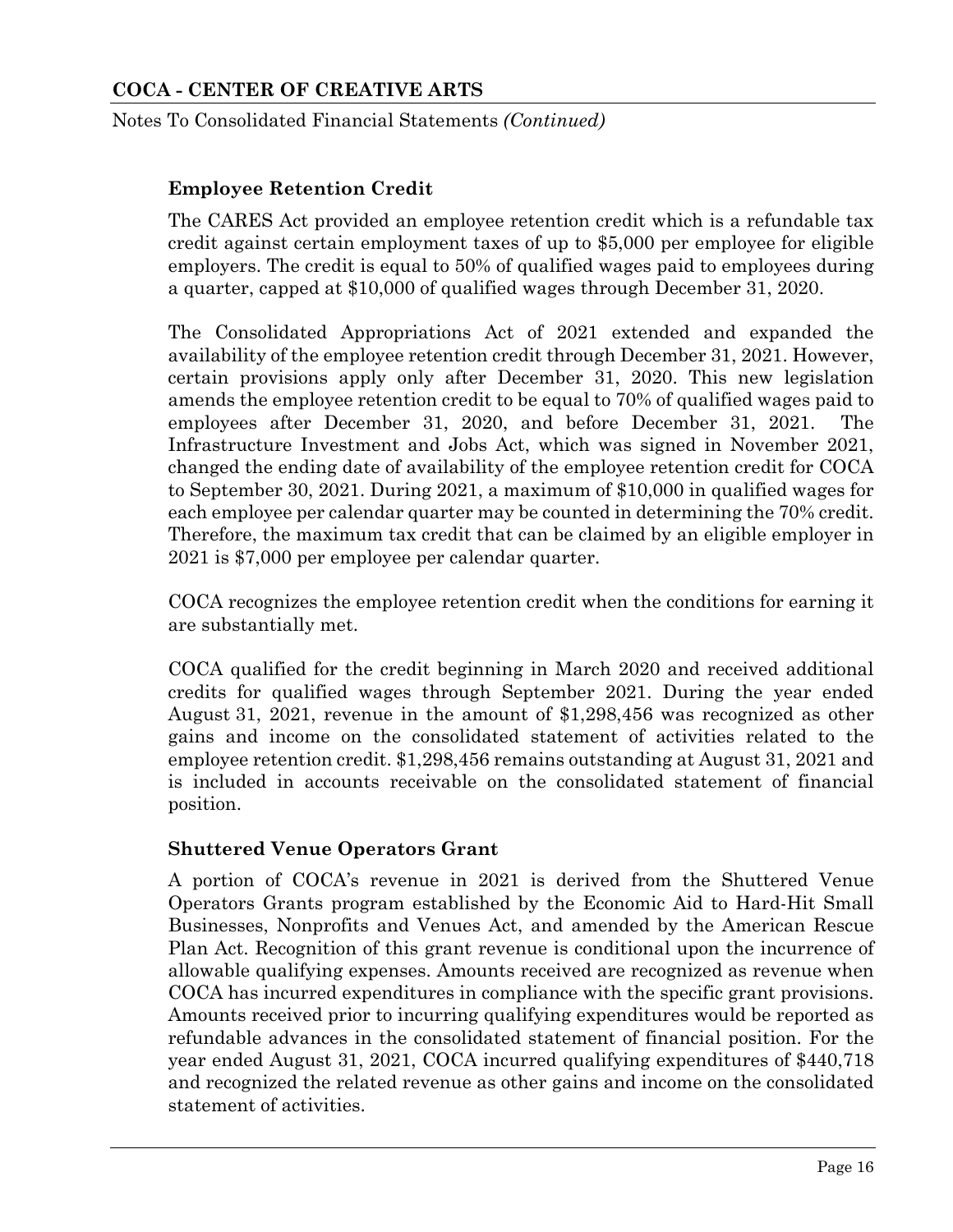### Employee Retention Credit

The CARES Act provided an employee retention credit which is a refundable tax credit against certain employment taxes of up to $5,000 per employee for eligible employers. The credit is equal to 50% of qualified wages paid to employees during a quarter, capped at $10,000 of qualified wages through December 31, 2020.

The Consolidated Appropriations Act of 2021 extended and expanded the availability of the employee retention credit through December 31, 2021. However, certain provisions apply only after December 31, 2020. This new legislation amends the employee retention credit to be equal to 70% of qualified wages paid to employees after December 31, 2020, and before December 31, 2021. The Infrastructure Investment and Jobs Act, which was signed in November 2021, changed the ending date of availability of the employee retention credit for COCA to September 30, 2021. During 2021, a maximum of $10,000 in qualified wages for each employee per calendar quarter may be counted in determining the 70% credit. Therefore, the maximum tax credit that can be claimed by an eligible employer in 2021 is $7,000 per employee per calendar quarter.

COCA recognizes the employee retention credit when the conditions for earning it are substantially met.

COCA qualified for the credit beginning in March 2020 and received additional credits for qualified wages through September 2021. During the year ended August 31, 2021, revenue in the amount of $1,298,456 was recognized as other gains and income on the consolidated statement of activities related to the employee retention credit. $1,298,456 remains outstanding at August 31, 2021 and is included in accounts receivable on the consolidated statement of financial position.

### Shuttered Venue Operators Grant

A portion of COCA's revenue in 2021 is derived from the Shuttered Venue Operators Grants program established by the Economic Aid to Hard-Hit Small Businesses, Nonprofits and Venues Act, and amended by the American Rescue Plan Act. Recognition of this grant revenue is conditional upon the incurrence of allowable qualifying expenses. Amounts received are recognized as revenue when COCA has incurred expenditures in compliance with the specific grant provisions. Amounts received prior to incurring qualifying expenditures would be reported as refundable advances in the consolidated statement of financial position. For the year ended August 31, 2021, COCA incurred qualifying expenditures of $440,718 and recognized the related revenue as other gains and income on the consolidated statement of activities.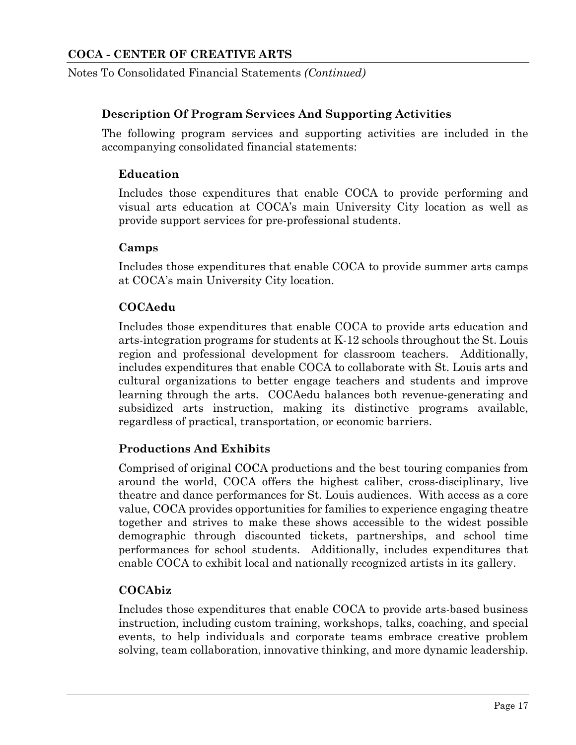### Description Of Program Services And Supporting Activities

The following program services and supporting activities are included in the accompanying consolidated financial statements:

#### Education

Includes those expenditures that enable COCA to provide performing and visual arts education at COCA's main University City location as well as provide support services for pre-professional students.

#### Camps

Includes those expenditures that enable COCA to provide summer arts camps at COCA's main University City location.

#### COCAedu

Includes those expenditures that enable COCA to provide arts education and arts-integration programs for students at K-12 schools throughout the St. Louis region and professional development for classroom teachers. Additionally, includes expenditures that enable COCA to collaborate with St. Louis arts and cultural organizations to better engage teachers and students and improve learning through the arts. COCAedu balances both revenue-generating and subsidized arts instruction, making its distinctive programs available, regardless of practical, transportation, or economic barriers.

#### Productions And Exhibits

Comprised of original COCA productions and the best touring companies from around the world, COCA offers the highest caliber, cross-disciplinary, live theatre and dance performances for St. Louis audiences. With access as a core value, COCA provides opportunities for families to experience engaging theatre together and strives to make these shows accessible to the widest possible demographic through discounted tickets, partnerships, and school time performances for school students. Additionally, includes expenditures that enable COCA to exhibit local and nationally recognized artists in its gallery.

#### COCAbiz

Includes those expenditures that enable COCA to provide arts-based business instruction, including custom training, workshops, talks, coaching, and special events, to help individuals and corporate teams embrace creative problem solving, team collaboration, innovative thinking, and more dynamic leadership.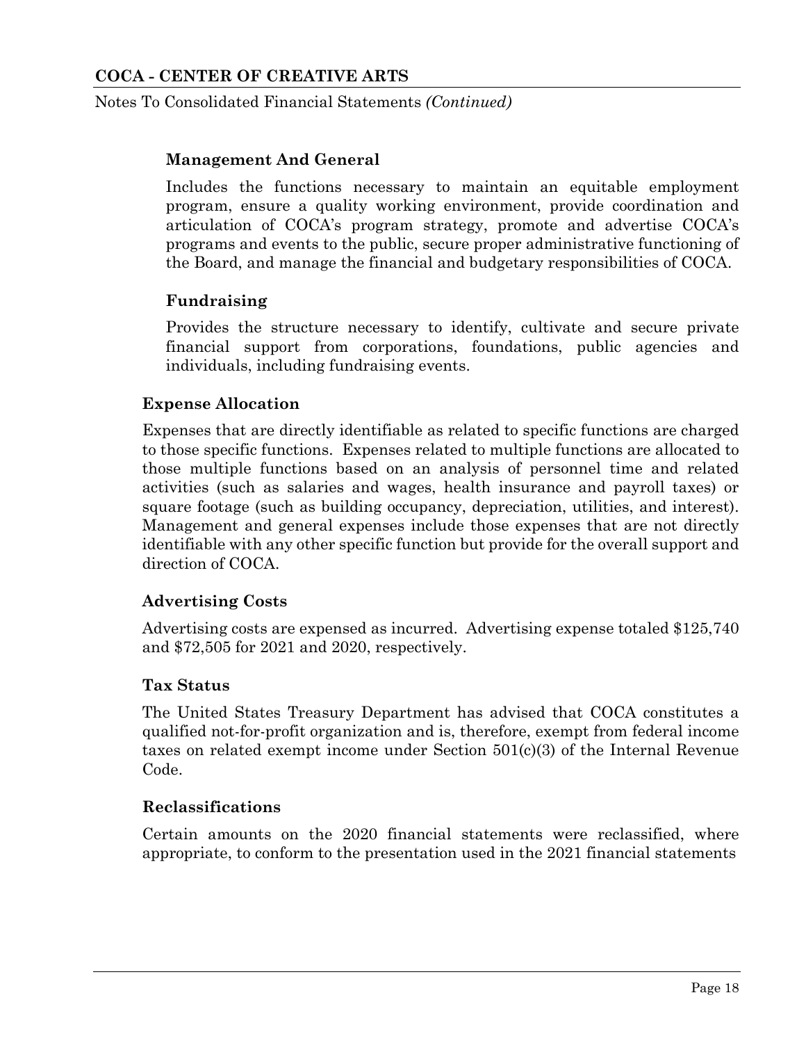#### Management And General

Includes the functions necessary to maintain an equitable employment program, ensure a quality working environment, provide coordination and articulation of COCA's program strategy, promote and advertise COCA's programs and events to the public, secure proper administrative functioning of the Board, and manage the financial and budgetary responsibilities of COCA.

#### Fundraising

Provides the structure necessary to identify, cultivate and secure private financial support from corporations, foundations, public agencies and individuals, including fundraising events.

### Expense Allocation

Expenses that are directly identifiable as related to specific functions are charged to those specific functions. Expenses related to multiple functions are allocated to those multiple functions based on an analysis of personnel time and related activities (such as salaries and wages, health insurance and payroll taxes) or square footage (such as building occupancy, depreciation, utilities, and interest). Management and general expenses include those expenses that are not directly identifiable with any other specific function but provide for the overall support and direction of COCA.

### Advertising Costs

Advertising costs are expensed as incurred. Advertising expense totaled $125,740 and $72,505 for 2021 and 2020, respectively.

### Tax Status

The United States Treasury Department has advised that COCA constitutes a qualified not-for-profit organization and is, therefore, exempt from federal income taxes on related exempt income under Section 501(c)(3) of the Internal Revenue Code.

### Reclassifications

Certain amounts on the 2020 financial statements were reclassified, where appropriate, to conform to the presentation used in the 2021 financial statements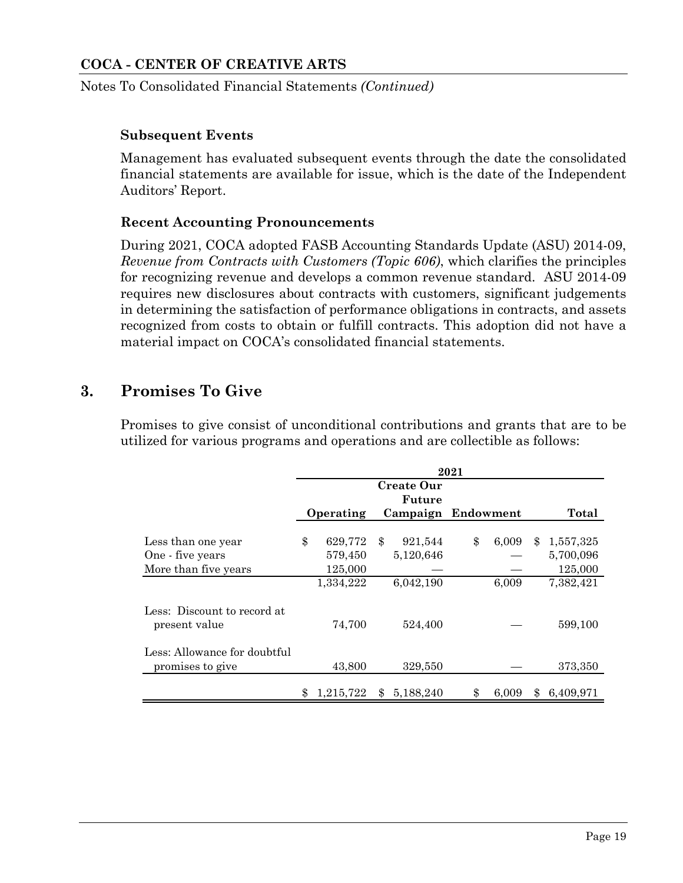**Subsequent Events**

Management has evaluated subsequent events through the date the consolidated financial statements are available for issue, which is the date of the Independent Auditors' Report.

**Recent Accounting Pronouncements**

During 2021, COCA adopted FASB Accounting Standards Update (ASU) 2014-09, *Revenue from Contracts with Customers (Topic 606)*, which clarifies the principles for recognizing revenue and develops a common revenue standard. ASU 2014-09 requires new disclosures about contracts with customers, significant judgements in determining the satisfaction of performance obligations in contracts, and assets recognized from costs to obtain or fulfill contracts. This adoption did not have a material impact on COCA's consolidated financial statements.

## 3. Promises To Give

Promises to give consist of unconditional contributions and grants that are to be utilized for various programs and operations and are collectible as follows:

| | 2021 | | | |
|---|---|---|---|---|
| | **Operating** | **Create Our Future Campaign** | **Endowment** | **Total** |
| Less than one year | $ 629,772 | $ 921,544 | $ 6,009 | $ 1,557,325 |
| One - five years | 579,450 | 5,120,646 | — | 5,700,096 |
| More than five years | 125,000 | — | — | 125,000 |
| | 1,334,222 | 6,042,190 | 6,009 | 7,382,421 |
| Less: Discount to record at present value | 74,700 | 524,400 | — | 599,100 |
| Less: Allowance for doubtful promises to give | 43,800 | 329,550 | — | 373,350 |
| | $ 1,215,722 | $ 5,188,240 | $ 6,009 | $ 6,409,971 |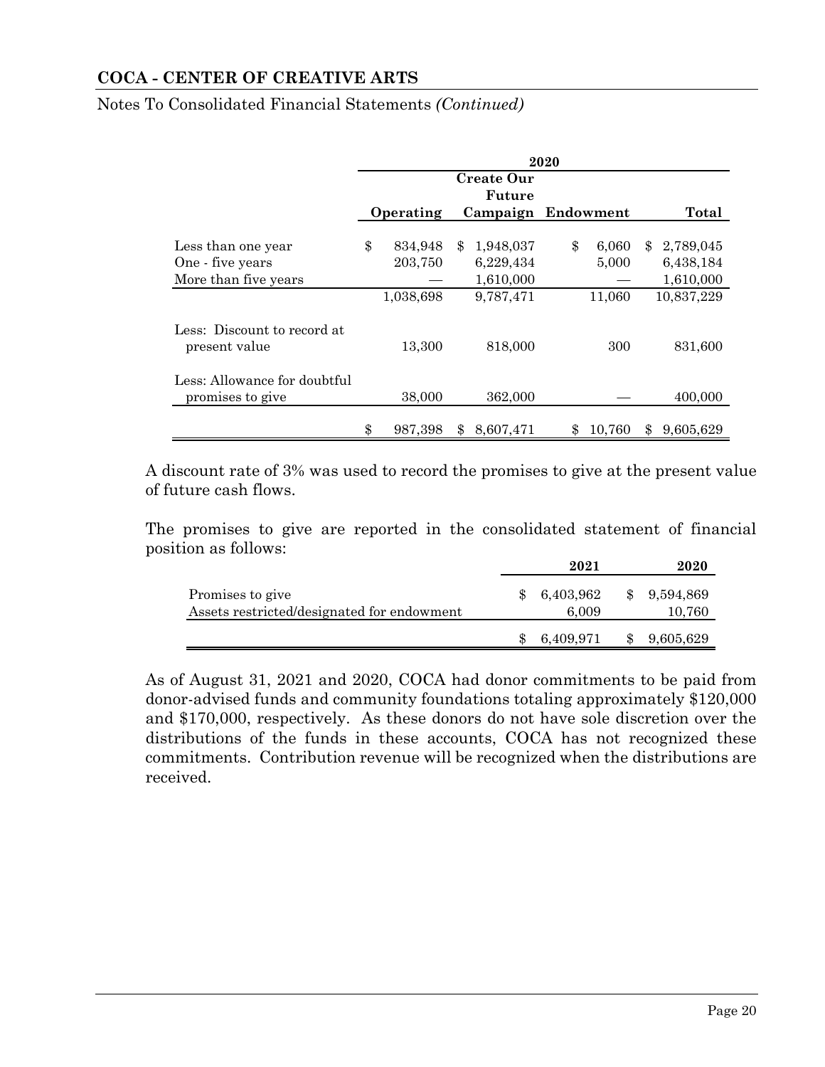| | 2020 | | | |
|---|---|---|---|---|
| | Operating | Create Our Future Campaign | Endowment | Total |
| Less than one year | $ 834,948 | $ 1,948,037 | $ 6,060 | $ 2,789,045 |
| One - five years | 203,750 | 6,229,434 | 5,000 | 6,438,184 |
| More than five years | — | 1,610,000 | — | 1,610,000 |
| | 1,038,698 | 9,787,471 | 11,060 | 10,837,229 |
| Less: Discount to record at present value | 13,300 | 818,000 | 300 | 831,600 |
| Less: Allowance for doubtful promises to give | 38,000 | 362,000 | — | 400,000 |
| | $ 987,398 | $ 8,607,471 | $ 10,760 | $ 9,605,629 |

A discount rate of 3% was used to record the promises to give at the present value of future cash flows.

The promises to give are reported in the consolidated statement of financial position as follows:

| | 2021 | 2020 |
|---|---|---|
| Promises to give | $ 6,403,962 | $ 9,594,869 |
| Assets restricted/designated for endowment | 6,009 | 10,760 |
| | $ 6,409,971 | $ 9,605,629 |

As of August 31, 2021 and 2020, COCA had donor commitments to be paid from donor-advised funds and community foundations totaling approximately $120,000 and $170,000, respectively. As these donors do not have sole discretion over the distributions of the funds in these accounts, COCA has not recognized these commitments. Contribution revenue will be recognized when the distributions are received.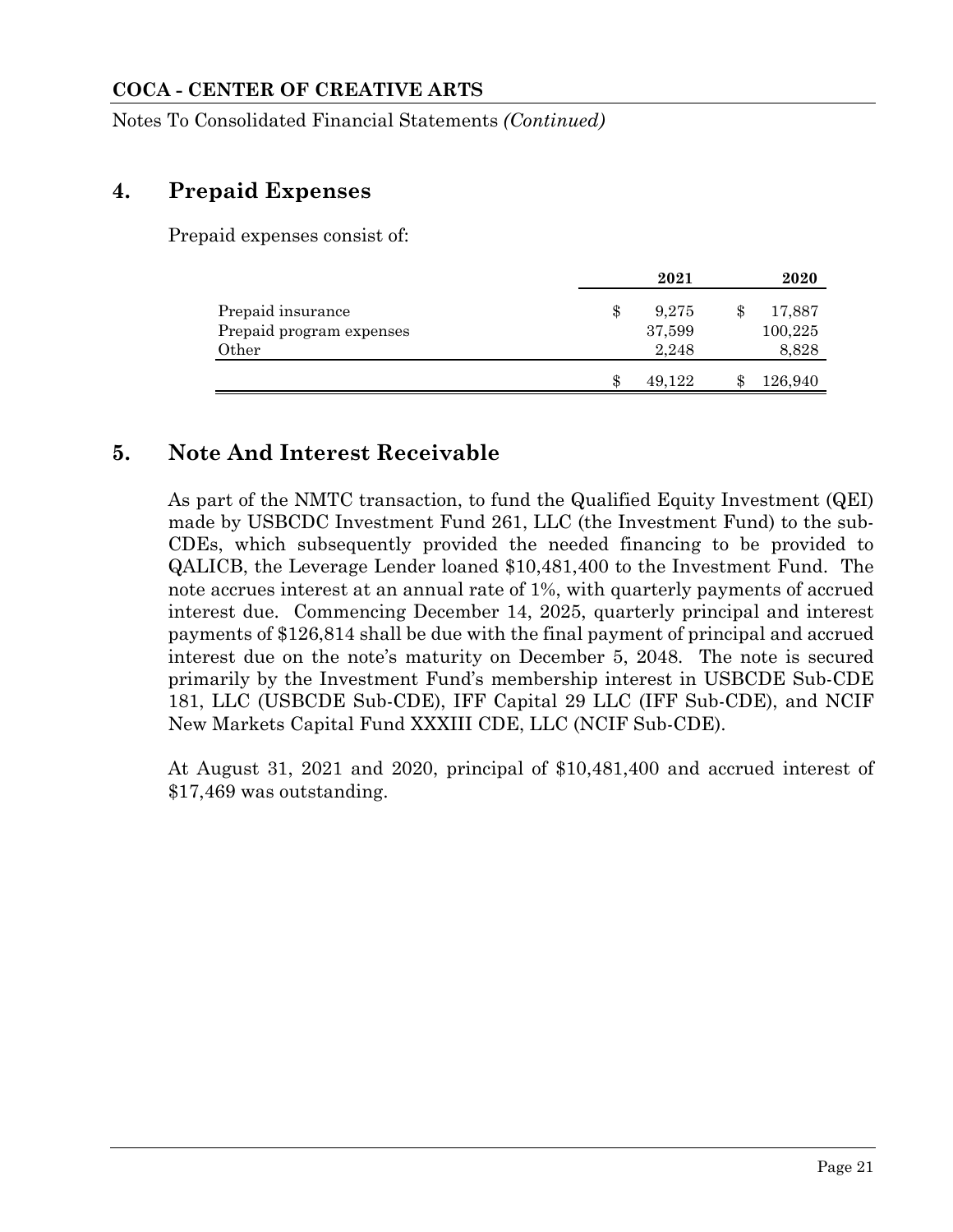**COCA - CENTER OF CREATIVE ARTS**

Notes To Consolidated Financial Statements *(Continued)*

## 4. Prepaid Expenses

Prepaid expenses consist of:

| | 2021 | 2020 |
|---|---|---|
| Prepaid insurance | $ 9,275 | $ 17,887 |
| Prepaid program expenses | 37,599 | 100,225 |
| Other | 2,248 | 8,828 |
| | $ 49,122 | $ 126,940 |

## 5. Note And Interest Receivable

As part of the NMTC transaction, to fund the Qualified Equity Investment (QEI) made by USBCDC Investment Fund 261, LLC (the Investment Fund) to the sub-CDEs, which subsequently provided the needed financing to be provided to QALICB, the Leverage Lender loaned $10,481,400 to the Investment Fund. The note accrues interest at an annual rate of 1%, with quarterly payments of accrued interest due. Commencing December 14, 2025, quarterly principal and interest payments of $126,814 shall be due with the final payment of principal and accrued interest due on the note's maturity on December 5, 2048. The note is secured primarily by the Investment Fund's membership interest in USBCDE Sub-CDE 181, LLC (USBCDE Sub-CDE), IFF Capital 29 LLC (IFF Sub-CDE), and NCIF New Markets Capital Fund XXXIII CDE, LLC (NCIF Sub-CDE).

At August 31, 2021 and 2020, principal of $10,481,400 and accrued interest of $17,469 was outstanding.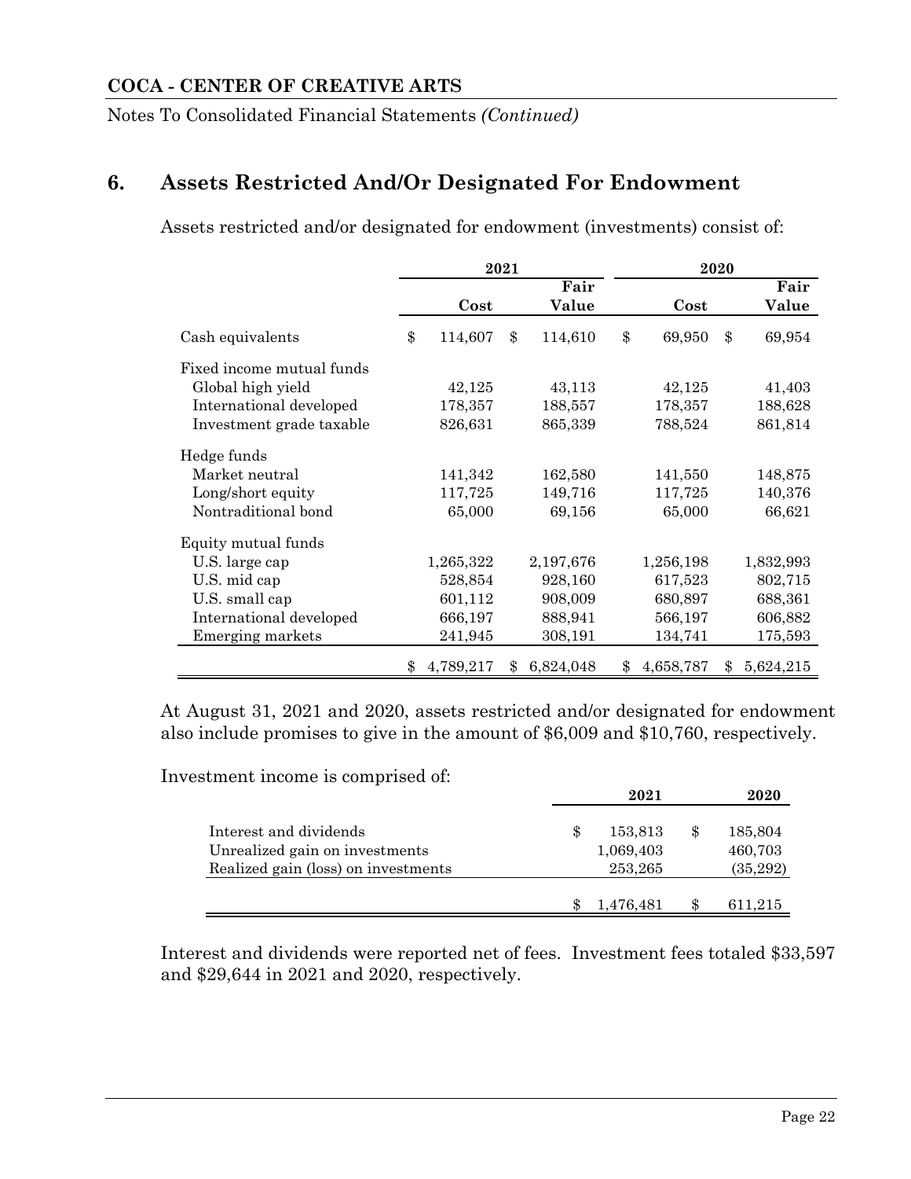**COCA - CENTER OF CREATIVE ARTS**

Notes To Consolidated Financial Statements *(Continued)*

## 6. Assets Restricted And/Or Designated For Endowment

Assets restricted and/or designated for endowment (investments) consist of:

| | 2021 | | 2020 | |
|---|---|---|---|---|
| | Cost | Fair Value | Cost | Fair Value |
| Cash equivalents | $ 114,607 | $ 114,610 | $ 69,950 | $ 69,954 |
| Fixed income mutual funds | | | | |
| Global high yield | 42,125 | 43,113 | 42,125 | 41,403 |
| International developed | 178,357 | 188,557 | 178,357 | 188,628 |
| Investment grade taxable | 826,631 | 865,339 | 788,524 | 861,814 |
| Hedge funds | | | | |
| Market neutral | 141,342 | 162,580 | 141,550 | 148,875 |
| Long/short equity | 117,725 | 149,716 | 117,725 | 140,376 |
| Nontraditional bond | 65,000 | 69,156 | 65,000 | 66,621 |
| Equity mutual funds | | | | |
| U.S. large cap | 1,265,322 | 2,197,676 | 1,256,198 | 1,832,993 |
| U.S. mid cap | 528,854 | 928,160 | 617,523 | 802,715 |
| U.S. small cap | 601,112 | 908,009 | 680,897 | 688,361 |
| International developed | 666,197 | 888,941 | 566,197 | 606,882 |
| Emerging markets | 241,945 | 308,191 | 134,741 | 175,593 |
| | $ 4,789,217 | $ 6,824,048 | $ 4,658,787 | $ 5,624,215 |

At August 31, 2021 and 2020, assets restricted and/or designated for endowment also include promises to give in the amount of $6,009 and $10,760, respectively.

Investment income is comprised of:

| | 2021 | 2020 |
|---|---|---|
| Interest and dividends | $ 153,813 | $ 185,804 |
| Unrealized gain on investments | 1,069,403 | 460,703 |
| Realized gain (loss) on investments | 253,265 | (35,292) |
| | $ 1,476,481 | $ 611,215 |

Interest and dividends were reported net of fees. Investment fees totaled $33,597 and $29,644 in 2021 and 2020, respectively.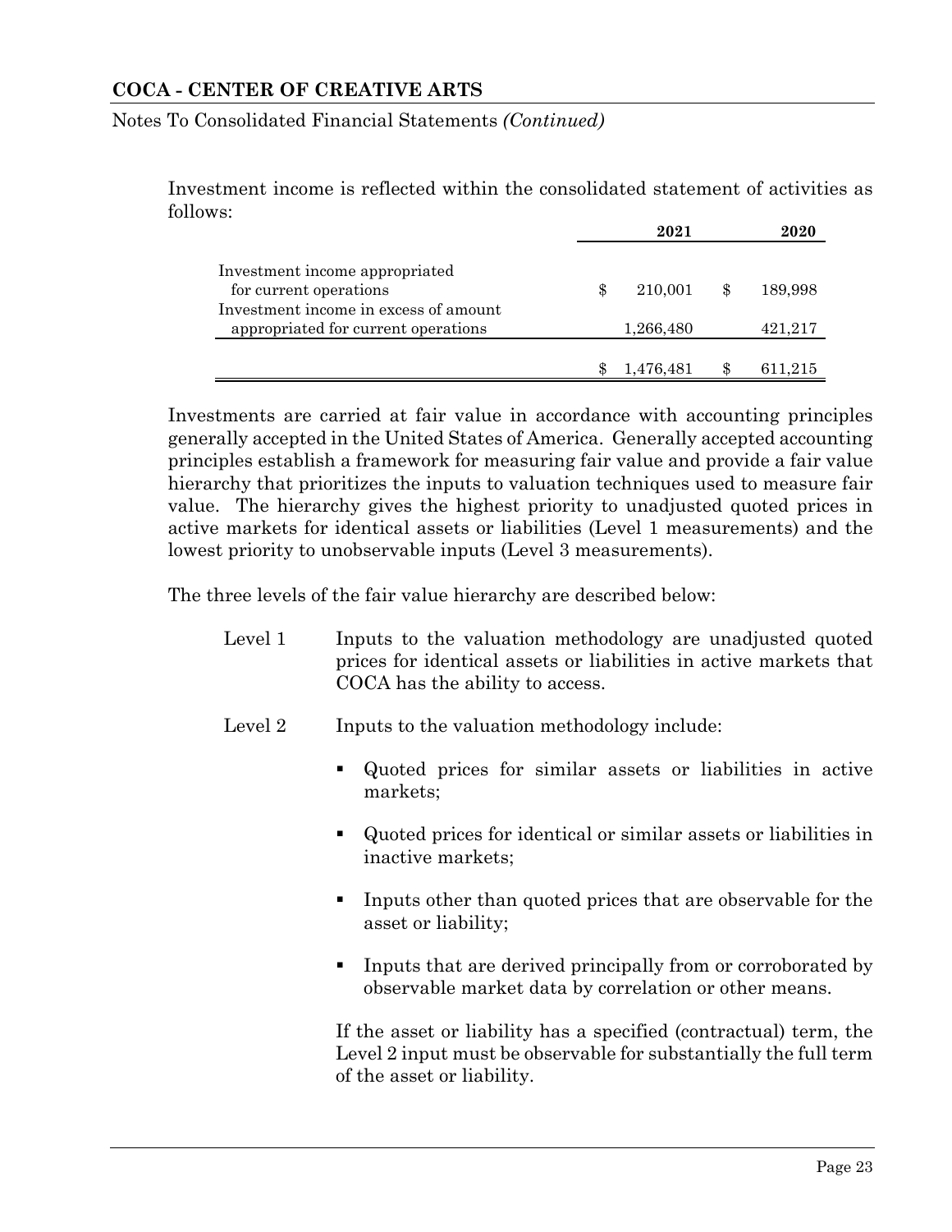Investment income is reflected within the consolidated statement of activities as follows:

| | 2021 | 2020 |
|---|---|---|
| Investment income appropriated for current operations | $ 210,001 | $ 189,998 |
| Investment income in excess of amount appropriated for current operations | 1,266,480 | 421,217 |
| | $ 1,476,481 | $ 611,215 |

Investments are carried at fair value in accordance with accounting principles generally accepted in the United States of America. Generally accepted accounting principles establish a framework for measuring fair value and provide a fair value hierarchy that prioritizes the inputs to valuation techniques used to measure fair value. The hierarchy gives the highest priority to unadjusted quoted prices in active markets for identical assets or liabilities (Level 1 measurements) and the lowest priority to unobservable inputs (Level 3 measurements).

The three levels of the fair value hierarchy are described below:

Level 1 Inputs to the valuation methodology are unadjusted quoted prices for identical assets or liabilities in active markets that COCA has the ability to access.

Level 2 Inputs to the valuation methodology include:

- Quoted prices for similar assets or liabilities in active markets;
- Quoted prices for identical or similar assets or liabilities in inactive markets;
- Inputs other than quoted prices that are observable for the asset or liability;
- Inputs that are derived principally from or corroborated by observable market data by correlation or other means.

If the asset or liability has a specified (contractual) term, the Level 2 input must be observable for substantially the full term of the asset or liability.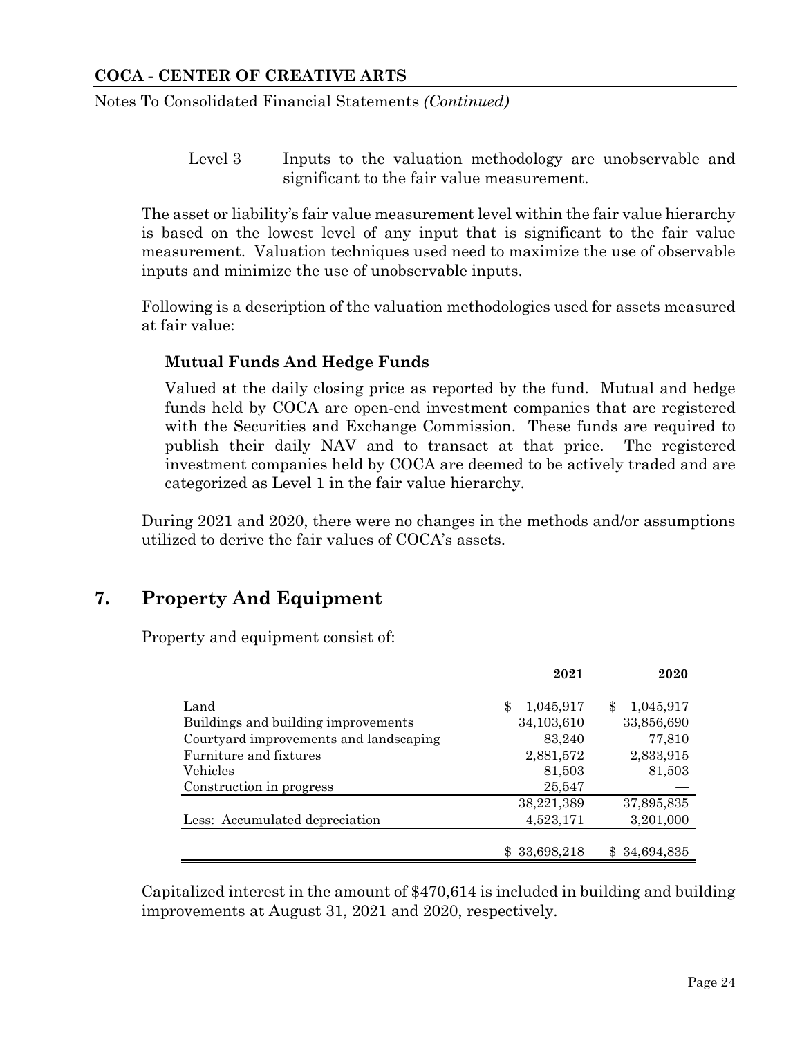Level 3 Inputs to the valuation methodology are unobservable and significant to the fair value measurement.

The asset or liability's fair value measurement level within the fair value hierarchy is based on the lowest level of any input that is significant to the fair value measurement. Valuation techniques used need to maximize the use of observable inputs and minimize the use of unobservable inputs.

Following is a description of the valuation methodologies used for assets measured at fair value:

**Mutual Funds And Hedge Funds**

Valued at the daily closing price as reported by the fund. Mutual and hedge funds held by COCA are open-end investment companies that are registered with the Securities and Exchange Commission. These funds are required to publish their daily NAV and to transact at that price. The registered investment companies held by COCA are deemed to be actively traded and are categorized as Level 1 in the fair value hierarchy.

During 2021 and 2020, there were no changes in the methods and/or assumptions utilized to derive the fair values of COCA's assets.

## 7. Property And Equipment

Property and equipment consist of:

| | 2021 | 2020 |
|---|---|---|
| Land | $ 1,045,917 | $ 1,045,917 |
| Buildings and building improvements | 34,103,610 | 33,856,690 |
| Courtyard improvements and landscaping | 83,240 | 77,810 |
| Furniture and fixtures | 2,881,572 | 2,833,915 |
| Vehicles | 81,503 | 81,503 |
| Construction in progress | 25,547 | — |
| | 38,221,389 | 37,895,835 |
| Less: Accumulated depreciation | 4,523,171 | 3,201,000 |
| | $ 33,698,218 | $ 34,694,835 |

Capitalized interest in the amount of $470,614 is included in building and building improvements at August 31, 2021 and 2020, respectively.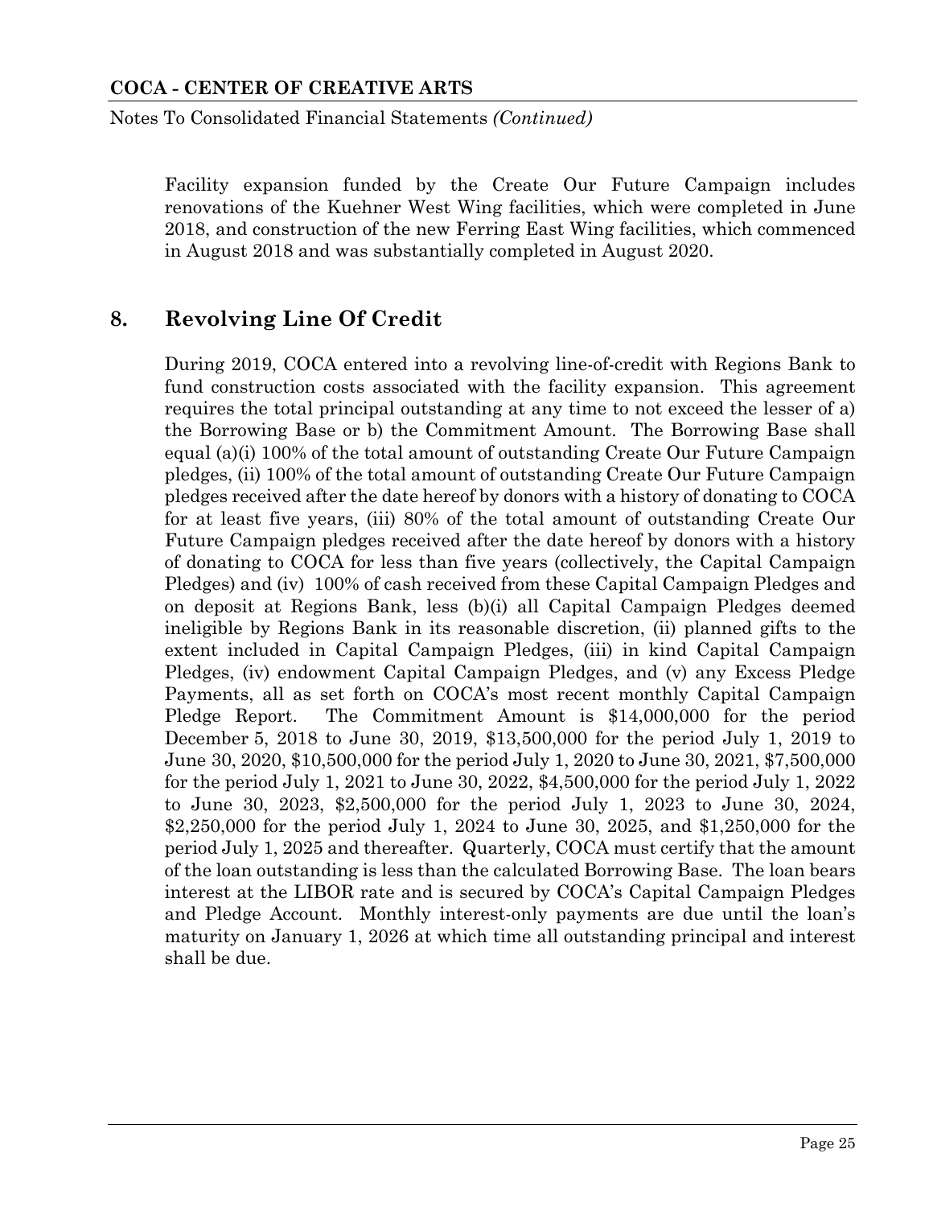Facility expansion funded by the Create Our Future Campaign includes renovations of the Kuehner West Wing facilities, which were completed in June 2018, and construction of the new Ferring East Wing facilities, which commenced in August 2018 and was substantially completed in August 2020.

## 8. Revolving Line Of Credit

During 2019, COCA entered into a revolving line-of-credit with Regions Bank to fund construction costs associated with the facility expansion. This agreement requires the total principal outstanding at any time to not exceed the lesser of a) the Borrowing Base or b) the Commitment Amount. The Borrowing Base shall equal (a)(i) 100% of the total amount of outstanding Create Our Future Campaign pledges, (ii) 100% of the total amount of outstanding Create Our Future Campaign pledges received after the date hereof by donors with a history of donating to COCA for at least five years, (iii) 80% of the total amount of outstanding Create Our Future Campaign pledges received after the date hereof by donors with a history of donating to COCA for less than five years (collectively, the Capital Campaign Pledges) and (iv) 100% of cash received from these Capital Campaign Pledges and on deposit at Regions Bank, less (b)(i) all Capital Campaign Pledges deemed ineligible by Regions Bank in its reasonable discretion, (ii) planned gifts to the extent included in Capital Campaign Pledges, (iii) in kind Capital Campaign Pledges, (iv) endowment Capital Campaign Pledges, and (v) any Excess Pledge Payments, all as set forth on COCA's most recent monthly Capital Campaign Pledge Report. The Commitment Amount is $14,000,000 for the period December 5, 2018 to June 30, 2019, $13,500,000 for the period July 1, 2019 to June 30, 2020, $10,500,000 for the period July 1, 2020 to June 30, 2021, $7,500,000 for the period July 1, 2021 to June 30, 2022, $4,500,000 for the period July 1, 2022 to June 30, 2023, $2,500,000 for the period July 1, 2023 to June 30, 2024, $2,250,000 for the period July 1, 2024 to June 30, 2025, and $1,250,000 for the period July 1, 2025 and thereafter. Quarterly, COCA must certify that the amount of the loan outstanding is less than the calculated Borrowing Base. The loan bears interest at the LIBOR rate and is secured by COCA's Capital Campaign Pledges and Pledge Account. Monthly interest-only payments are due until the loan's maturity on January 1, 2026 at which time all outstanding principal and interest shall be due.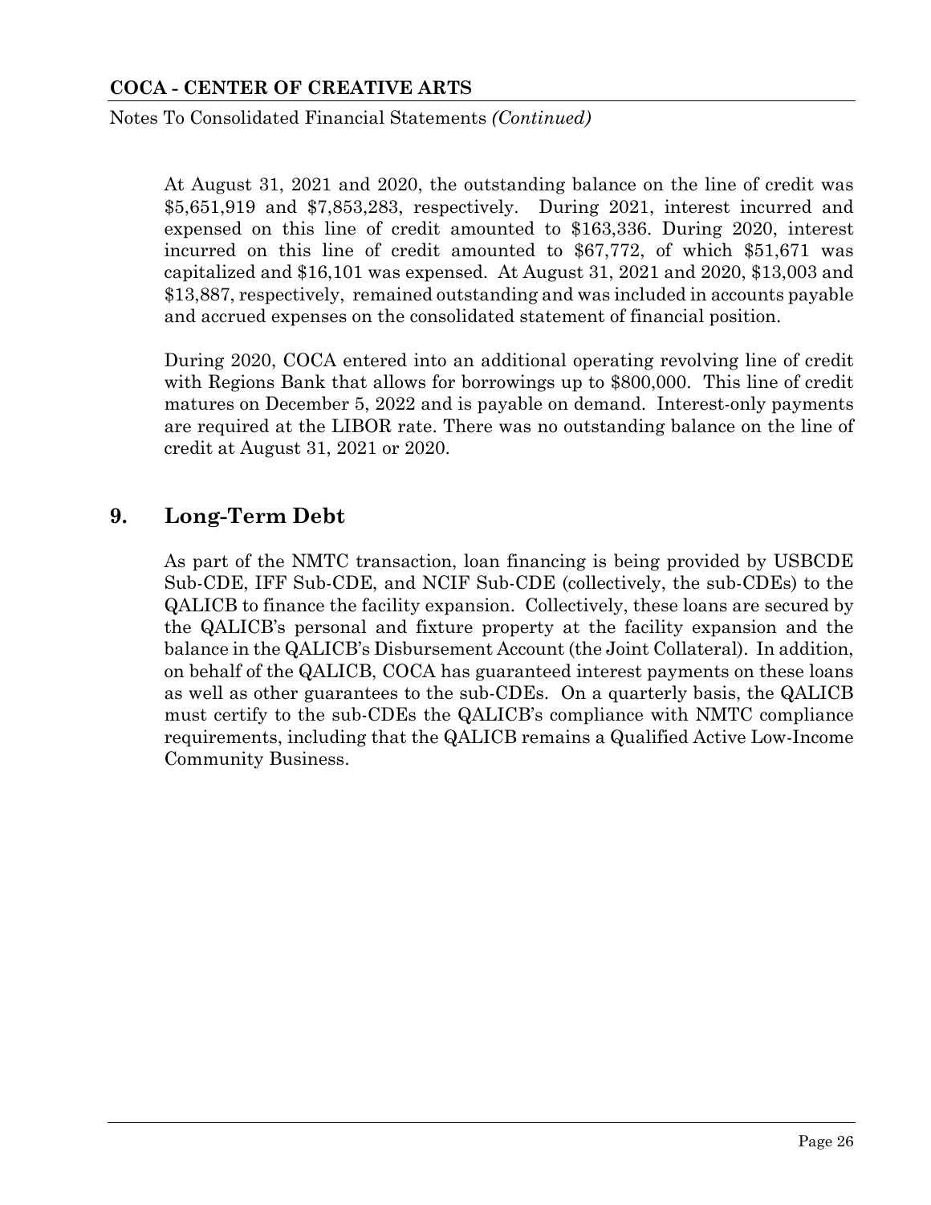At August 31, 2021 and 2020, the outstanding balance on the line of credit was $5,651,919 and $7,853,283, respectively. During 2021, interest incurred and expensed on this line of credit amounted to $163,336. During 2020, interest incurred on this line of credit amounted to $67,772, of which $51,671 was capitalized and $16,101 was expensed. At August 31, 2021 and 2020, $13,003 and $13,887, respectively, remained outstanding and was included in accounts payable and accrued expenses on the consolidated statement of financial position.

During 2020, COCA entered into an additional operating revolving line of credit with Regions Bank that allows for borrowings up to $800,000. This line of credit matures on December 5, 2022 and is payable on demand. Interest-only payments are required at the LIBOR rate. There was no outstanding balance on the line of credit at August 31, 2021 or 2020.

## 9. Long-Term Debt

As part of the NMTC transaction, loan financing is being provided by USBCDE Sub-CDE, IFF Sub-CDE, and NCIF Sub-CDE (collectively, the sub-CDEs) to the QALICB to finance the facility expansion. Collectively, these loans are secured by the QALICB's personal and fixture property at the facility expansion and the balance in the QALICB's Disbursement Account (the Joint Collateral). In addition, on behalf of the QALICB, COCA has guaranteed interest payments on these loans as well as other guarantees to the sub-CDEs. On a quarterly basis, the QALICB must certify to the sub-CDEs the QALICB's compliance with NMTC compliance requirements, including that the QALICB remains a Qualified Active Low-Income Community Business.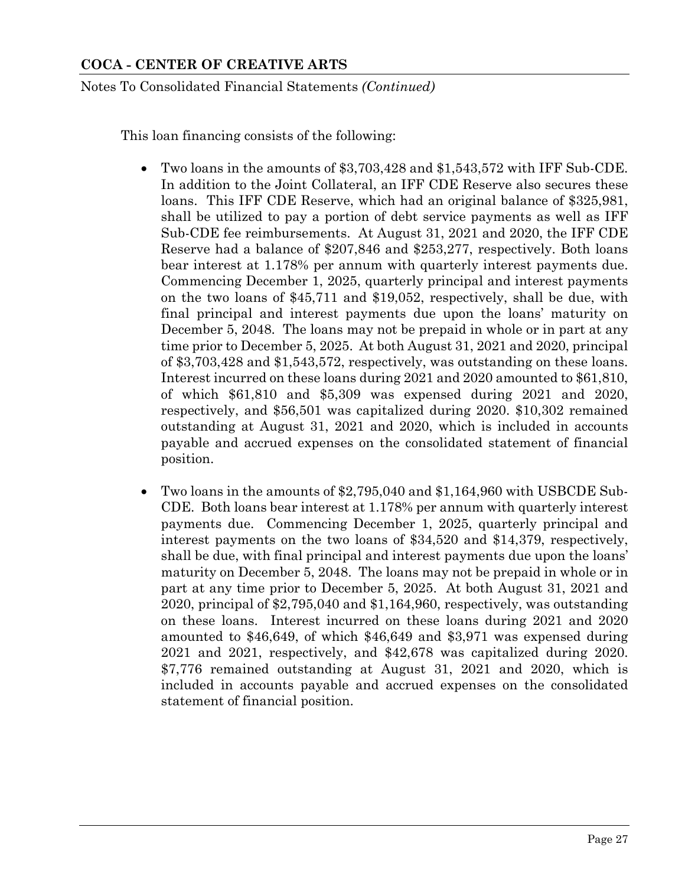This loan financing consists of the following:

- Two loans in the amounts of $3,703,428 and $1,543,572 with IFF Sub-CDE. In addition to the Joint Collateral, an IFF CDE Reserve also secures these loans. This IFF CDE Reserve, which had an original balance of $325,981, shall be utilized to pay a portion of debt service payments as well as IFF Sub-CDE fee reimbursements. At August 31, 2021 and 2020, the IFF CDE Reserve had a balance of $207,846 and $253,277, respectively. Both loans bear interest at 1.178% per annum with quarterly interest payments due. Commencing December 1, 2025, quarterly principal and interest payments on the two loans of $45,711 and $19,052, respectively, shall be due, with final principal and interest payments due upon the loans' maturity on December 5, 2048. The loans may not be prepaid in whole or in part at any time prior to December 5, 2025. At both August 31, 2021 and 2020, principal of $3,703,428 and $1,543,572, respectively, was outstanding on these loans. Interest incurred on these loans during 2021 and 2020 amounted to $61,810, of which $61,810 and $5,309 was expensed during 2021 and 2020, respectively, and $56,501 was capitalized during 2020. $10,302 remained outstanding at August 31, 2021 and 2020, which is included in accounts payable and accrued expenses on the consolidated statement of financial position.

- Two loans in the amounts of $2,795,040 and $1,164,960 with USBCDE Sub-CDE. Both loans bear interest at 1.178% per annum with quarterly interest payments due. Commencing December 1, 2025, quarterly principal and interest payments on the two loans of $34,520 and $14,379, respectively, shall be due, with final principal and interest payments due upon the loans' maturity on December 5, 2048. The loans may not be prepaid in whole or in part at any time prior to December 5, 2025. At both August 31, 2021 and 2020, principal of $2,795,040 and $1,164,960, respectively, was outstanding on these loans. Interest incurred on these loans during 2021 and 2020 amounted to $46,649, of which $46,649 and $3,971 was expensed during 2021 and 2021, respectively, and $42,678 was capitalized during 2020. $7,776 remained outstanding at August 31, 2021 and 2020, which is included in accounts payable and accrued expenses on the consolidated statement of financial position.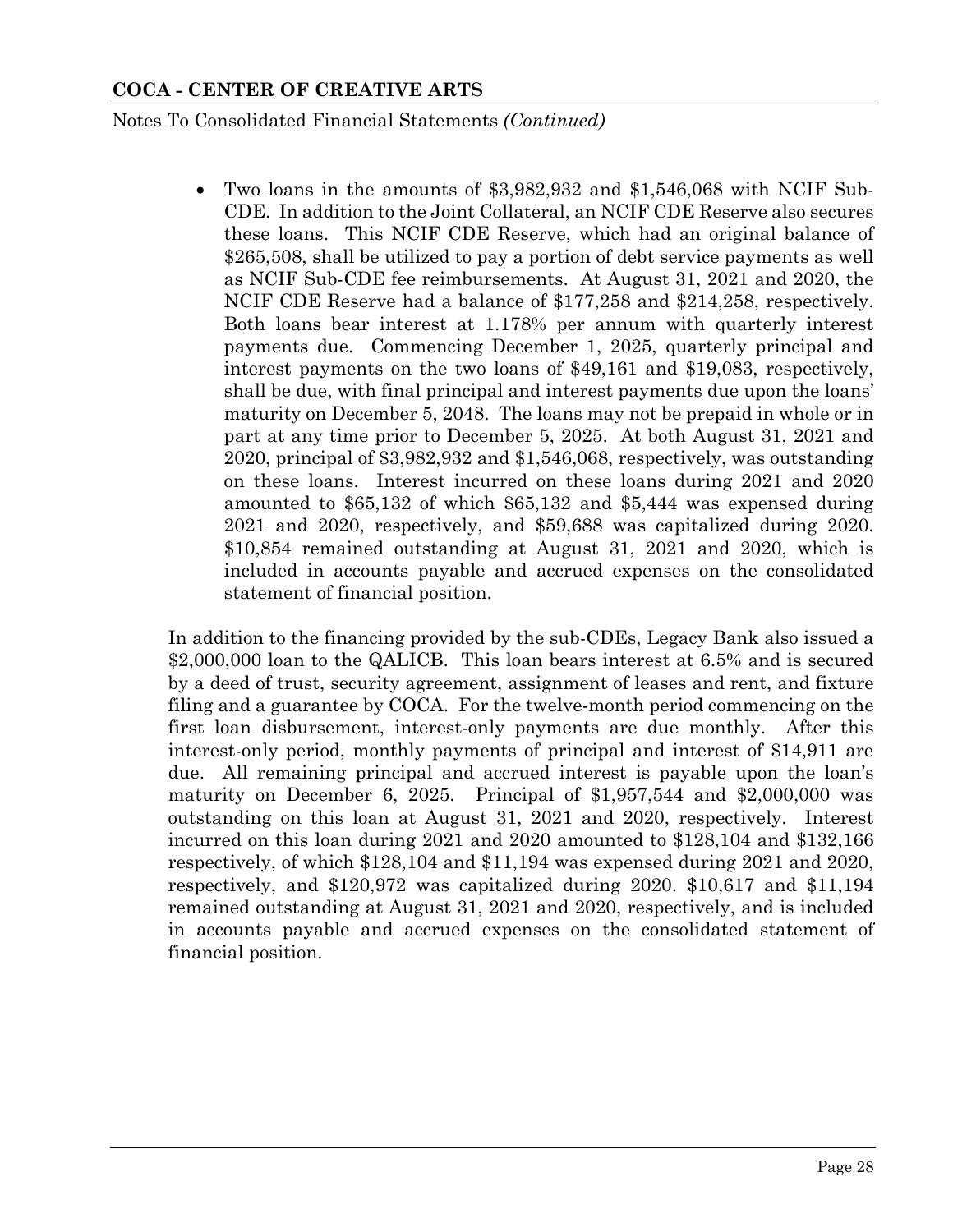- Two loans in the amounts of $3,982,932 and $1,546,068 with NCIF Sub-CDE. In addition to the Joint Collateral, an NCIF CDE Reserve also secures these loans. This NCIF CDE Reserve, which had an original balance of $265,508, shall be utilized to pay a portion of debt service payments as well as NCIF Sub-CDE fee reimbursements. At August 31, 2021 and 2020, the NCIF CDE Reserve had a balance of $177,258 and $214,258, respectively. Both loans bear interest at 1.178% per annum with quarterly interest payments due. Commencing December 1, 2025, quarterly principal and interest payments on the two loans of $49,161 and $19,083, respectively, shall be due, with final principal and interest payments due upon the loans' maturity on December 5, 2048. The loans may not be prepaid in whole or in part at any time prior to December 5, 2025. At both August 31, 2021 and 2020, principal of $3,982,932 and $1,546,068, respectively, was outstanding on these loans. Interest incurred on these loans during 2021 and 2020 amounted to $65,132 of which $65,132 and $5,444 was expensed during 2021 and 2020, respectively, and $59,688 was capitalized during 2020. $10,854 remained outstanding at August 31, 2021 and 2020, which is included in accounts payable and accrued expenses on the consolidated statement of financial position.

In addition to the financing provided by the sub-CDEs, Legacy Bank also issued a $2,000,000 loan to the QALICB. This loan bears interest at 6.5% and is secured by a deed of trust, security agreement, assignment of leases and rent, and fixture filing and a guarantee by COCA. For the twelve-month period commencing on the first loan disbursement, interest-only payments are due monthly. After this interest-only period, monthly payments of principal and interest of $14,911 are due. All remaining principal and accrued interest is payable upon the loan's maturity on December 6, 2025. Principal of $1,957,544 and $2,000,000 was outstanding on this loan at August 31, 2021 and 2020, respectively. Interest incurred on this loan during 2021 and 2020 amounted to $128,104 and $132,166 respectively, of which $128,104 and $11,194 was expensed during 2021 and 2020, respectively, and $120,972 was capitalized during 2020. $10,617 and $11,194 remained outstanding at August 31, 2021 and 2020, respectively, and is included in accounts payable and accrued expenses on the consolidated statement of financial position.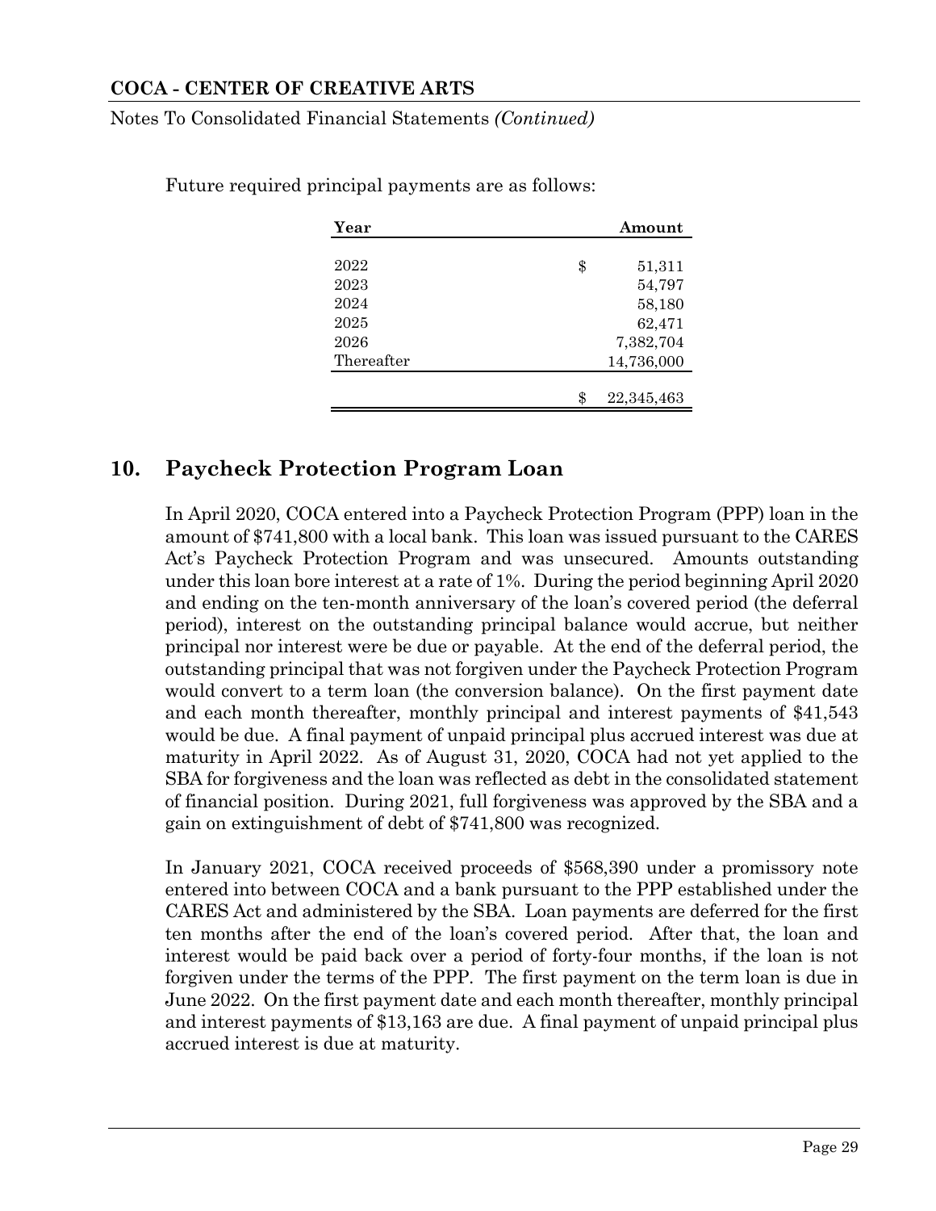Future required principal payments are as follows:

| Year | Amount |
|---|---|
| 2022 | $ 51,311 |
| 2023 | 54,797 |
| 2024 | 58,180 |
| 2025 | 62,471 |
| 2026 | 7,382,704 |
| Thereafter | 14,736,000 |
| | $ 22,345,463 |

## 10. Paycheck Protection Program Loan

In April 2020, COCA entered into a Paycheck Protection Program (PPP) loan in the amount of $741,800 with a local bank. This loan was issued pursuant to the CARES Act's Paycheck Protection Program and was unsecured. Amounts outstanding under this loan bore interest at a rate of 1%. During the period beginning April 2020 and ending on the ten-month anniversary of the loan's covered period (the deferral period), interest on the outstanding principal balance would accrue, but neither principal nor interest were be due or payable. At the end of the deferral period, the outstanding principal that was not forgiven under the Paycheck Protection Program would convert to a term loan (the conversion balance). On the first payment date and each month thereafter, monthly principal and interest payments of $41,543 would be due. A final payment of unpaid principal plus accrued interest was due at maturity in April 2022. As of August 31, 2020, COCA had not yet applied to the SBA for forgiveness and the loan was reflected as debt in the consolidated statement of financial position. During 2021, full forgiveness was approved by the SBA and a gain on extinguishment of debt of $741,800 was recognized.

In January 2021, COCA received proceeds of $568,390 under a promissory note entered into between COCA and a bank pursuant to the PPP established under the CARES Act and administered by the SBA. Loan payments are deferred for the first ten months after the end of the loan's covered period. After that, the loan and interest would be paid back over a period of forty-four months, if the loan is not forgiven under the terms of the PPP. The first payment on the term loan is due in June 2022. On the first payment date and each month thereafter, monthly principal and interest payments of $13,163 are due. A final payment of unpaid principal plus accrued interest is due at maturity.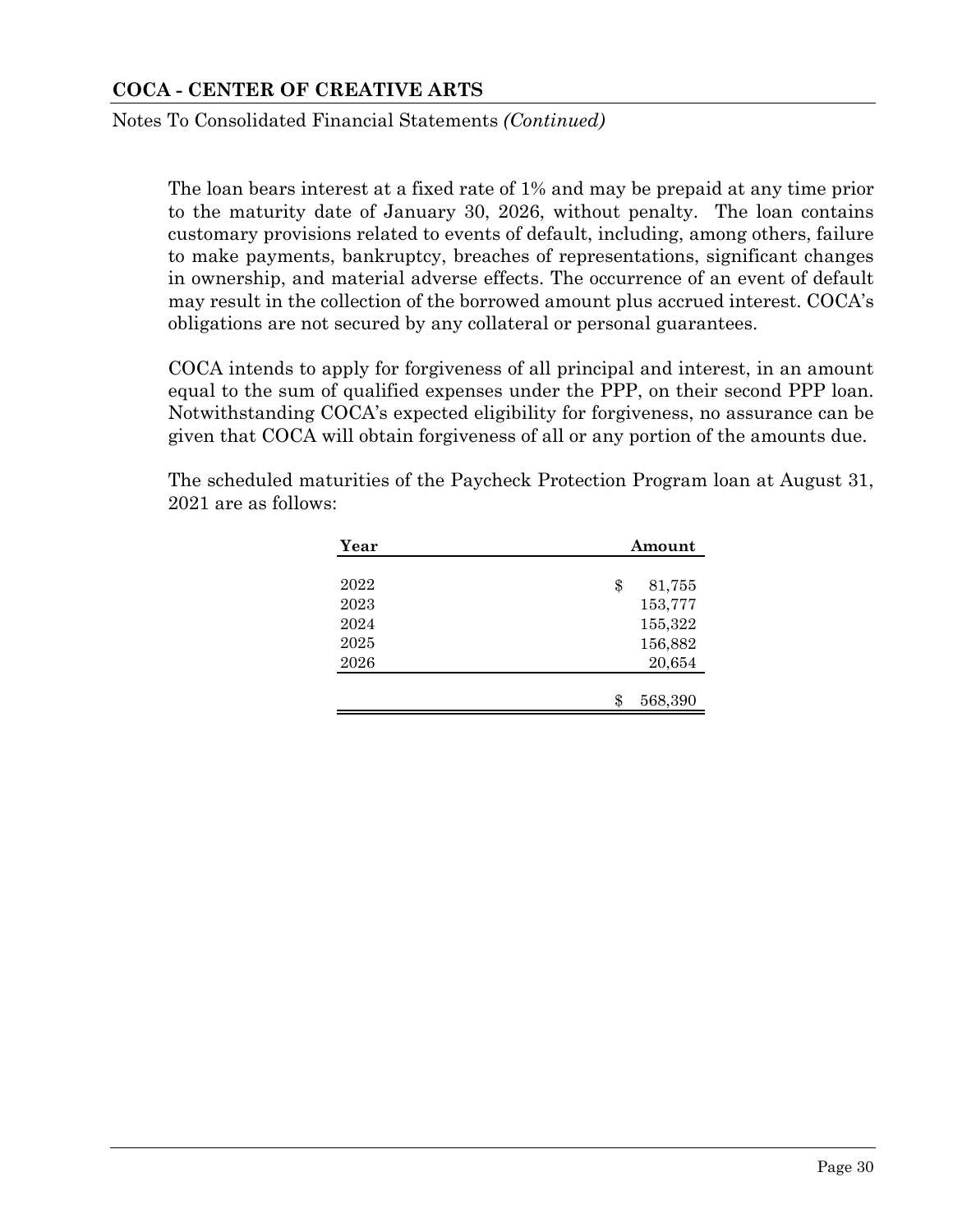The loan bears interest at a fixed rate of 1% and may be prepaid at any time prior to the maturity date of January 30, 2026, without penalty. The loan contains customary provisions related to events of default, including, among others, failure to make payments, bankruptcy, breaches of representations, significant changes in ownership, and material adverse effects. The occurrence of an event of default may result in the collection of the borrowed amount plus accrued interest. COCA's obligations are not secured by any collateral or personal guarantees.

COCA intends to apply for forgiveness of all principal and interest, in an amount equal to the sum of qualified expenses under the PPP, on their second PPP loan. Notwithstanding COCA's expected eligibility for forgiveness, no assurance can be given that COCA will obtain forgiveness of all or any portion of the amounts due.

The scheduled maturities of the Paycheck Protection Program loan at August 31, 2021 are as follows:

| Year | Amount |
|---|---|
| 2022 | $ 81,755 |
| 2023 | 153,777 |
| 2024 | 155,322 |
| 2025 | 156,882 |
| 2026 | 20,654 |
| | $ 568,390 |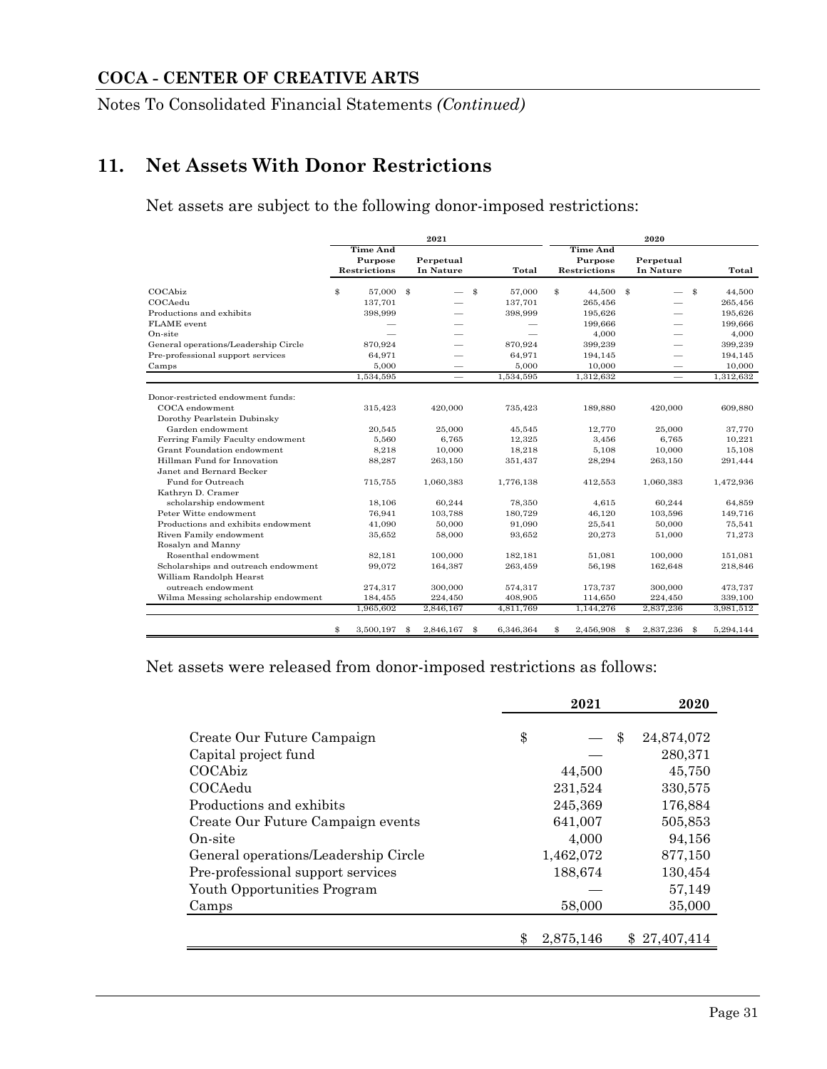## 11. Net Assets With Donor Restrictions

Net assets are subject to the following donor-imposed restrictions:

| | 2021 | | | 2020 | | |
|---|---|---|---|---|---|---|
| | Time And Purpose Restrictions | Perpetual In Nature | Total | Time And Purpose Restrictions | Perpetual In Nature | Total |
| COCAbiz | $ 57,000 | $ — | $ 57,000 | $ 44,500 | $ — | $ 44,500 |
| COCAedu | 137,701 | — | 137,701 | 265,456 | — | 265,456 |
| Productions and exhibits | 398,999 | — | 398,999 | 195,626 | — | 195,626 |
| FLAME event | — | — | — | 199,666 | — | 199,666 |
| On-site | — | — | — | 4,000 | — | 4,000 |
| General operations/Leadership Circle | 870,924 | — | 870,924 | 399,239 | — | 399,239 |
| Pre-professional support services | 64,971 | — | 64,971 | 194,145 | — | 194,145 |
| Camps | 5,000 | — | 5,000 | 10,000 | — | 10,000 |
| | 1,534,595 | — | 1,534,595 | 1,312,632 | — | 1,312,632 |
| Donor-restricted endowment funds: | | | | | | |
| COCA endowment | 315,423 | 420,000 | 735,423 | 189,880 | 420,000 | 609,880 |
| Dorothy Pearlstein Dubinsky Garden endowment | 20,545 | 25,000 | 45,545 | 12,770 | 25,000 | 37,770 |
| Ferring Family Faculty endowment | 5,560 | 6,765 | 12,325 | 3,456 | 6,765 | 10,221 |
| Grant Foundation endowment | 8,218 | 10,000 | 18,218 | 5,108 | 10,000 | 15,108 |
| Hillman Fund for Innovation | 88,287 | 263,150 | 351,437 | 28,294 | 263,150 | 291,444 |
| Janet and Bernard Becker Fund for Outreach | 715,755 | 1,060,383 | 1,776,138 | 412,553 | 1,060,383 | 1,472,936 |
| Kathryn D. Cramer scholarship endowment | 18,106 | 60,244 | 78,350 | 4,615 | 60,244 | 64,859 |
| Peter Witte endowment | 76,941 | 103,788 | 180,729 | 46,120 | 103,596 | 149,716 |
| Productions and exhibits endowment | 41,090 | 50,000 | 91,090 | 25,541 | 50,000 | 75,541 |
| Riven Family endowment | 35,652 | 58,000 | 93,652 | 20,273 | 51,000 | 71,273 |
| Rosalyn and Manny Rosenthal endowment | 82,181 | 100,000 | 182,181 | 51,081 | 100,000 | 151,081 |
| Scholarships and outreach endowment | 99,072 | 164,387 | 263,459 | 56,198 | 162,648 | 218,846 |
| William Randolph Hearst outreach endowment | 274,317 | 300,000 | 574,317 | 173,737 | 300,000 | 473,737 |
| Wilma Messing scholarship endowment | 184,455 | 224,450 | 408,905 | 114,650 | 224,450 | 339,100 |
| | 1,965,602 | 2,846,167 | 4,811,769 | 1,144,276 | 2,837,236 | 3,981,512 |
| | $ 3,500,197 | $ 2,846,167 | $ 6,346,364 | $ 2,456,908 | $ 2,837,236 | $ 5,294,144 |

Net assets were released from donor-imposed restrictions as follows:

| | 2021 | 2020 |
|---|---|---|
| Create Our Future Campaign | $ — | $ 24,874,072 |
| Capital project fund | — | 280,371 |
| COCAbiz | 44,500 | 45,750 |
| COCAedu | 231,524 | 330,575 |
| Productions and exhibits | 245,369 | 176,884 |
| Create Our Future Campaign events | 641,007 | 505,853 |
| On-site | 4,000 | 94,156 |
| General operations/Leadership Circle | 1,462,072 | 877,150 |
| Pre-professional support services | 188,674 | 130,454 |
| Youth Opportunities Program | — | 57,149 |
| Camps | 58,000 | 35,000 |
| | $ 2,875,146 | $ 27,407,414 |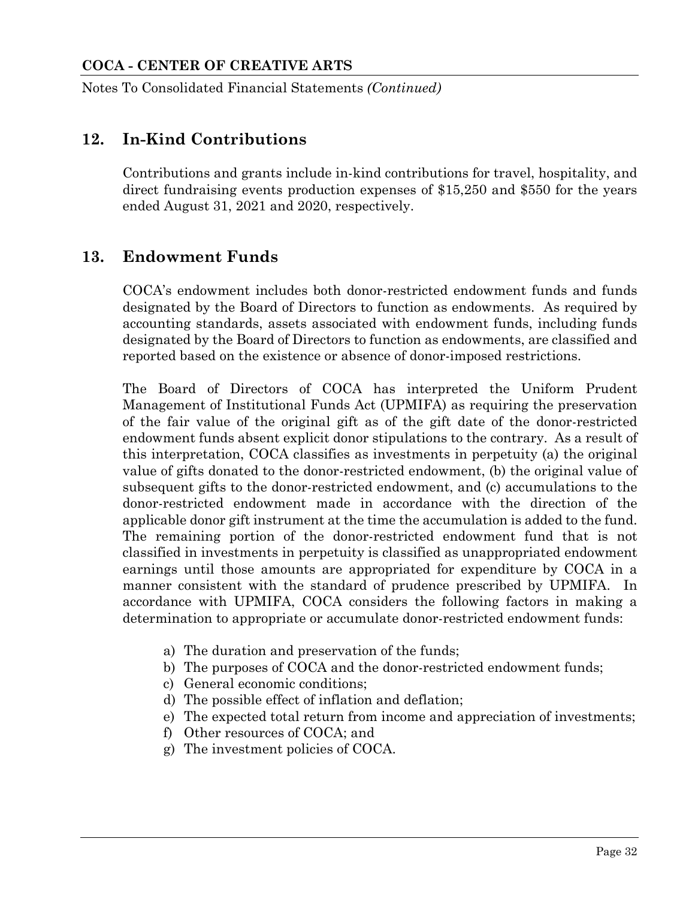## 12. In-Kind Contributions

Contributions and grants include in-kind contributions for travel, hospitality, and direct fundraising events production expenses of $15,250 and $550 for the years ended August 31, 2021 and 2020, respectively.

## 13. Endowment Funds

COCA's endowment includes both donor-restricted endowment funds and funds designated by the Board of Directors to function as endowments. As required by accounting standards, assets associated with endowment funds, including funds designated by the Board of Directors to function as endowments, are classified and reported based on the existence or absence of donor-imposed restrictions.

The Board of Directors of COCA has interpreted the Uniform Prudent Management of Institutional Funds Act (UPMIFA) as requiring the preservation of the fair value of the original gift as of the gift date of the donor-restricted endowment funds absent explicit donor stipulations to the contrary. As a result of this interpretation, COCA classifies as investments in perpetuity (a) the original value of gifts donated to the donor-restricted endowment, (b) the original value of subsequent gifts to the donor-restricted endowment, and (c) accumulations to the donor-restricted endowment made in accordance with the direction of the applicable donor gift instrument at the time the accumulation is added to the fund. The remaining portion of the donor-restricted endowment fund that is not classified in investments in perpetuity is classified as unappropriated endowment earnings until those amounts are appropriated for expenditure by COCA in a manner consistent with the standard of prudence prescribed by UPMIFA. In accordance with UPMIFA, COCA considers the following factors in making a determination to appropriate or accumulate donor-restricted endowment funds:

a) The duration and preservation of the funds;
b) The purposes of COCA and the donor-restricted endowment funds;
c) General economic conditions;
d) The possible effect of inflation and deflation;
e) The expected total return from income and appreciation of investments;
f) Other resources of COCA; and
g) The investment policies of COCA.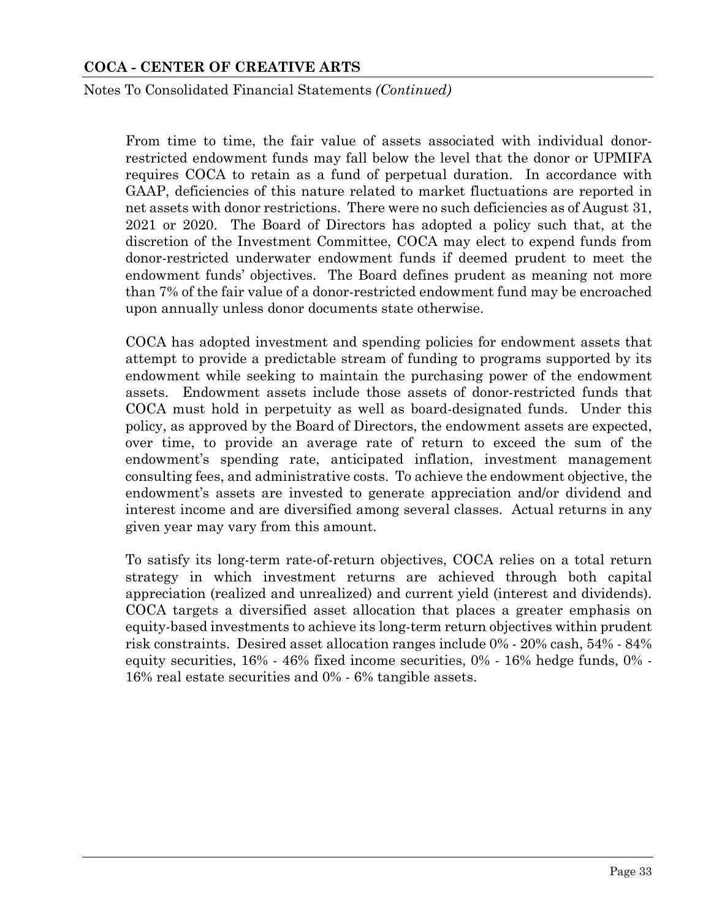From time to time, the fair value of assets associated with individual donor-restricted endowment funds may fall below the level that the donor or UPMIFA requires COCA to retain as a fund of perpetual duration. In accordance with GAAP, deficiencies of this nature related to market fluctuations are reported in net assets with donor restrictions. There were no such deficiencies as of August 31, 2021 or 2020. The Board of Directors has adopted a policy such that, at the discretion of the Investment Committee, COCA may elect to expend funds from donor-restricted underwater endowment funds if deemed prudent to meet the endowment funds' objectives. The Board defines prudent as meaning not more than 7% of the fair value of a donor-restricted endowment fund may be encroached upon annually unless donor documents state otherwise.

COCA has adopted investment and spending policies for endowment assets that attempt to provide a predictable stream of funding to programs supported by its endowment while seeking to maintain the purchasing power of the endowment assets. Endowment assets include those assets of donor-restricted funds that COCA must hold in perpetuity as well as board-designated funds. Under this policy, as approved by the Board of Directors, the endowment assets are expected, over time, to provide an average rate of return to exceed the sum of the endowment's spending rate, anticipated inflation, investment management consulting fees, and administrative costs. To achieve the endowment objective, the endowment's assets are invested to generate appreciation and/or dividend and interest income and are diversified among several classes. Actual returns in any given year may vary from this amount.

To satisfy its long-term rate-of-return objectives, COCA relies on a total return strategy in which investment returns are achieved through both capital appreciation (realized and unrealized) and current yield (interest and dividends). COCA targets a diversified asset allocation that places a greater emphasis on equity-based investments to achieve its long-term return objectives within prudent risk constraints. Desired asset allocation ranges include 0% - 20% cash, 54% - 84% equity securities, 16% - 46% fixed income securities, 0% - 16% hedge funds, 0% - 16% real estate securities and 0% - 6% tangible assets.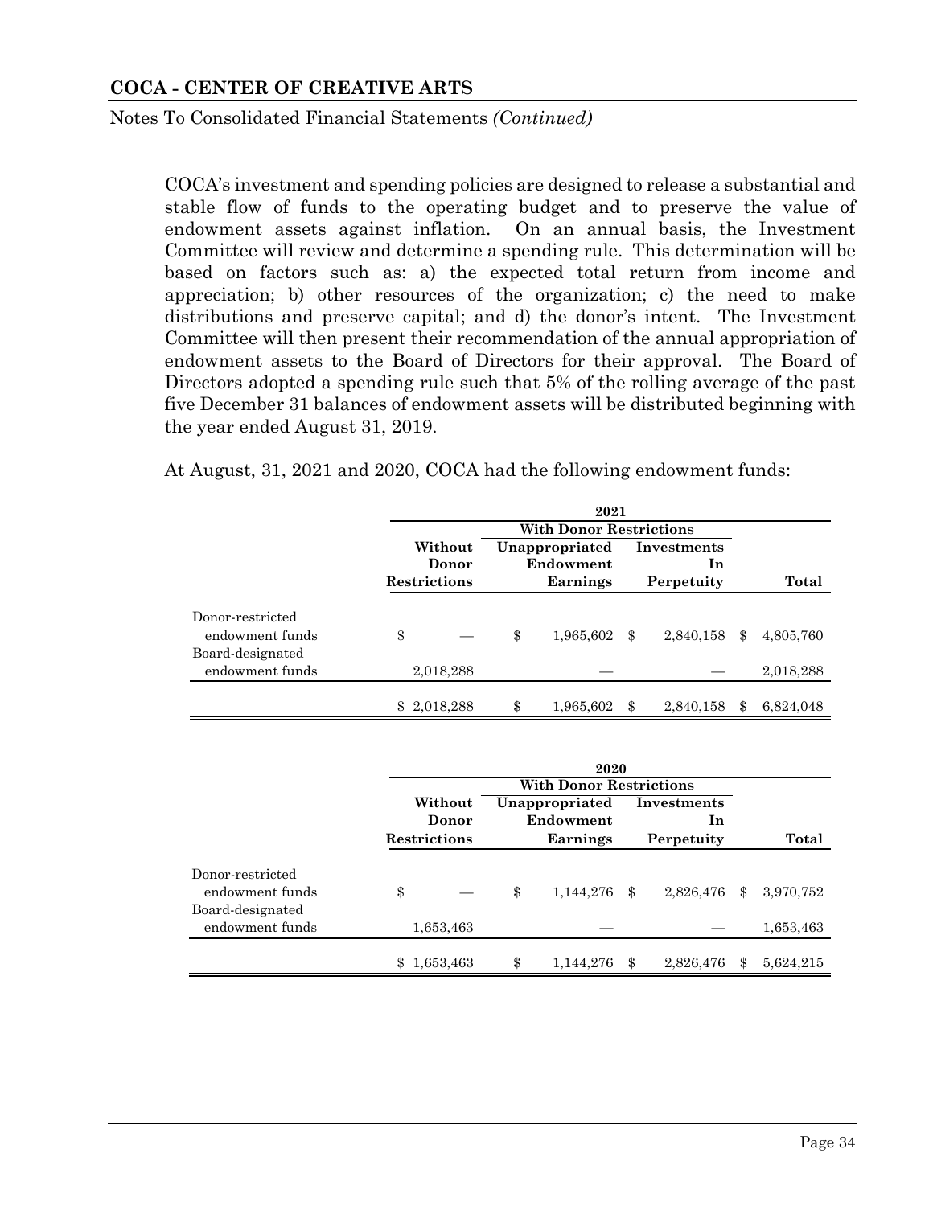COCA's investment and spending policies are designed to release a substantial and stable flow of funds to the operating budget and to preserve the value of endowment assets against inflation. On an annual basis, the Investment Committee will review and determine a spending rule. This determination will be based on factors such as: a) the expected total return from income and appreciation; b) other resources of the organization; c) the need to make distributions and preserve capital; and d) the donor's intent. The Investment Committee will then present their recommendation of the annual appropriation of endowment assets to the Board of Directors for their approval. The Board of Directors adopted a spending rule such that 5% of the rolling average of the past five December 31 balances of endowment assets will be distributed beginning with the year ended August 31, 2019.

At August, 31, 2021 and 2020, COCA had the following endowment funds:

| | 2021 | | | |
|---|---|---|---|---|
| | | With Donor Restrictions | | |
| | Without Donor Restrictions | Unappropriated Endowment Earnings | Investments In Perpetuity | Total |
| Donor-restricted endowment funds | $ — | $ 1,965,602 | $ 2,840,158 | $ 4,805,760 |
| Board-designated endowment funds | 2,018,288 | — | — | 2,018,288 |
| | $ 2,018,288 | $ 1,965,602 | $ 2,840,158 | $ 6,824,048 |

| | 2020 | | | |
|---|---|---|---|---|
| | | With Donor Restrictions | | |
| | Without Donor Restrictions | Unappropriated Endowment Earnings | Investments In Perpetuity | Total |
| Donor-restricted endowment funds | $ — | $ 1,144,276 | $ 2,826,476 | $ 3,970,752 |
| Board-designated endowment funds | 1,653,463 | — | — | 1,653,463 |
| | $ 1,653,463 | $ 1,144,276 | $ 2,826,476 | $ 5,624,215 |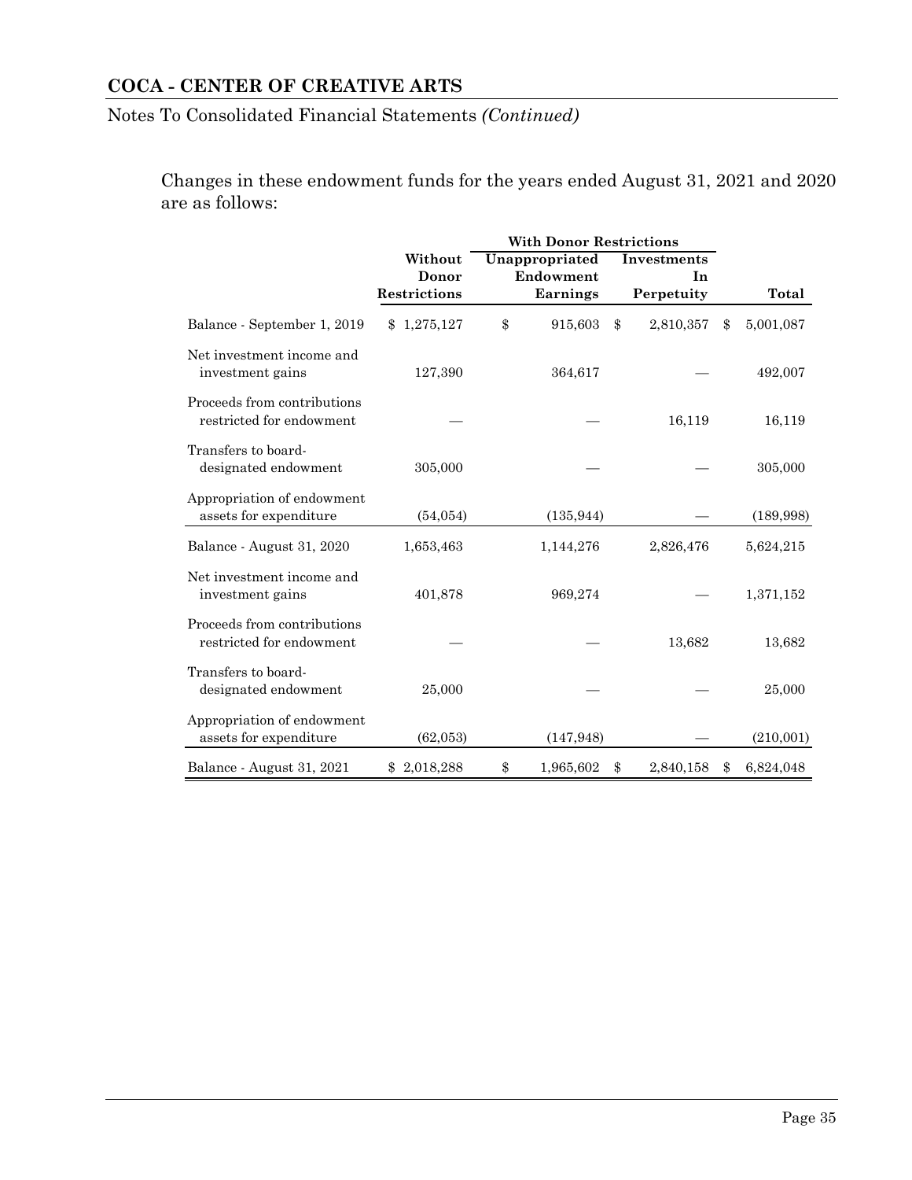**COCA - CENTER OF CREATIVE ARTS**

Notes To Consolidated Financial Statements *(Continued)*

Changes in these endowment funds for the years ended August 31, 2021 and 2020 are as follows:

| | | With Donor Restrictions | | |
|---|---|---|---|---|
| | Without Donor Restrictions | Unappropriated Endowment Earnings | Investments In Perpetuity | Total |
| Balance - September 1, 2019 | $ 1,275,127 | $ 915,603 | $ 2,810,357 | $ 5,001,087 |
| Net investment income and investment gains | 127,390 | 364,617 | — | 492,007 |
| Proceeds from contributions restricted for endowment | — | — | 16,119 | 16,119 |
| Transfers to board-designated endowment | 305,000 | — | — | 305,000 |
| Appropriation of endowment assets for expenditure | (54,054) | (135,944) | — | (189,998) |
| Balance - August 31, 2020 | 1,653,463 | 1,144,276 | 2,826,476 | 5,624,215 |
| Net investment income and investment gains | 401,878 | 969,274 | — | 1,371,152 |
| Proceeds from contributions restricted for endowment | — | — | 13,682 | 13,682 |
| Transfers to board-designated endowment | 25,000 | — | — | 25,000 |
| Appropriation of endowment assets for expenditure | (62,053) | (147,948) | — | (210,001) |
| Balance - August 31, 2021 | $ 2,018,288 | $ 1,965,602 | $ 2,840,158 | $ 6,824,048 |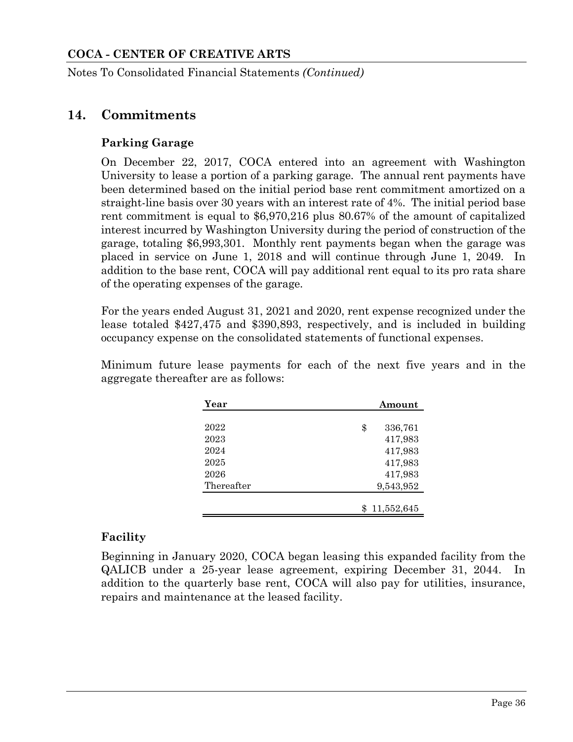## 14. Commitments

### Parking Garage

On December 22, 2017, COCA entered into an agreement with Washington University to lease a portion of a parking garage. The annual rent payments have been determined based on the initial period base rent commitment amortized on a straight-line basis over 30 years with an interest rate of 4%. The initial period base rent commitment is equal to $6,970,216 plus 80.67% of the amount of capitalized interest incurred by Washington University during the period of construction of the garage, totaling $6,993,301. Monthly rent payments began when the garage was placed in service on June 1, 2018 and will continue through June 1, 2049. In addition to the base rent, COCA will pay additional rent equal to its pro rata share of the operating expenses of the garage.

For the years ended August 31, 2021 and 2020, rent expense recognized under the lease totaled $427,475 and $390,893, respectively, and is included in building occupancy expense on the consolidated statements of functional expenses.

Minimum future lease payments for each of the next five years and in the aggregate thereafter are as follows:

| Year | Amount |
|---|---|
| 2022 | $ 336,761 |
| 2023 | 417,983 |
| 2024 | 417,983 |
| 2025 | 417,983 |
| 2026 | 417,983 |
| Thereafter | 9,543,952 |
| | $ 11,552,645 |

### Facility

Beginning in January 2020, COCA began leasing this expanded facility from the QALICB under a 25-year lease agreement, expiring December 31, 2044. In addition to the quarterly base rent, COCA will also pay for utilities, insurance, repairs and maintenance at the leased facility.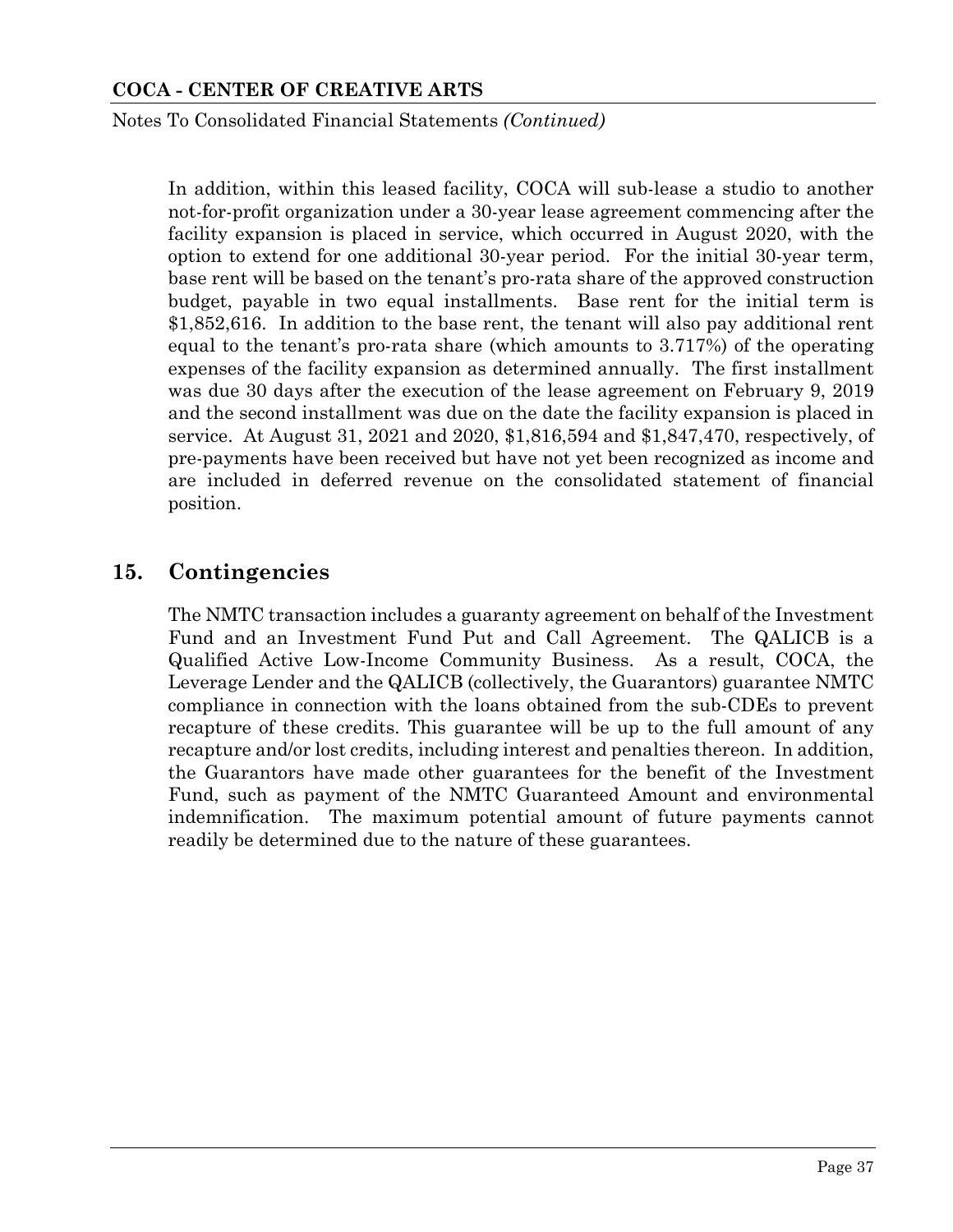In addition, within this leased facility, COCA will sub-lease a studio to another not-for-profit organization under a 30-year lease agreement commencing after the facility expansion is placed in service, which occurred in August 2020, with the option to extend for one additional 30-year period. For the initial 30-year term, base rent will be based on the tenant's pro-rata share of the approved construction budget, payable in two equal installments. Base rent for the initial term is $1,852,616. In addition to the base rent, the tenant will also pay additional rent equal to the tenant's pro-rata share (which amounts to 3.717%) of the operating expenses of the facility expansion as determined annually. The first installment was due 30 days after the execution of the lease agreement on February 9, 2019 and the second installment was due on the date the facility expansion is placed in service. At August 31, 2021 and 2020, $1,816,594 and $1,847,470, respectively, of pre-payments have been received but have not yet been recognized as income and are included in deferred revenue on the consolidated statement of financial position.

## 15. Contingencies

The NMTC transaction includes a guaranty agreement on behalf of the Investment Fund and an Investment Fund Put and Call Agreement. The QALICB is a Qualified Active Low-Income Community Business. As a result, COCA, the Leverage Lender and the QALICB (collectively, the Guarantors) guarantee NMTC compliance in connection with the loans obtained from the sub-CDEs to prevent recapture of these credits. This guarantee will be up to the full amount of any recapture and/or lost credits, including interest and penalties thereon. In addition, the Guarantors have made other guarantees for the benefit of the Investment Fund, such as payment of the NMTC Guaranteed Amount and environmental indemnification. The maximum potential amount of future payments cannot readily be determined due to the nature of these guarantees.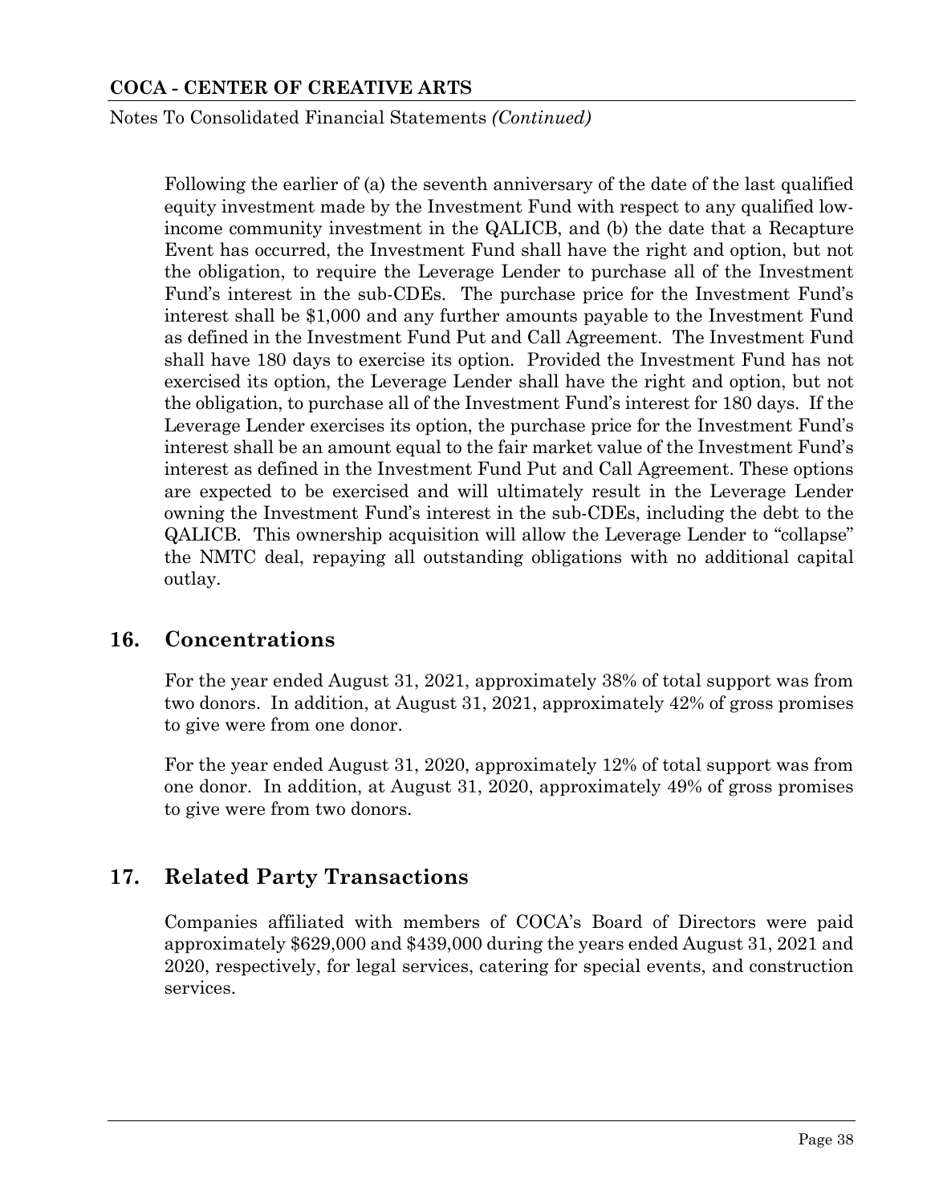Following the earlier of (a) the seventh anniversary of the date of the last qualified equity investment made by the Investment Fund with respect to any qualified low-income community investment in the QALICB, and (b) the date that a Recapture Event has occurred, the Investment Fund shall have the right and option, but not the obligation, to require the Leverage Lender to purchase all of the Investment Fund's interest in the sub-CDEs. The purchase price for the Investment Fund's interest shall be $1,000 and any further amounts payable to the Investment Fund as defined in the Investment Fund Put and Call Agreement. The Investment Fund shall have 180 days to exercise its option. Provided the Investment Fund has not exercised its option, the Leverage Lender shall have the right and option, but not the obligation, to purchase all of the Investment Fund's interest for 180 days. If the Leverage Lender exercises its option, the purchase price for the Investment Fund's interest shall be an amount equal to the fair market value of the Investment Fund's interest as defined in the Investment Fund Put and Call Agreement. These options are expected to be exercised and will ultimately result in the Leverage Lender owning the Investment Fund's interest in the sub-CDEs, including the debt to the QALICB. This ownership acquisition will allow the Leverage Lender to "collapse" the NMTC deal, repaying all outstanding obligations with no additional capital outlay.

## 16. Concentrations

For the year ended August 31, 2021, approximately 38% of total support was from two donors. In addition, at August 31, 2021, approximately 42% of gross promises to give were from one donor.

For the year ended August 31, 2020, approximately 12% of total support was from one donor. In addition, at August 31, 2020, approximately 49% of gross promises to give were from two donors.

## 17. Related Party Transactions

Companies affiliated with members of COCA's Board of Directors were paid approximately $629,000 and $439,000 during the years ended August 31, 2021 and 2020, respectively, for legal services, catering for special events, and construction services.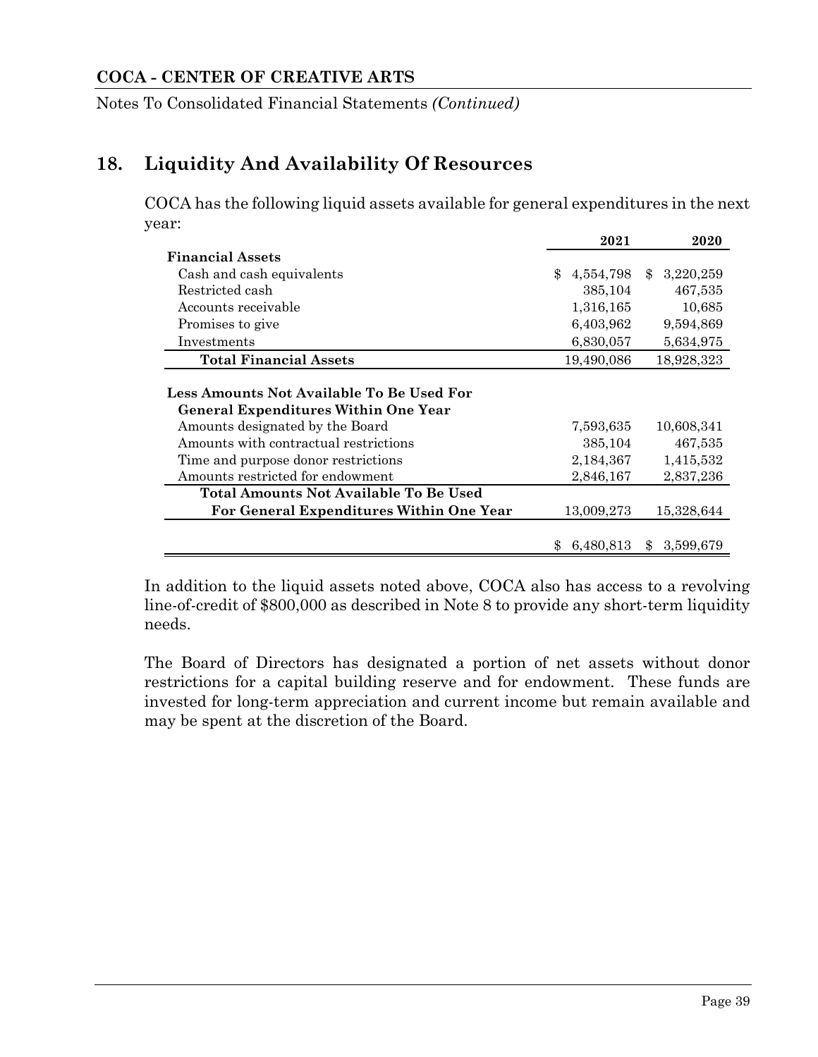## 18. Liquidity And Availability Of Resources

COCA has the following liquid assets available for general expenditures in the next year:

| | 2021 | 2020 |
|---|---|---|
| **Financial Assets** | | |
| Cash and cash equivalents | $ 4,554,798 | $ 3,220,259 |
| Restricted cash | 385,104 | 467,535 |
| Accounts receivable | 1,316,165 | 10,685 |
| Promises to give | 6,403,962 | 9,594,869 |
| Investments | 6,830,057 | 5,634,975 |
| **Total Financial Assets** | 19,490,086 | 18,928,323 |
| **Less Amounts Not Available To Be Used For General Expenditures Within One Year** | | |
| Amounts designated by the Board | 7,593,635 | 10,608,341 |
| Amounts with contractual restrictions | 385,104 | 467,535 |
| Time and purpose donor restrictions | 2,184,367 | 1,415,532 |
| Amounts restricted for endowment | 2,846,167 | 2,837,236 |
| **Total Amounts Not Available To Be Used For General Expenditures Within One Year** | 13,009,273 | 15,328,644 |
| | $ 6,480,813 | $ 3,599,679 |

In addition to the liquid assets noted above, COCA also has access to a revolving line-of-credit of $800,000 as described in Note 8 to provide any short-term liquidity needs.

The Board of Directors has designated a portion of net assets without donor restrictions for a capital building reserve and for endowment. These funds are invested for long-term appreciation and current income but remain available and may be spent at the discretion of the Board.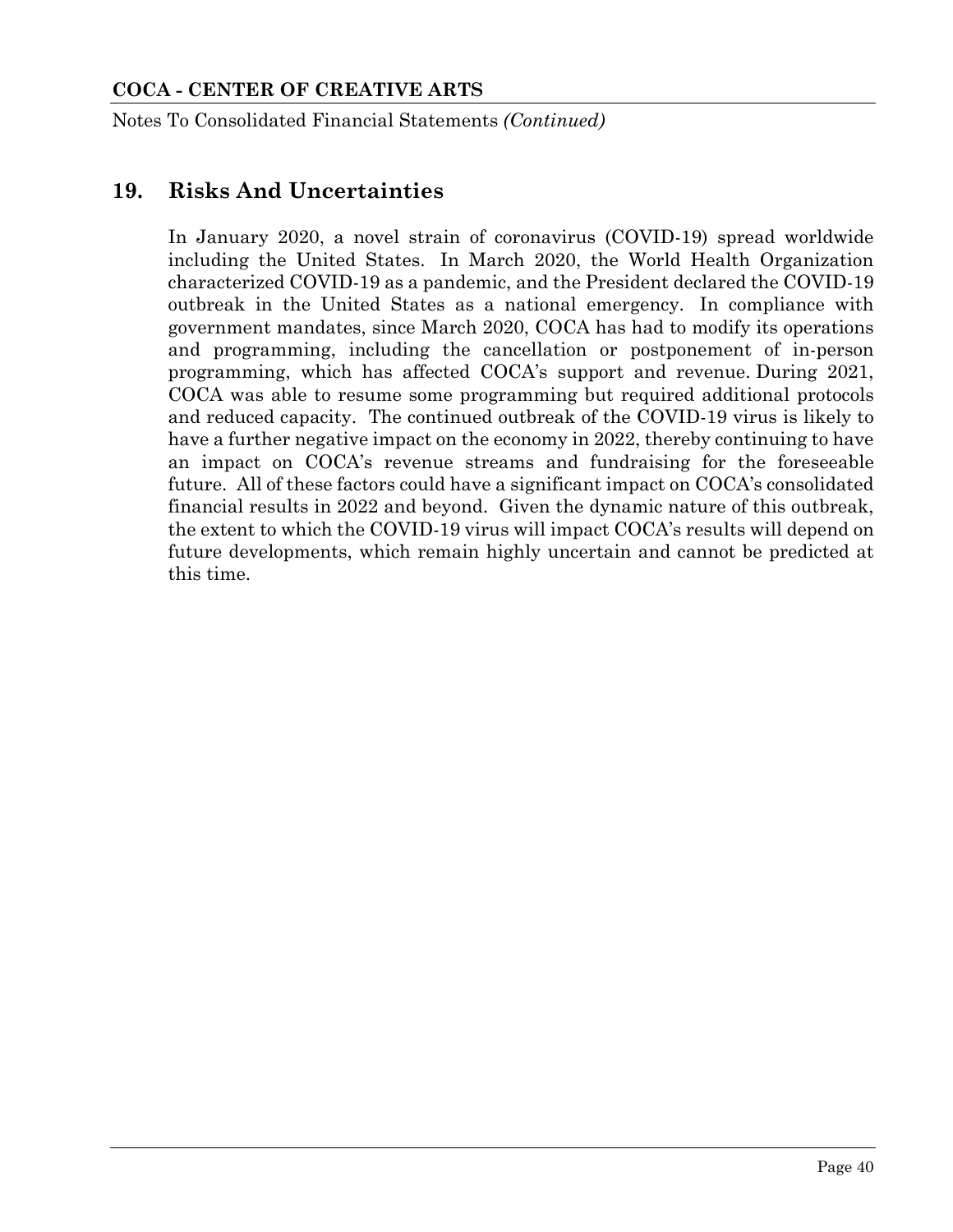## 19. Risks And Uncertainties

In January 2020, a novel strain of coronavirus (COVID-19) spread worldwide including the United States. In March 2020, the World Health Organization characterized COVID-19 as a pandemic, and the President declared the COVID-19 outbreak in the United States as a national emergency. In compliance with government mandates, since March 2020, COCA has had to modify its operations and programming, including the cancellation or postponement of in-person programming, which has affected COCA's support and revenue. During 2021, COCA was able to resume some programming but required additional protocols and reduced capacity. The continued outbreak of the COVID-19 virus is likely to have a further negative impact on the economy in 2022, thereby continuing to have an impact on COCA's revenue streams and fundraising for the foreseeable future. All of these factors could have a significant impact on COCA's consolidated financial results in 2022 and beyond. Given the dynamic nature of this outbreak, the extent to which the COVID-19 virus will impact COCA's results will depend on future developments, which remain highly uncertain and cannot be predicted at this time.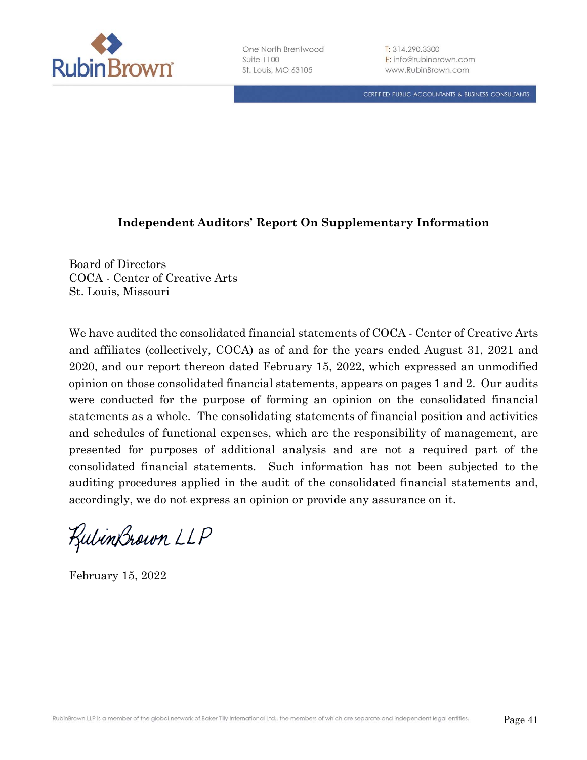RubinBrown

One North Brentwood
Suite 1100
St. Louis, MO 63105

T: 314.290.3300
E: info@rubinbrown.com
www.RubinBrown.com

CERTIFIED PUBLIC ACCOUNTANTS & BUSINESS CONSULTANTS

## Independent Auditors' Report On Supplementary Information

Board of Directors
COCA - Center of Creative Arts
St. Louis, Missouri

We have audited the consolidated financial statements of COCA - Center of Creative Arts and affiliates (collectively, COCA) as of and for the years ended August 31, 2021 and 2020, and our report thereon dated February 15, 2022, which expressed an unmodified opinion on those consolidated financial statements, appears on pages 1 and 2. Our audits were conducted for the purpose of forming an opinion on the consolidated financial statements as a whole. The consolidating statements of financial position and activities and schedules of functional expenses, which are the responsibility of management, are presented for purposes of additional analysis and are not a required part of the consolidated financial statements. Such information has not been subjected to the auditing procedures applied in the audit of the consolidated financial statements and, accordingly, we do not express an opinion or provide any assurance on it.

RubinBrown LLP

February 15, 2022

RubinBrown LLP is a member of the global network of Baker Tilly International Ltd., the members of which are separate and independent legal entities.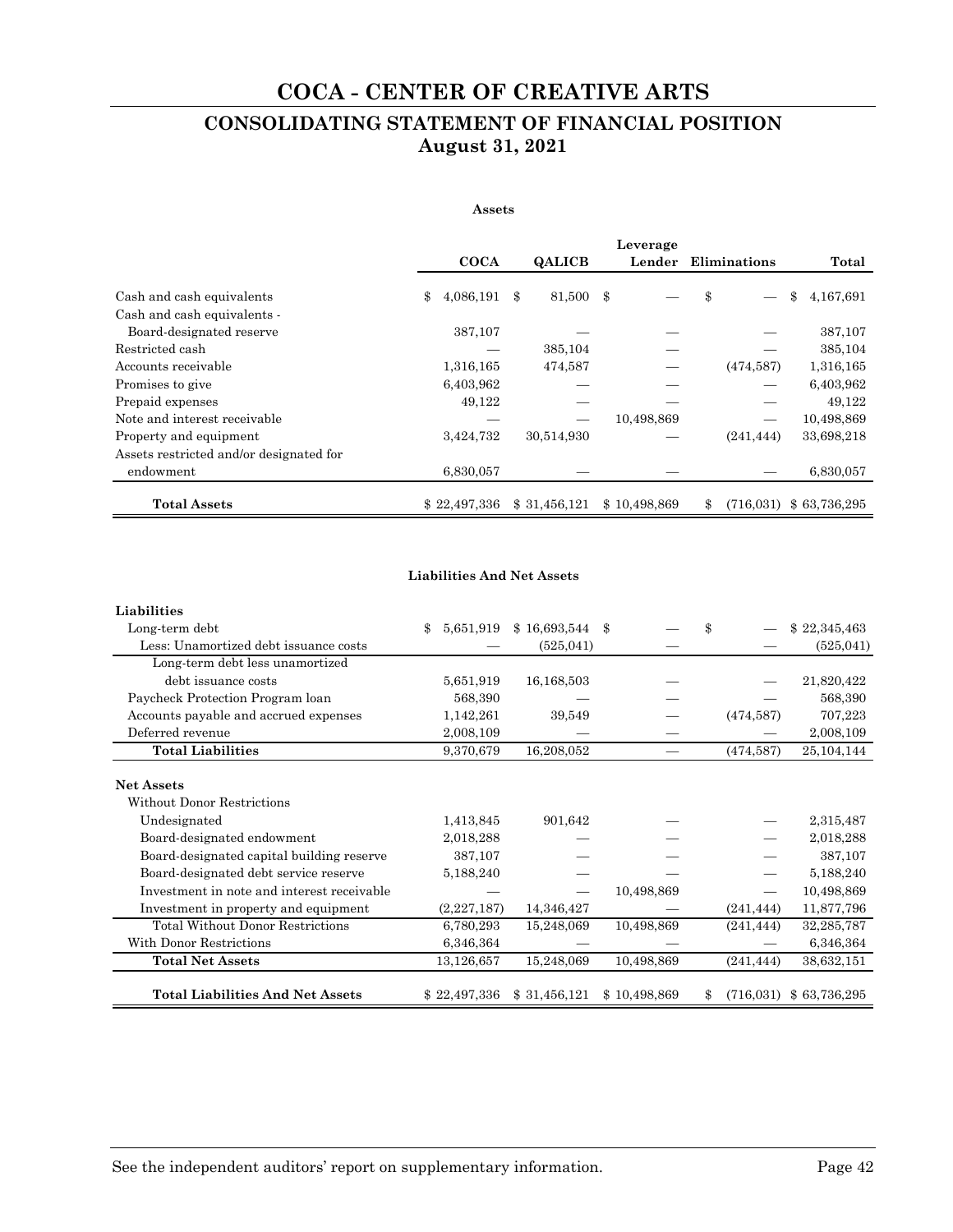# COCA - CENTER OF CREATIVE ARTS

## CONSOLIDATING STATEMENT OF FINANCIAL POSITION
## August 31, 2021

**Assets**

| | COCA | QALICB | Leverage Lender | Eliminations | Total |
|---|---|---|---|---|---|
| Cash and cash equivalents | $ 4,086,191 | $ 81,500 | $ — | $ — | $ 4,167,691 |
| Cash and cash equivalents - Board-designated reserve | 387,107 | — | — | — | 387,107 |
| Restricted cash | — | 385,104 | — | — | 385,104 |
| Accounts receivable | 1,316,165 | 474,587 | — | (474,587) | 1,316,165 |
| Promises to give | 6,403,962 | — | — | — | 6,403,962 |
| Prepaid expenses | 49,122 | — | — | — | 49,122 |
| Note and interest receivable | — | — | 10,498,869 | — | 10,498,869 |
| Property and equipment | 3,424,732 | 30,514,930 | — | (241,444) | 33,698,218 |
| Assets restricted and/or designated for endowment | 6,830,057 | — | — | — | 6,830,057 |
| **Total Assets** | $ 22,497,336 | $ 31,456,121 | $ 10,498,869 | $ (716,031) | $ 63,736,295 |

**Liabilities And Net Assets**

| | COCA | QALICB | Leverage Lender | Eliminations | Total |
|---|---|---|---|---|---|
| **Liabilities** | | | | | |
| Long-term debt | $ 5,651,919 | $ 16,693,544 | $ — | $ — | $ 22,345,463 |
| Less: Unamortized debt issuance costs | — | (525,041) | — | — | (525,041) |
| Long-term debt less unamortized debt issuance costs | 5,651,919 | 16,168,503 | — | — | 21,820,422 |
| Paycheck Protection Program loan | 568,390 | — | — | — | 568,390 |
| Accounts payable and accrued expenses | 1,142,261 | 39,549 | — | (474,587) | 707,223 |
| Deferred revenue | 2,008,109 | — | — | — | 2,008,109 |
| **Total Liabilities** | 9,370,679 | 16,208,052 | — | (474,587) | 25,104,144 |
| **Net Assets** | | | | | |
| Without Donor Restrictions | | | | | |
| Undesignated | 1,413,845 | 901,642 | — | — | 2,315,487 |
| Board-designated endowment | 2,018,288 | — | — | — | 2,018,288 |
| Board-designated capital building reserve | 387,107 | — | — | — | 387,107 |
| Board-designated debt service reserve | 5,188,240 | — | — | — | 5,188,240 |
| Investment in note and interest receivable | — | — | 10,498,869 | — | 10,498,869 |
| Investment in property and equipment | (2,227,187) | 14,346,427 | — | (241,444) | 11,877,796 |
| Total Without Donor Restrictions | 6,780,293 | 15,248,069 | 10,498,869 | (241,444) | 32,285,787 |
| With Donor Restrictions | 6,346,364 | — | — | — | 6,346,364 |
| **Total Net Assets** | 13,126,657 | 15,248,069 | 10,498,869 | (241,444) | 38,632,151 |
| **Total Liabilities And Net Assets** | $ 22,497,336 | $ 31,456,121 | $ 10,498,869 | $ (716,031) | $ 63,736,295 |

See the independent auditors' report on supplementary information.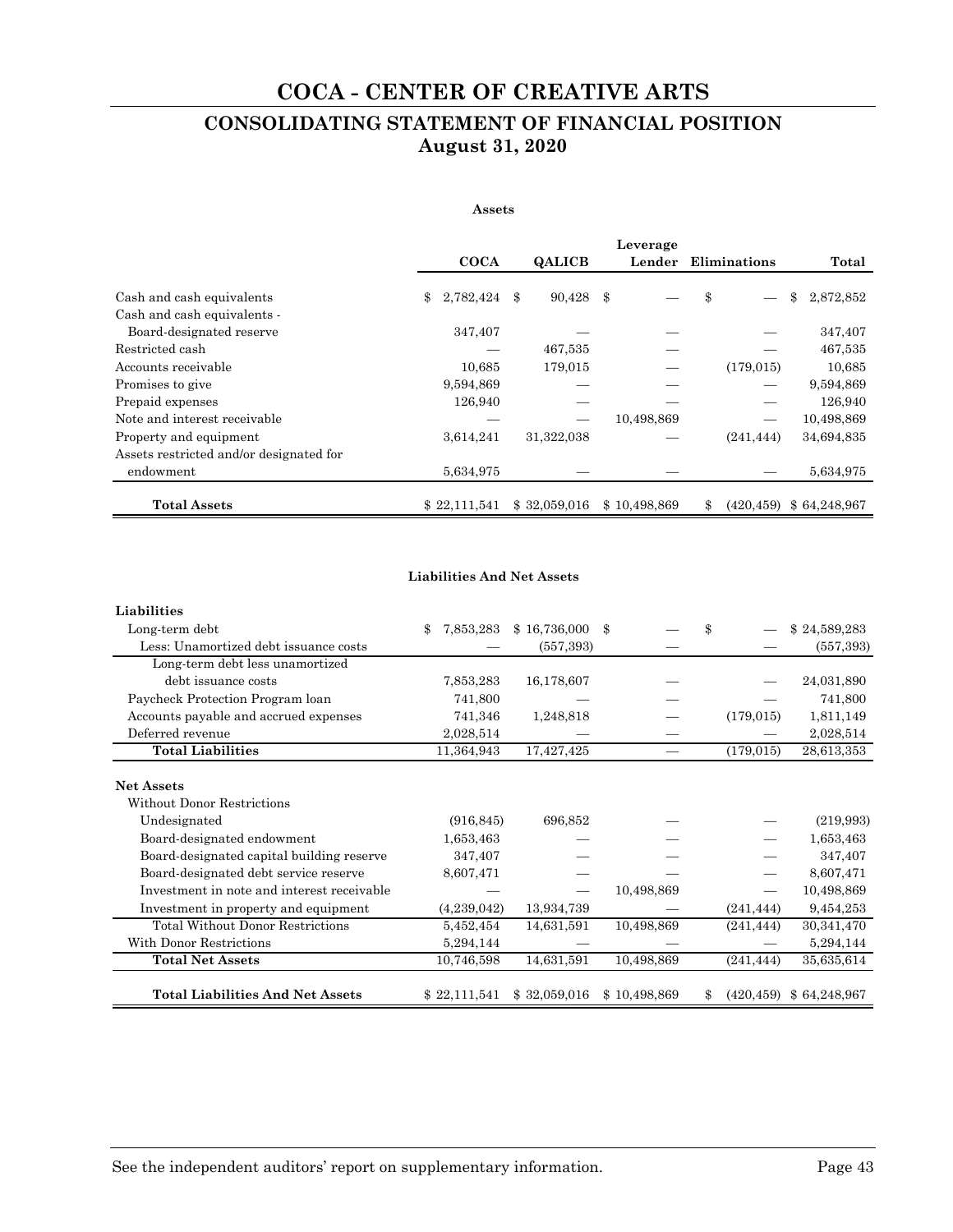# COCA - CENTER OF CREATIVE ARTS

## CONSOLIDATING STATEMENT OF FINANCIAL POSITION
## August 31, 2020

**Assets**

| | COCA | QALICB | Leverage Lender | Eliminations | Total |
|---|---|---|---|---|---|
| Cash and cash equivalents | $ 2,782,424 | $ 90,428 | $ — | $ — | $ 2,872,852 |
| Cash and cash equivalents - Board-designated reserve | 347,407 | — | — | — | 347,407 |
| Restricted cash | — | 467,535 | — | — | 467,535 |
| Accounts receivable | 10,685 | 179,015 | — | (179,015) | 10,685 |
| Promises to give | 9,594,869 | — | — | — | 9,594,869 |
| Prepaid expenses | 126,940 | — | — | — | 126,940 |
| Note and interest receivable | — | — | 10,498,869 | — | 10,498,869 |
| Property and equipment | 3,614,241 | 31,322,038 | — | (241,444) | 34,694,835 |
| Assets restricted and/or designated for endowment | 5,634,975 | — | — | — | 5,634,975 |
| **Total Assets** | $ 22,111,541 | $ 32,059,016 | $ 10,498,869 | $ (420,459) | $ 64,248,967 |

**Liabilities And Net Assets**

| | COCA | QALICB | Leverage Lender | Eliminations | Total |
|---|---|---|---|---|---|
| **Liabilities** | | | | | |
| Long-term debt | $ 7,853,283 | $ 16,736,000 | $ — | $ — | $ 24,589,283 |
| Less: Unamortized debt issuance costs | — | (557,393) | — | — | (557,393) |
| Long-term debt less unamortized debt issuance costs | 7,853,283 | 16,178,607 | — | — | 24,031,890 |
| Paycheck Protection Program loan | 741,800 | — | — | — | 741,800 |
| Accounts payable and accrued expenses | 741,346 | 1,248,818 | — | (179,015) | 1,811,149 |
| Deferred revenue | 2,028,514 | — | — | — | 2,028,514 |
| **Total Liabilities** | 11,364,943 | 17,427,425 | — | (179,015) | 28,613,353 |
| **Net Assets** | | | | | |
| Without Donor Restrictions | | | | | |
| Undesignated | (916,845) | 696,852 | — | — | (219,993) |
| Board-designated endowment | 1,653,463 | — | — | — | 1,653,463 |
| Board-designated capital building reserve | 347,407 | — | — | — | 347,407 |
| Board-designated debt service reserve | 8,607,471 | — | — | — | 8,607,471 |
| Investment in note and interest receivable | — | — | 10,498,869 | — | 10,498,869 |
| Investment in property and equipment | (4,239,042) | 13,934,739 | — | (241,444) | 9,454,253 |
| Total Without Donor Restrictions | 5,452,454 | 14,631,591 | 10,498,869 | (241,444) | 30,341,470 |
| With Donor Restrictions | 5,294,144 | — | — | — | 5,294,144 |
| **Total Net Assets** | 10,746,598 | 14,631,591 | 10,498,869 | (241,444) | 35,635,614 |
| **Total Liabilities And Net Assets** | $ 22,111,541 | $ 32,059,016 | $ 10,498,869 | $ (420,459) | $ 64,248,967 |

See the independent auditors' report on supplementary information.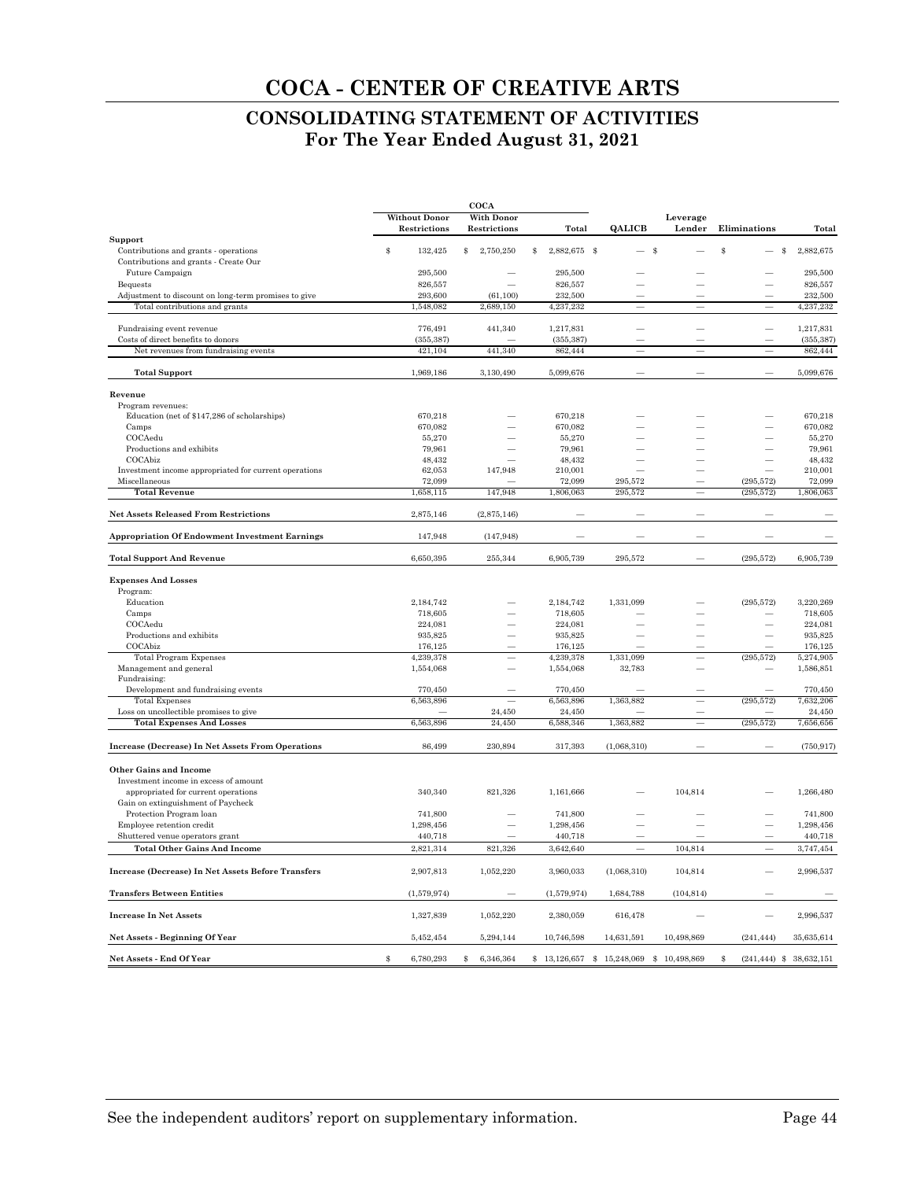# COCA - CENTER OF CREATIVE ARTS

## CONSOLIDATING STATEMENT OF ACTIVITIES

### For The Year Ended August 31, 2021

| | COCA | | | | | | |
|---|---|---|---|---|---|---|---|
| | Without Donor Restrictions | With Donor Restrictions | Total | QALICB | Leverage Lender | Eliminations | Total |
| **Support** | | | | | | | |
| Contributions and grants - operations | $ 132,425 | $ 2,750,250 | $ 2,882,675 | $ — | $ — | $ — | $ 2,882,675 |
| Contributions and grants - Create Our Future Campaign | 295,500 | — | 295,500 | — | — | — | 295,500 |
| Bequests | 826,557 | — | 826,557 | — | — | — | 826,557 |
| Adjustment to discount on long-term promises to give | 293,600 | (61,100) | 232,500 | — | — | — | 232,500 |
| Total contributions and grants | 1,548,082 | 2,689,150 | 4,237,232 | — | — | — | 4,237,232 |
| Fundraising event revenue | 776,491 | 441,340 | 1,217,831 | — | — | — | 1,217,831 |
| Costs of direct benefits to donors | (355,387) | — | (355,387) | — | — | — | (355,387) |
| Net revenues from fundraising events | 421,104 | 441,340 | 862,444 | — | — | — | 862,444 |
| **Total Support** | 1,969,186 | 3,130,490 | 5,099,676 | — | — | — | 5,099,676 |
| **Revenue** | | | | | | | |
| Program revenues: | | | | | | | |
| Education (net of $147,286 of scholarships) | 670,218 | — | 670,218 | — | — | — | 670,218 |
| Camps | 670,082 | — | 670,082 | — | — | — | 670,082 |
| COCAedu | 55,270 | — | 55,270 | — | — | — | 55,270 |
| Productions and exhibits | 79,961 | — | 79,961 | — | — | — | 79,961 |
| COCAbiz | 48,432 | — | 48,432 | — | — | — | 48,432 |
| Investment income appropriated for current operations | 62,053 | 147,948 | 210,001 | — | — | — | 210,001 |
| Miscellaneous | 72,099 | — | 72,099 | 295,572 | — | (295,572) | 72,099 |
| **Total Revenue** | 1,658,115 | 147,948 | 1,806,063 | 295,572 | — | (295,572) | 1,806,063 |
| **Net Assets Released From Restrictions** | 2,875,146 | (2,875,146) | — | — | — | — | — |
| **Appropriation Of Endowment Investment Earnings** | 147,948 | (147,948) | — | — | — | — | — |
| **Total Support And Revenue** | 6,650,395 | 255,344 | 6,905,739 | 295,572 | — | (295,572) | 6,905,739 |
| **Expenses And Losses** | | | | | | | |
| Program: | | | | | | | |
| Education | 2,184,742 | — | 2,184,742 | 1,331,099 | — | (295,572) | 3,220,269 |
| Camps | 718,605 | — | 718,605 | — | — | — | 718,605 |
| COCAedu | 224,081 | — | 224,081 | — | — | — | 224,081 |
| Productions and exhibits | 935,825 | — | 935,825 | — | — | — | 935,825 |
| COCAbiz | 176,125 | — | 176,125 | — | — | — | 176,125 |
| Total Program Expenses | 4,239,378 | — | 4,239,378 | 1,331,099 | — | (295,572) | 5,274,905 |
| Management and general | 1,554,068 | — | 1,554,068 | 32,783 | — | — | 1,586,851 |
| Fundraising: | | | | | | | |
| Development and fundraising events | 770,450 | — | 770,450 | — | — | — | 770,450 |
| Total Expenses | 6,563,896 | — | 6,563,896 | 1,363,882 | — | (295,572) | 7,632,206 |
| Loss on uncollectible promises to give | — | 24,450 | 24,450 | — | — | — | 24,450 |
| **Total Expenses And Losses** | 6,563,896 | 24,450 | 6,588,346 | 1,363,882 | — | (295,572) | 7,656,656 |
| **Increase (Decrease) In Net Assets From Operations** | 86,499 | 230,894 | 317,393 | (1,068,310) | — | — | (750,917) |
| **Other Gains and Income** | | | | | | | |
| Investment income in excess of amount appropriated for current operations | 340,340 | 821,326 | 1,161,666 | — | 104,814 | — | 1,266,480 |
| Gain on extinguishment of Paycheck Protection Program loan | 741,800 | — | 741,800 | — | — | — | 741,800 |
| Employee retention credit | 1,298,456 | — | 1,298,456 | — | — | — | 1,298,456 |
| Shuttered venue operators grant | 440,718 | — | 440,718 | — | — | — | 440,718 |
| **Total Other Gains And Income** | 2,821,314 | 821,326 | 3,642,640 | — | 104,814 | — | 3,747,454 |
| **Increase (Decrease) In Net Assets Before Transfers** | 2,907,813 | 1,052,220 | 3,960,033 | (1,068,310) | 104,814 | — | 2,996,537 |
| **Transfers Between Entities** | (1,579,974) | — | (1,579,974) | 1,684,788 | (104,814) | — | — |
| **Increase In Net Assets** | 1,327,839 | 1,052,220 | 2,380,059 | 616,478 | — | — | 2,996,537 |
| **Net Assets - Beginning Of Year** | 5,452,454 | 5,294,144 | 10,746,598 | 14,631,591 | 10,498,869 | (241,444) | 35,635,614 |
| **Net Assets - End Of Year** | $ 6,780,293 | $ 6,346,364 | $ 13,126,657 | $ 15,248,069 | $ 10,498,869 | $ (241,444) | $ 38,632,151 |

See the independent auditors' report on supplementary information.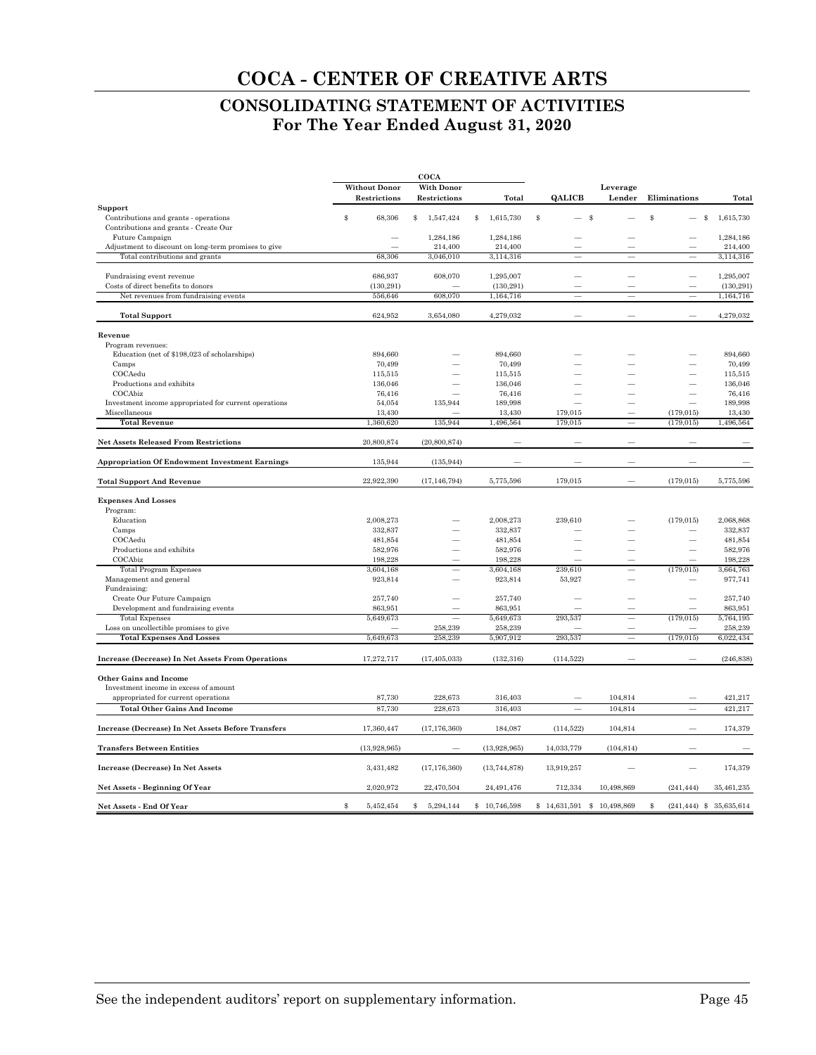# COCA - CENTER OF CREATIVE ARTS

## CONSOLIDATING STATEMENT OF ACTIVITIES
### For The Year Ended August 31, 2020

| | COCA | | | | | | |
|---|---|---|---|---|---|---|---|
| | Without Donor Restrictions | With Donor Restrictions | Total | QALICB | Leverage Lender | Eliminations | Total |
| **Support** | | | | | | | |
| Contributions and grants - operations | $ 68,306 | $ 1,547,424 | $ 1,615,730 | $ — | $ — | $ — | $ 1,615,730 |
| Contributions and grants - Create Our Future Campaign | — | 1,284,186 | 1,284,186 | — | — | — | 1,284,186 |
| Adjustment to discount on long-term promises to give | — | 214,400 | 214,400 | — | — | — | 214,400 |
| Total contributions and grants | 68,306 | 3,046,010 | 3,114,316 | — | — | — | 3,114,316 |
| Fundraising event revenue | 686,937 | 608,070 | 1,295,007 | — | — | — | 1,295,007 |
| Costs of direct benefits to donors | (130,291) | — | (130,291) | — | — | — | (130,291) |
| Net revenues from fundraising events | 556,646 | 608,070 | 1,164,716 | — | — | — | 1,164,716 |
| **Total Support** | 624,952 | 3,654,080 | 4,279,032 | — | — | — | 4,279,032 |
| **Revenue** | | | | | | | |
| Program revenues: | | | | | | | |
| Education (net of $198,023 of scholarships) | 894,660 | — | 894,660 | — | — | — | 894,660 |
| Camps | 70,499 | — | 70,499 | — | — | — | 70,499 |
| COCAedu | 115,515 | — | 115,515 | — | — | — | 115,515 |
| Productions and exhibits | 136,046 | — | 136,046 | — | — | — | 136,046 |
| COCAbiz | 76,416 | — | 76,416 | — | — | — | 76,416 |
| Investment income appropriated for current operations | 54,054 | 135,944 | 189,998 | — | — | — | 189,998 |
| Miscellaneous | 13,430 | — | 13,430 | 179,015 | — | (179,015) | 13,430 |
| **Total Revenue** | 1,360,620 | 135,944 | 1,496,564 | 179,015 | — | (179,015) | 1,496,564 |
| **Net Assets Released From Restrictions** | 20,800,874 | (20,800,874) | — | — | — | — | — |
| **Appropriation Of Endowment Investment Earnings** | 135,944 | (135,944) | — | — | — | — | — |
| **Total Support And Revenue** | 22,922,390 | (17,146,794) | 5,775,596 | 179,015 | — | (179,015) | 5,775,596 |
| **Expenses And Losses** | | | | | | | |
| Program: | | | | | | | |
| Education | 2,008,273 | — | 2,008,273 | 239,610 | — | (179,015) | 2,068,868 |
| Camps | 332,837 | — | 332,837 | — | — | — | 332,837 |
| COCAedu | 481,854 | — | 481,854 | — | — | — | 481,854 |
| Productions and exhibits | 582,976 | — | 582,976 | — | — | — | 582,976 |
| COCAbiz | 198,228 | — | 198,228 | — | — | — | 198,228 |
| Total Program Expenses | 3,604,168 | — | 3,604,168 | 239,610 | — | (179,015) | 3,664,763 |
| Management and general | 923,814 | — | 923,814 | 53,927 | — | — | 977,741 |
| Fundraising: | | | | | | | |
| Create Our Future Campaign | 257,740 | — | 257,740 | — | — | — | 257,740 |
| Development and fundraising events | 863,951 | — | 863,951 | — | — | — | 863,951 |
| Total Expenses | 5,649,673 | — | 5,649,673 | 293,537 | — | (179,015) | 5,764,195 |
| Loss on uncollectible promises to give | — | 258,239 | 258,239 | — | — | — | 258,239 |
| **Total Expenses And Losses** | 5,649,673 | 258,239 | 5,907,912 | 293,537 | — | (179,015) | 6,022,434 |
| **Increase (Decrease) In Net Assets From Operations** | 17,272,717 | (17,405,033) | (132,316) | (114,522) | — | — | (246,838) |
| **Other Gains and Income** | | | | | | | |
| Investment income in excess of amount appropriated for current operations | 87,730 | 228,673 | 316,403 | — | 104,814 | — | 421,217 |
| **Total Other Gains And Income** | 87,730 | 228,673 | 316,403 | — | 104,814 | — | 421,217 |
| **Increase (Decrease) In Net Assets Before Transfers** | 17,360,447 | (17,176,360) | 184,087 | (114,522) | 104,814 | — | 174,379 |
| **Transfers Between Entities** | (13,928,965) | — | (13,928,965) | 14,033,779 | (104,814) | — | — |
| **Increase (Decrease) In Net Assets** | 3,431,482 | (17,176,360) | (13,744,878) | 13,919,257 | — | — | 174,379 |
| **Net Assets - Beginning Of Year** | 2,020,972 | 22,470,504 | 24,491,476 | 712,334 | 10,498,869 | (241,444) | 35,461,235 |
| **Net Assets - End Of Year** | $ 5,452,454 | $ 5,294,144 | $ 10,746,598 | $ 14,631,591 | $ 10,498,869 | $ (241,444) | $ 35,635,614 |

See the independent auditors' report on supplementary information.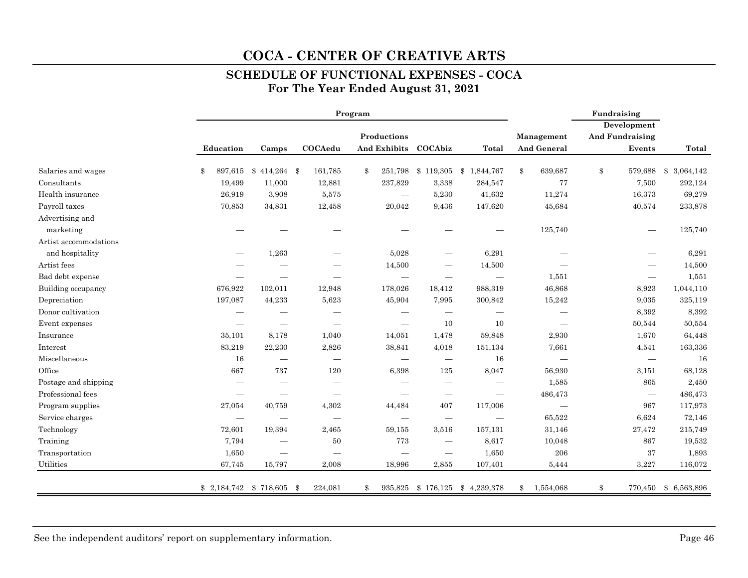# COCA - CENTER OF CREATIVE ARTS

## SCHEDULE OF FUNCTIONAL EXPENSES - COCA
### For The Year Ended August 31, 2021

| | Program | | | | | | | Fundraising | |
|---|---|---|---|---|---|---|---|---|---|
| | Education | Camps | COCAedu | Productions And Exhibits | COCAbiz | Total | Management And General | Development And Fundraising Events | Total |
| Salaries and wages | $ 897,615 | $ 414,264 | $ 161,785 | $ 251,798 | $ 119,305 | $ 1,844,767 | $ 639,687 | $ 579,688 | $ 3,064,142 |
| Consultants | 19,499 | 11,000 | 12,881 | 237,829 | 3,338 | 284,547 | 77 | 7,500 | 292,124 |
| Health insurance | 26,919 | 3,908 | 5,575 | — | 5,230 | 41,632 | 11,274 | 16,373 | 69,279 |
| Payroll taxes | 70,853 | 34,831 | 12,458 | 20,042 | 9,436 | 147,620 | 45,684 | 40,574 | 233,878 |
| Advertising and marketing | — | — | — | — | — | — | 125,740 | — | 125,740 |
| Artist accommodations and hospitality | — | 1,263 | — | 5,028 | — | 6,291 | — | — | 6,291 |
| Artist fees | — | — | — | 14,500 | — | 14,500 | — | — | 14,500 |
| Bad debt expense | — | — | — | — | — | — | 1,551 | — | 1,551 |
| Building occupancy | 676,922 | 102,011 | 12,948 | 178,026 | 18,412 | 988,319 | 46,868 | 8,923 | 1,044,110 |
| Depreciation | 197,087 | 44,233 | 5,623 | 45,904 | 7,995 | 300,842 | 15,242 | 9,035 | 325,119 |
| Donor cultivation | — | — | — | — | — | — | — | 8,392 | 8,392 |
| Event expenses | — | — | — | — | 10 | 10 | — | 50,544 | 50,554 |
| Insurance | 35,101 | 8,178 | 1,040 | 14,051 | 1,478 | 59,848 | 2,930 | 1,670 | 64,448 |
| Interest | 83,219 | 22,230 | 2,826 | 38,841 | 4,018 | 151,134 | 7,661 | 4,541 | 163,336 |
| Miscellaneous | 16 | — | — | — | — | 16 | — | — | 16 |
| Office | 667 | 737 | 120 | 6,398 | 125 | 8,047 | 56,930 | 3,151 | 68,128 |
| Postage and shipping | — | — | — | — | — | — | 1,585 | 865 | 2,450 |
| Professional fees | — | — | — | — | — | — | 486,473 | — | 486,473 |
| Program supplies | 27,054 | 40,759 | 4,302 | 44,484 | 407 | 117,006 | — | 967 | 117,973 |
| Service charges | — | — | — | — | — | — | 65,522 | 6,624 | 72,146 |
| Technology | 72,601 | 19,394 | 2,465 | 59,155 | 3,516 | 157,131 | 31,146 | 27,472 | 215,749 |
| Training | 7,794 | — | 50 | 773 | — | 8,617 | 10,048 | 867 | 19,532 |
| Transportation | 1,650 | — | — | — | — | 1,650 | 206 | 37 | 1,893 |
| Utilities | 67,745 | 15,797 | 2,008 | 18,996 | 2,855 | 107,401 | 5,444 | 3,227 | 116,072 |
| | $ 2,184,742 | $ 718,605 | $ 224,081 | $ 935,825 | $ 176,125 | $ 4,239,378 | $ 1,554,068 | $ 770,450 | $ 6,563,896 |

See the independent auditors' report on supplementary information.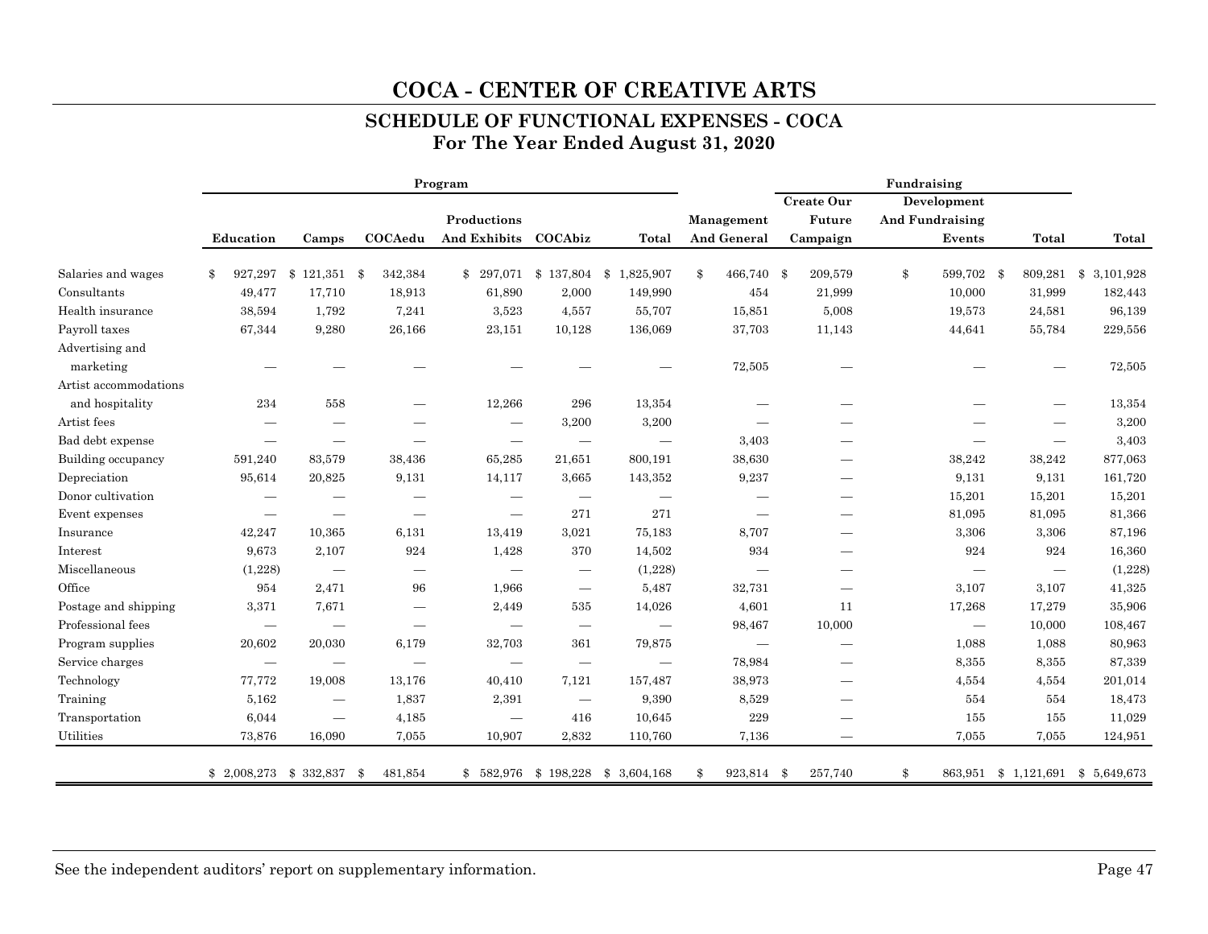# COCA - CENTER OF CREATIVE ARTS

## SCHEDULE OF FUNCTIONAL EXPENSES - COCA
### For The Year Ended August 31, 2020

| | Program | | | | | | | Fundraising | | | |
|---|---|---|---|---|---|---|---|---|---|---|---|
| | Education | Camps | COCAedu | Productions And Exhibits | COCAbiz | Total | Management And General | Create Our Future Campaign | Development And Fundraising Events | Total | Total |
| Salaries and wages | $ 927,297 | $ 121,351 | $ 342,384 | $ 297,071 | $ 137,804 | $ 1,825,907 | $ 466,740 | $ 209,579 | $ 599,702 | $ 809,281 | $ 3,101,928 |
| Consultants | 49,477 | 17,710 | 18,913 | 61,890 | 2,000 | 149,990 | 454 | 21,999 | 10,000 | 31,999 | 182,443 |
| Health insurance | 38,594 | 1,792 | 7,241 | 3,523 | 4,557 | 55,707 | 15,851 | 5,008 | 19,573 | 24,581 | 96,139 |
| Payroll taxes | 67,344 | 9,280 | 26,166 | 23,151 | 10,128 | 136,069 | 37,703 | 11,143 | 44,641 | 55,784 | 229,556 |
| Advertising and marketing | — | — | — | — | — | — | 72,505 | — | — | — | 72,505 |
| Artist accommodations and hospitality | 234 | 558 | — | 12,266 | 296 | 13,354 | — | — | — | — | 13,354 |
| Artist fees | — | — | — | — | 3,200 | 3,200 | — | — | — | — | 3,200 |
| Bad debt expense | — | — | — | — | — | — | 3,403 | — | — | — | 3,403 |
| Building occupancy | 591,240 | 83,579 | 38,436 | 65,285 | 21,651 | 800,191 | 38,630 | — | 38,242 | 38,242 | 877,063 |
| Depreciation | 95,614 | 20,825 | 9,131 | 14,117 | 3,665 | 143,352 | 9,237 | — | 9,131 | 9,131 | 161,720 |
| Donor cultivation | — | — | — | — | — | — | — | — | 15,201 | 15,201 | 15,201 |
| Event expenses | — | — | — | — | 271 | 271 | — | — | 81,095 | 81,095 | 81,366 |
| Insurance | 42,247 | 10,365 | 6,131 | 13,419 | 3,021 | 75,183 | 8,707 | — | 3,306 | 3,306 | 87,196 |
| Interest | 9,673 | 2,107 | 924 | 1,428 | 370 | 14,502 | 934 | — | 924 | 924 | 16,360 |
| Miscellaneous | (1,228) | — | — | — | — | (1,228) | — | — | — | — | (1,228) |
| Office | 954 | 2,471 | 96 | 1,966 | — | 5,487 | 32,731 | — | 3,107 | 3,107 | 41,325 |
| Postage and shipping | 3,371 | 7,671 | — | 2,449 | 535 | 14,026 | 4,601 | 11 | 17,268 | 17,279 | 35,906 |
| Professional fees | — | — | — | — | — | — | 98,467 | 10,000 | — | 10,000 | 108,467 |
| Program supplies | 20,602 | 20,030 | 6,179 | 32,703 | 361 | 79,875 | — | — | 1,088 | 1,088 | 80,963 |
| Service charges | — | — | — | — | — | — | 78,984 | — | 8,355 | 8,355 | 87,339 |
| Technology | 77,772 | 19,008 | 13,176 | 40,410 | 7,121 | 157,487 | 38,973 | — | 4,554 | 4,554 | 201,014 |
| Training | 5,162 | — | 1,837 | 2,391 | — | 9,390 | 8,529 | — | 554 | 554 | 18,473 |
| Transportation | 6,044 | — | 4,185 | — | 416 | 10,645 | 229 | — | 155 | 155 | 11,029 |
| Utilities | 73,876 | 16,090 | 7,055 | 10,907 | 2,832 | 110,760 | 7,136 | — | 7,055 | 7,055 | 124,951 |
| | $ 2,008,273 | $ 332,837 | $ 481,854 | $ 582,976 | $ 198,228 | $ 3,604,168 | $ 923,814 | $ 257,740 | $ 863,951 | $ 1,121,691 | $ 5,649,673 |

See the independent auditors' report on supplementary information.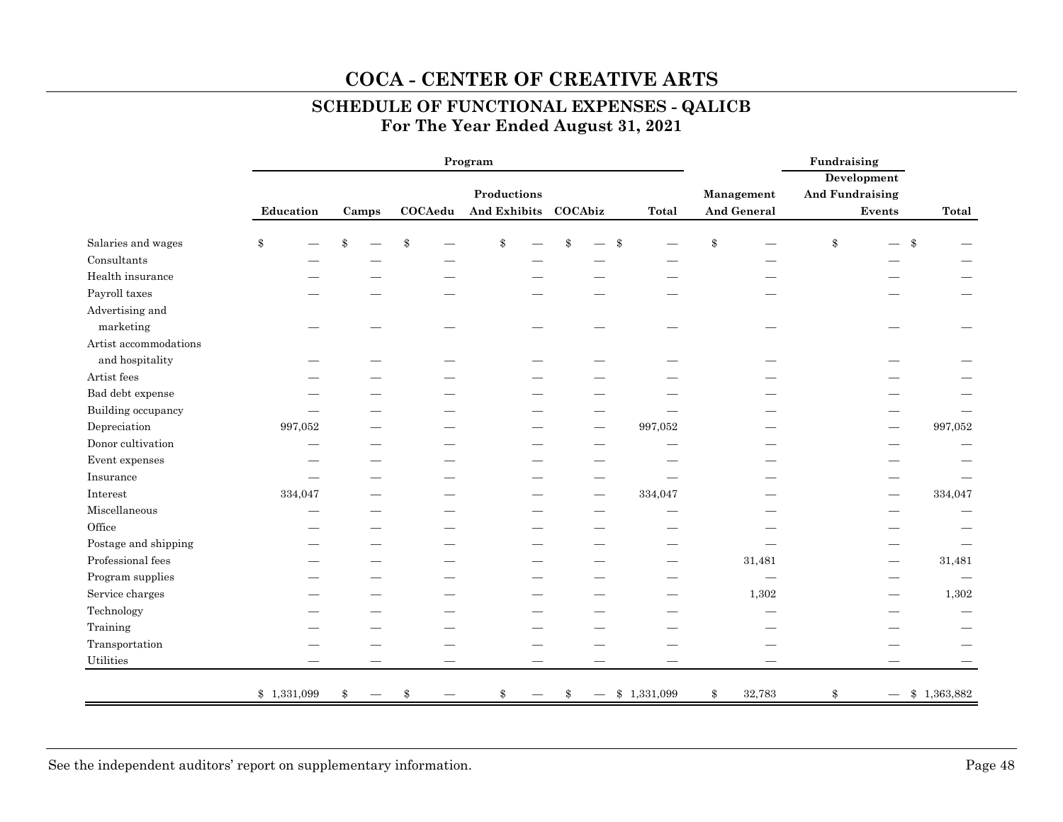# COCA - CENTER OF CREATIVE ARTS

## SCHEDULE OF FUNCTIONAL EXPENSES - QALICB
### For The Year Ended August 31, 2021

| | Program | | | | | | | Fundraising | |
|---|---|---|---|---|---|---|---|---|---|
| | Education | Camps | COCAedu | Productions And Exhibits | COCAbiz | Total | Management And General | Development And Fundraising Events | Total |
| Salaries and wages | $ — | $ — | $ — | $ — | $ — | $ — | $ — | $ — | $ — |
| Consultants | — | — | — | — | — | — | — | — | — |
| Health insurance | — | — | — | — | — | — | — | — | — |
| Payroll taxes | — | — | — | — | — | — | — | — | — |
| Advertising and marketing | — | — | — | — | — | — | — | — | — |
| Artist accommodations and hospitality | — | — | — | — | — | — | — | — | — |
| Artist fees | — | — | — | — | — | — | — | — | — |
| Bad debt expense | — | — | — | — | — | — | — | — | — |
| Building occupancy | — | — | — | — | — | — | — | — | — |
| Depreciation | 997,052 | — | — | — | — | 997,052 | — | — | 997,052 |
| Donor cultivation | — | — | — | — | — | — | — | — | — |
| Event expenses | — | — | — | — | — | — | — | — | — |
| Insurance | — | — | — | — | — | — | — | — | — |
| Interest | 334,047 | — | — | — | — | 334,047 | — | — | 334,047 |
| Miscellaneous | — | — | — | — | — | — | — | — | — |
| Office | — | — | — | — | — | — | — | — | — |
| Postage and shipping | — | — | — | — | — | — | — | — | — |
| Professional fees | — | — | — | — | — | — | 31,481 | — | 31,481 |
| Program supplies | — | — | — | — | — | — | — | — | — |
| Service charges | — | — | — | — | — | — | 1,302 | — | 1,302 |
| Technology | — | — | — | — | — | — | — | — | — |
| Training | — | — | — | — | — | — | — | — | — |
| Transportation | — | — | — | — | — | — | — | — | — |
| Utilities | — | — | — | — | — | — | — | — | — |
| | $ 1,331,099 | $ — | $ — | $ — | $ — | $ 1,331,099 | $ 32,783 | $ — | $ 1,363,882 |

See the independent auditors' report on supplementary information.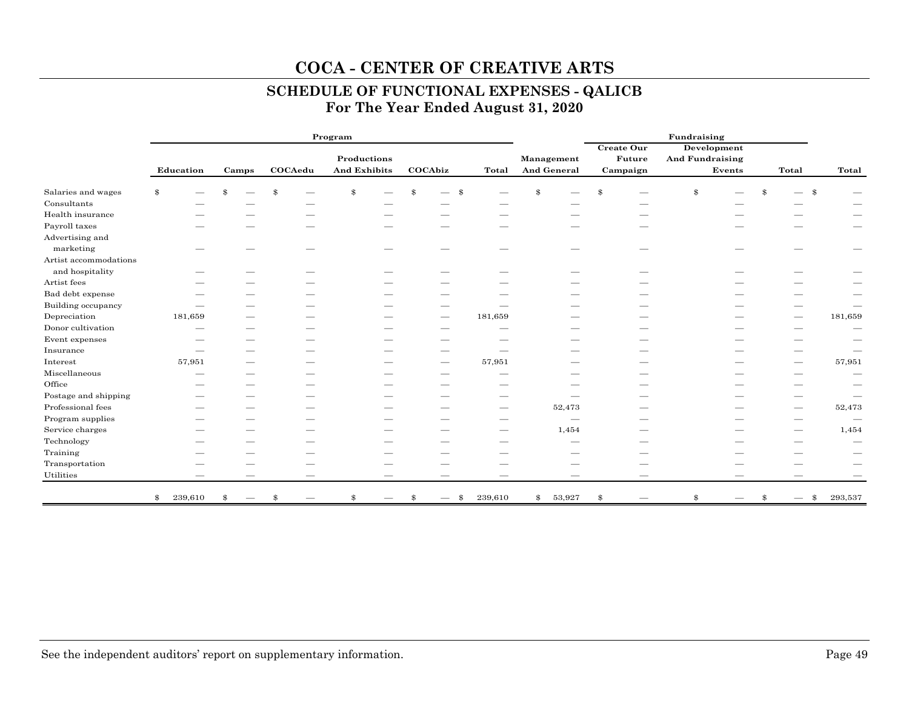# COCA - CENTER OF CREATIVE ARTS

## SCHEDULE OF FUNCTIONAL EXPENSES - QALICB
### For The Year Ended August 31, 2020

| | Program | | | | | | | Fundraising | | | |
|---|---|---|---|---|---|---|---|---|---|---|---|
| | Education | Camps | COCAedu | Productions And Exhibits | COCAbiz | Total | Management And General | Create Our Future Campaign | Development And Fundraising Events | Total | Total |
| Salaries and wages | $ — | $ — | $ — | $ — | $ — | $ — | $ — | $ — | $ — | $ — | $ — |
| Consultants | — | — | — | — | — | — | — | — | — | — | — |
| Health insurance | — | — | — | — | — | — | — | — | — | — | — |
| Payroll taxes | — | — | — | — | — | — | — | — | — | — | — |
| Advertising and marketing | — | — | — | — | — | — | — | — | — | — | — |
| Artist accommodations and hospitality | — | — | — | — | — | — | — | — | — | — | — |
| Artist fees | — | — | — | — | — | — | — | — | — | — | — |
| Bad debt expense | — | — | — | — | — | — | — | — | — | — | — |
| Building occupancy | — | — | — | — | — | — | — | — | — | — | — |
| Depreciation | 181,659 | — | — | — | — | 181,659 | — | — | — | — | 181,659 |
| Donor cultivation | — | — | — | — | — | — | — | — | — | — | — |
| Event expenses | — | — | — | — | — | — | — | — | — | — | — |
| Insurance | — | — | — | — | — | — | — | — | — | — | — |
| Interest | 57,951 | — | — | — | — | 57,951 | — | — | — | — | 57,951 |
| Miscellaneous | — | — | — | — | — | — | — | — | — | — | — |
| Office | — | — | — | — | — | — | — | — | — | — | — |
| Postage and shipping | — | — | — | — | — | — | — | — | — | — | — |
| Professional fees | — | — | — | — | — | — | 52,473 | — | — | — | 52,473 |
| Program supplies | — | — | — | — | — | — | — | — | — | — | — |
| Service charges | — | — | — | — | — | — | 1,454 | — | — | — | 1,454 |
| Technology | — | — | — | — | — | — | — | — | — | — | — |
| Training | — | — | — | — | — | — | — | — | — | — | — |
| Transportation | — | — | — | — | — | — | — | — | — | — | — |
| Utilities | — | — | — | — | — | — | — | — | — | — | — |
| | $ 239,610 | $ — | $ — | $ — | $ — | $ 239,610 | $ 53,927 | $ — | $ — | $ — | $ 293,537 |

See the independent auditors' report on supplementary information.